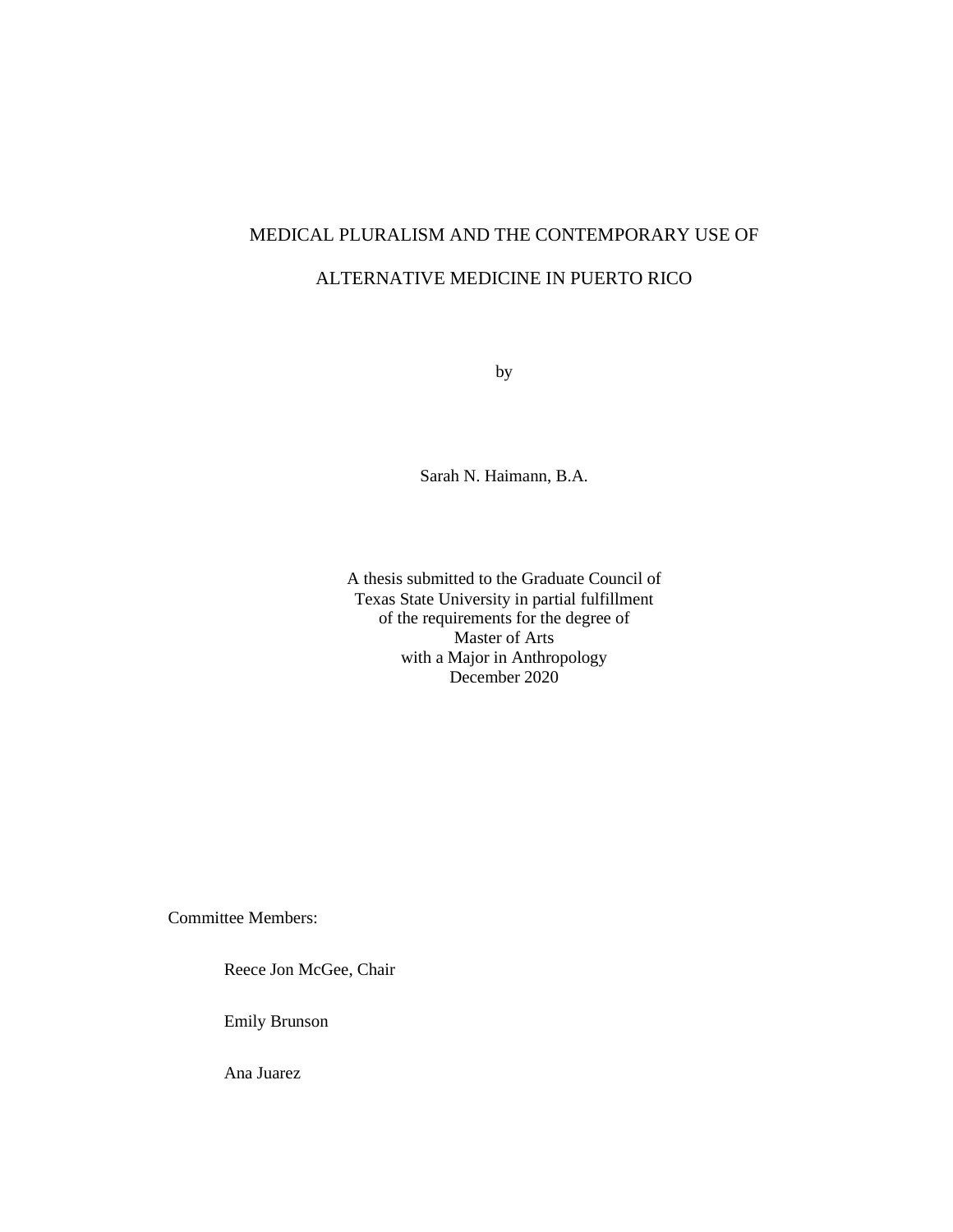# MEDICAL PLURALISM AND THE CONTEMPORARY USE OF ALTERNATIVE MEDICINE IN PUERTO RICO

by

Sarah N. Haimann, B.A.

A thesis submitted to the Graduate Council of
Texas State University in partial fulfillment
of the requirements for the degree of
Master of Arts
with a Major in Anthropology
December 2020

Committee Members:

Reece Jon McGee, Chair

Emily Brunson

Ana Juarez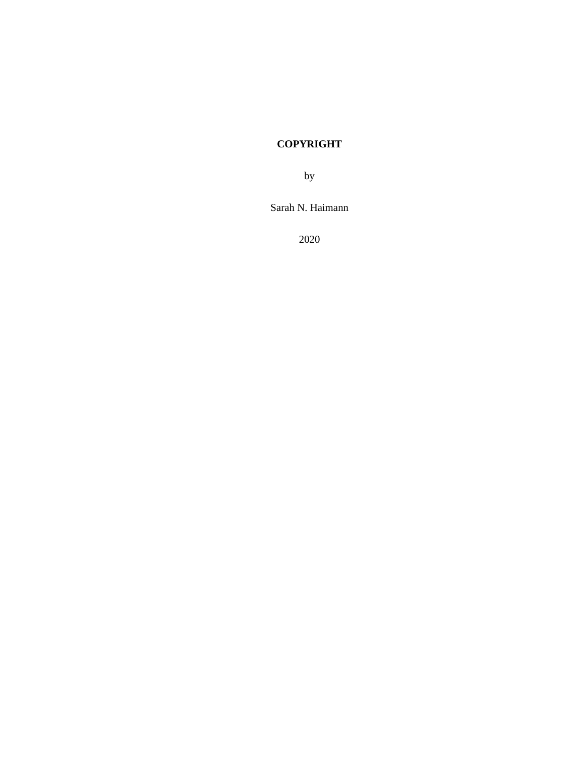**COPYRIGHT**

by

Sarah N. Haimann

2020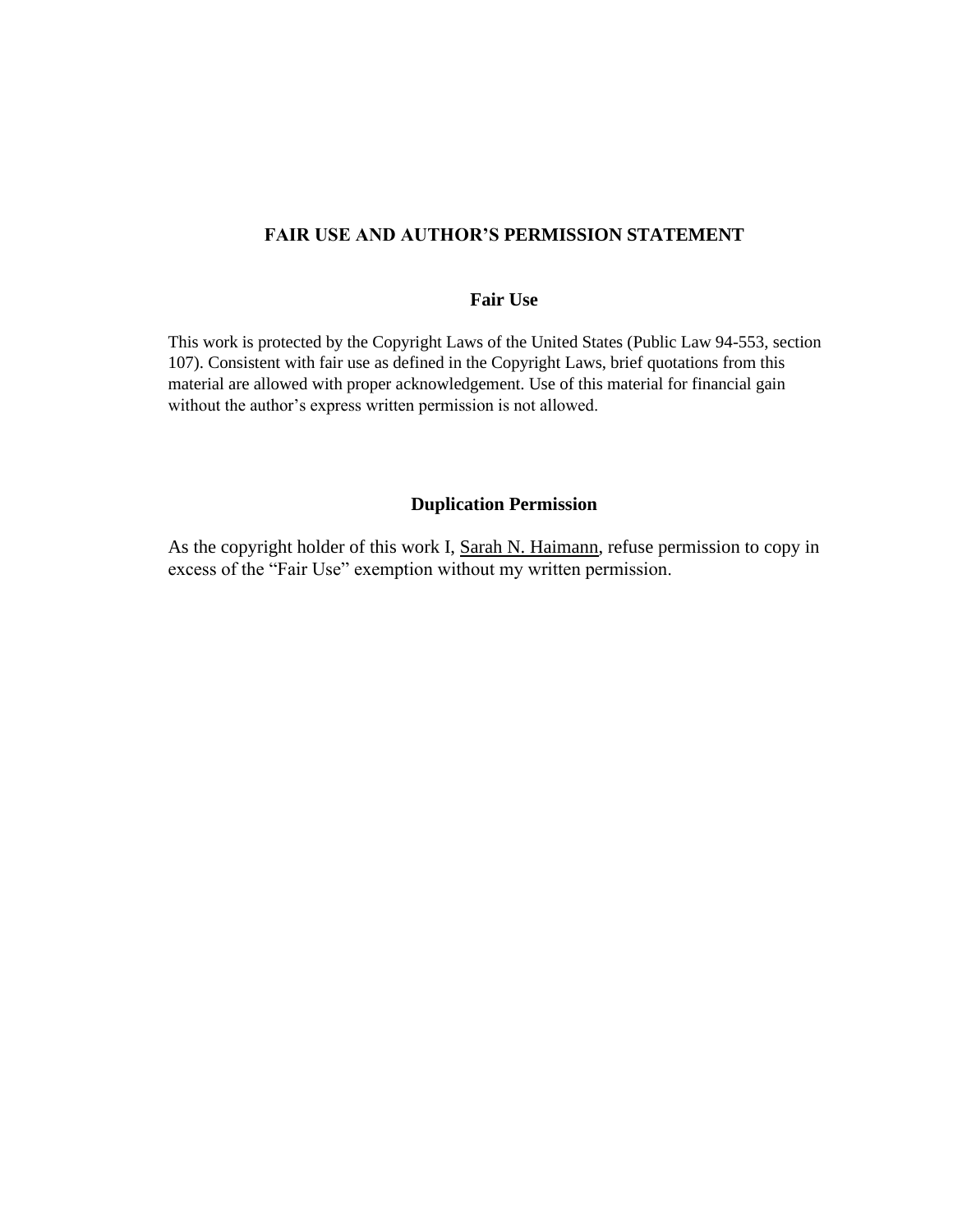# FAIR USE AND AUTHOR'S PERMISSION STATEMENT

## Fair Use

This work is protected by the Copyright Laws of the United States (Public Law 94-553, section 107). Consistent with fair use as defined in the Copyright Laws, brief quotations from this material are allowed with proper acknowledgement. Use of this material for financial gain without the author's express written permission is not allowed.

## Duplication Permission

As the copyright holder of this work I, Sarah N. Haimann, refuse permission to copy in excess of the "Fair Use" exemption without my written permission.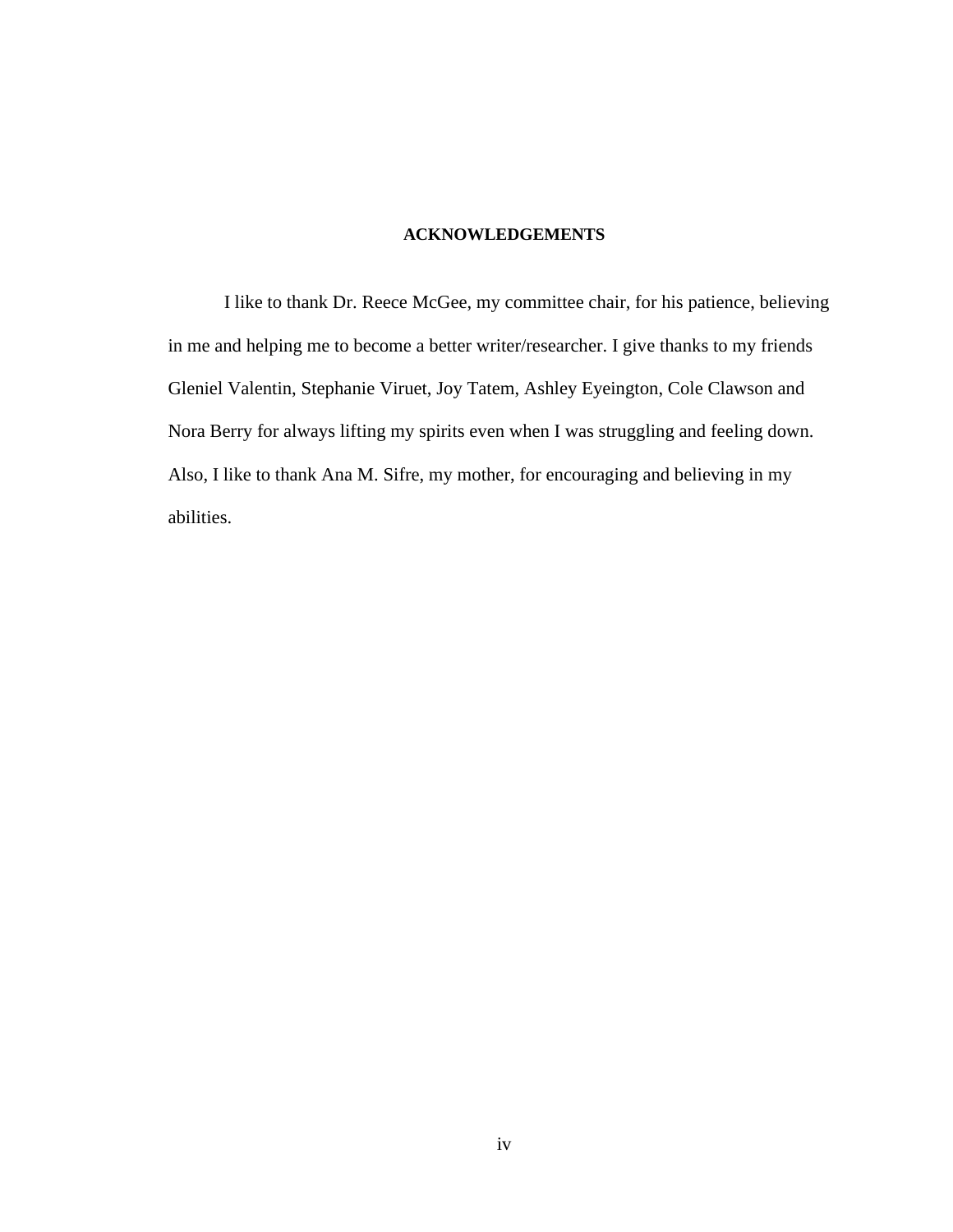## ACKNOWLEDGEMENTS

I like to thank Dr. Reece McGee, my committee chair, for his patience, believing in me and helping me to become a better writer/researcher. I give thanks to my friends Gleniel Valentin, Stephanie Viruet, Joy Tatem, Ashley Eyeington, Cole Clawson and Nora Berry for always lifting my spirits even when I was struggling and feeling down. Also, I like to thank Ana M. Sifre, my mother, for encouraging and believing in my abilities.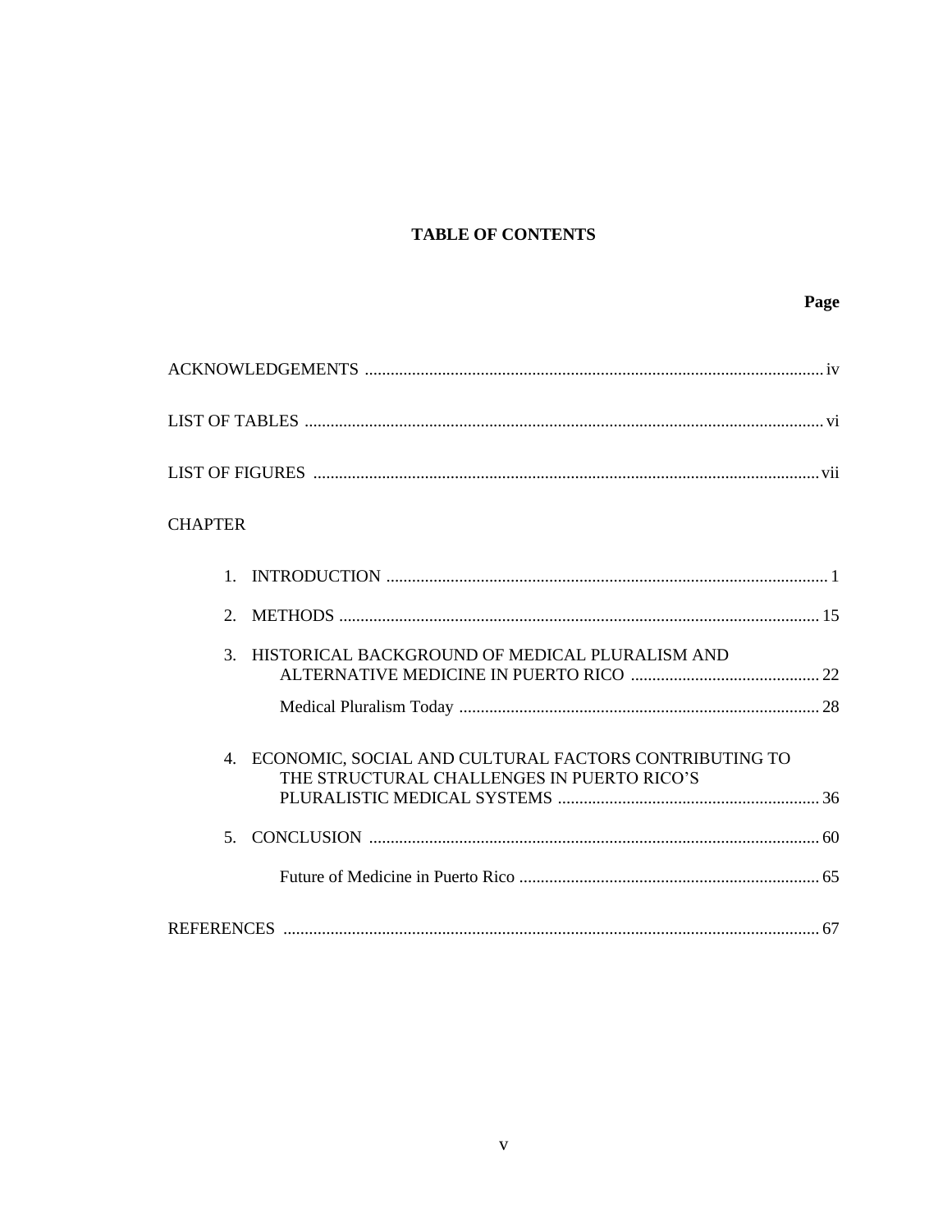# TABLE OF CONTENTS

Page

ACKNOWLEDGEMENTS .......... iv

LIST OF TABLES .......... vi

LIST OF FIGURES .......... vii

CHAPTER

1. INTRODUCTION .......... 1

2. METHODS .......... 15

3. HISTORICAL BACKGROUND OF MEDICAL PLURALISM AND ALTERNATIVE MEDICINE IN PUERTO RICO .......... 22

   Medical Pluralism Today .......... 28

4. ECONOMIC, SOCIAL AND CULTURAL FACTORS CONTRIBUTING TO THE STRUCTURAL CHALLENGES IN PUERTO RICO'S PLURALISTIC MEDICAL SYSTEMS .......... 36

5. CONCLUSION .......... 60

   Future of Medicine in Puerto Rico .......... 65

REFERENCES .......... 67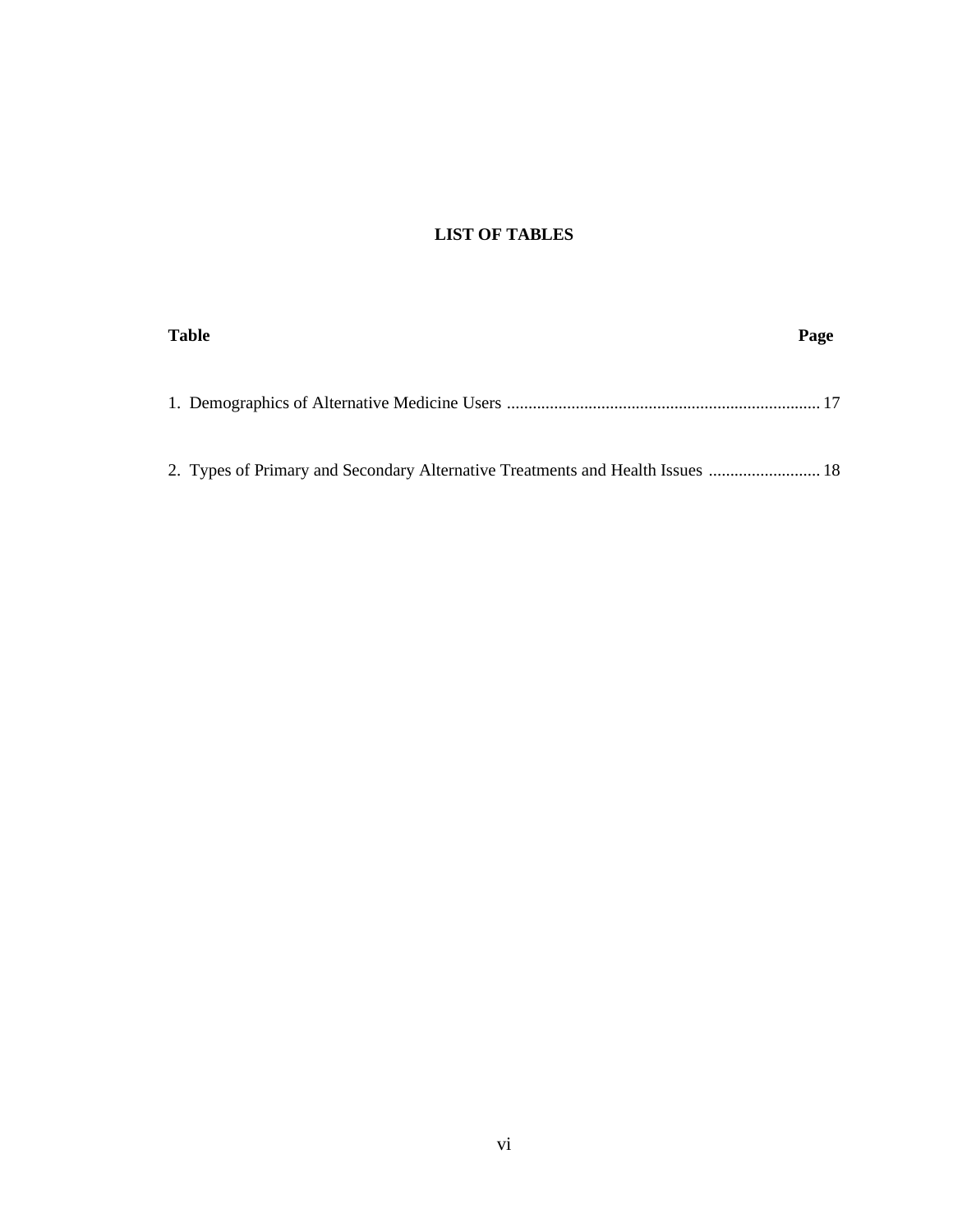# LIST OF TABLES

| Table | Page |
| --- | --- |
| 1. Demographics of Alternative Medicine Users | 17 |
| 2. Types of Primary and Secondary Alternative Treatments and Health Issues | 18 |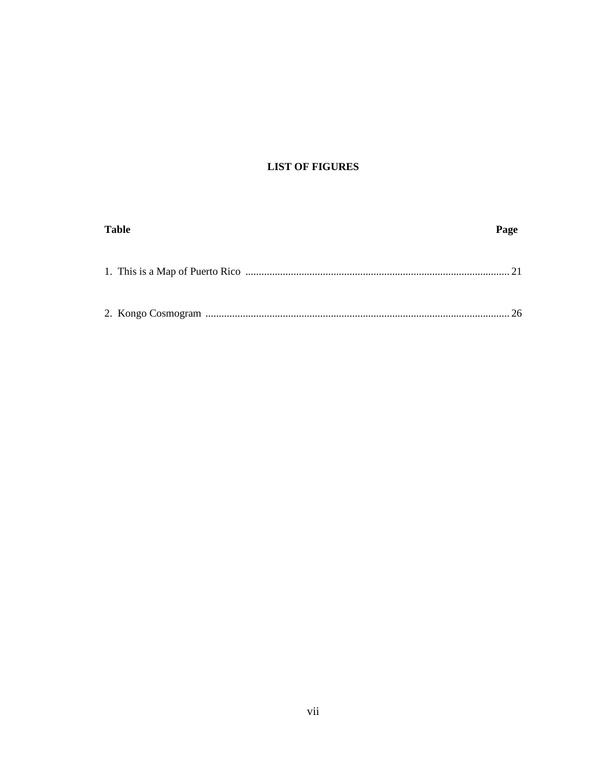# LIST OF FIGURES

| Table | Page |
|---|---|
| 1. This is a Map of Puerto Rico | 21 |
| 2. Kongo Cosmogram | 26 |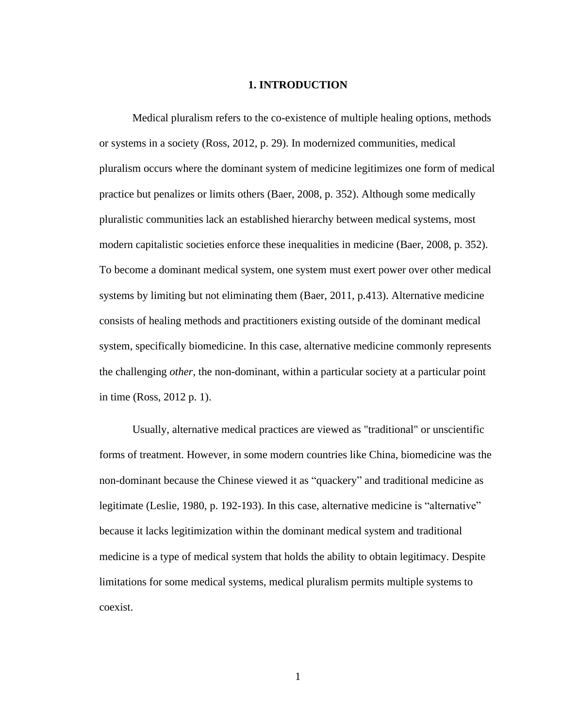# 1. INTRODUCTION

Medical pluralism refers to the co-existence of multiple healing options, methods or systems in a society (Ross, 2012, p. 29). In modernized communities, medical pluralism occurs where the dominant system of medicine legitimizes one form of medical practice but penalizes or limits others (Baer, 2008, p. 352). Although some medically pluralistic communities lack an established hierarchy between medical systems, most modern capitalistic societies enforce these inequalities in medicine (Baer, 2008, p. 352). To become a dominant medical system, one system must exert power over other medical systems by limiting but not eliminating them (Baer, 2011, p.413). Alternative medicine consists of healing methods and practitioners existing outside of the dominant medical system, specifically biomedicine. In this case, alternative medicine commonly represents the challenging *other*, the non-dominant, within a particular society at a particular point in time (Ross, 2012 p. 1).

Usually, alternative medical practices are viewed as "traditional" or unscientific forms of treatment. However, in some modern countries like China, biomedicine was the non-dominant because the Chinese viewed it as "quackery" and traditional medicine as legitimate (Leslie, 1980, p. 192-193). In this case, alternative medicine is "alternative" because it lacks legitimization within the dominant medical system and traditional medicine is a type of medical system that holds the ability to obtain legitimacy. Despite limitations for some medical systems, medical pluralism permits multiple systems to coexist.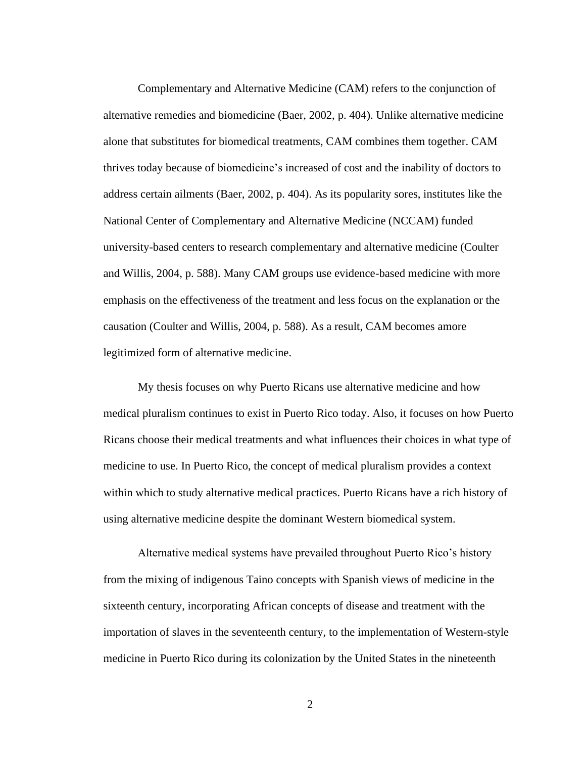Complementary and Alternative Medicine (CAM) refers to the conjunction of alternative remedies and biomedicine (Baer, 2002, p. 404). Unlike alternative medicine alone that substitutes for biomedical treatments, CAM combines them together. CAM thrives today because of biomedicine's increased of cost and the inability of doctors to address certain ailments (Baer, 2002, p. 404). As its popularity sores, institutes like the National Center of Complementary and Alternative Medicine (NCCAM) funded university-based centers to research complementary and alternative medicine (Coulter and Willis, 2004, p. 588). Many CAM groups use evidence-based medicine with more emphasis on the effectiveness of the treatment and less focus on the explanation or the causation (Coulter and Willis, 2004, p. 588). As a result, CAM becomes amore legitimized form of alternative medicine.

My thesis focuses on why Puerto Ricans use alternative medicine and how medical pluralism continues to exist in Puerto Rico today. Also, it focuses on how Puerto Ricans choose their medical treatments and what influences their choices in what type of medicine to use. In Puerto Rico, the concept of medical pluralism provides a context within which to study alternative medical practices. Puerto Ricans have a rich history of using alternative medicine despite the dominant Western biomedical system.

Alternative medical systems have prevailed throughout Puerto Rico's history from the mixing of indigenous Taino concepts with Spanish views of medicine in the sixteenth century, incorporating African concepts of disease and treatment with the importation of slaves in the seventeenth century, to the implementation of Western-style medicine in Puerto Rico during its colonization by the United States in the nineteenth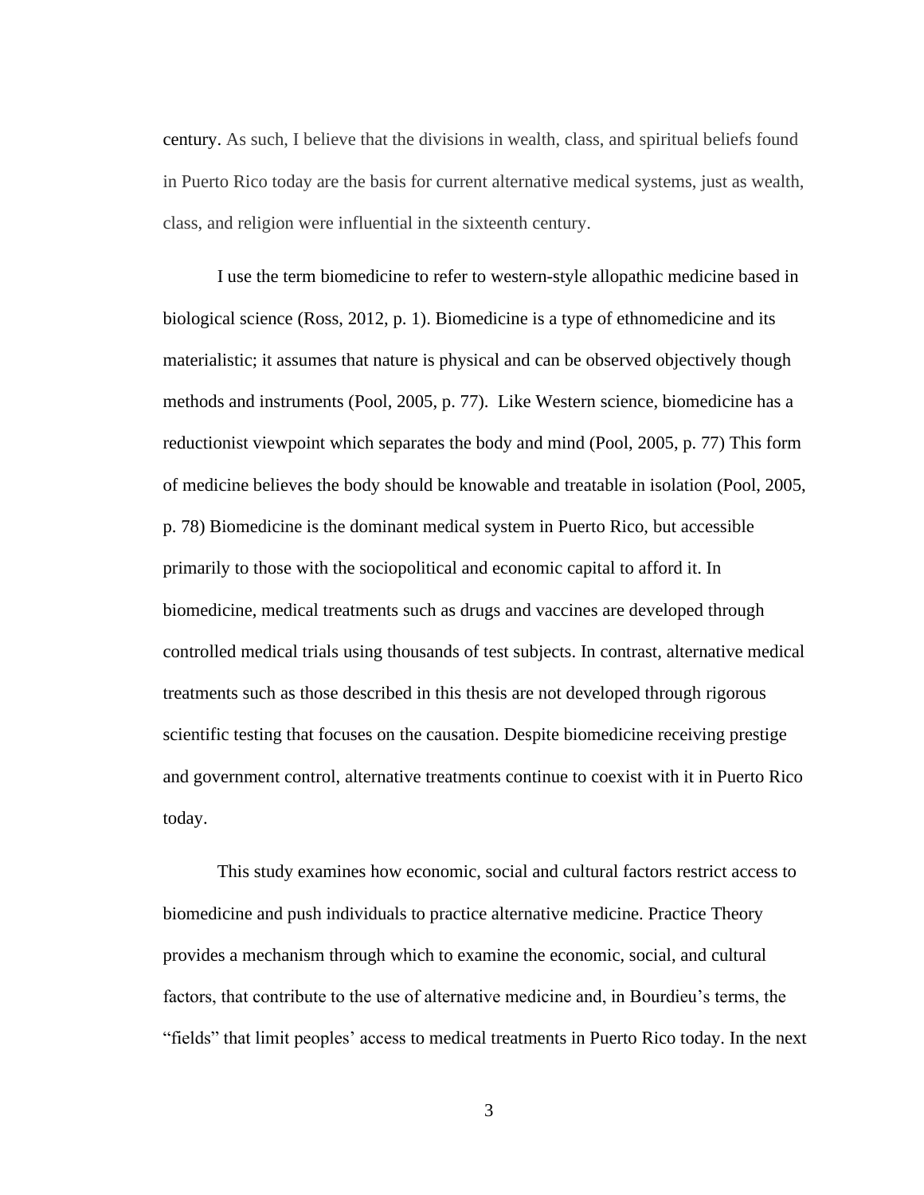century. As such, I believe that the divisions in wealth, class, and spiritual beliefs found in Puerto Rico today are the basis for current alternative medical systems, just as wealth, class, and religion were influential in the sixteenth century.

I use the term biomedicine to refer to western-style allopathic medicine based in biological science (Ross, 2012, p. 1). Biomedicine is a type of ethnomedicine and its materialistic; it assumes that nature is physical and can be observed objectively though methods and instruments (Pool, 2005, p. 77). Like Western science, biomedicine has a reductionist viewpoint which separates the body and mind (Pool, 2005, p. 77) This form of medicine believes the body should be knowable and treatable in isolation (Pool, 2005, p. 78) Biomedicine is the dominant medical system in Puerto Rico, but accessible primarily to those with the sociopolitical and economic capital to afford it. In biomedicine, medical treatments such as drugs and vaccines are developed through controlled medical trials using thousands of test subjects. In contrast, alternative medical treatments such as those described in this thesis are not developed through rigorous scientific testing that focuses on the causation. Despite biomedicine receiving prestige and government control, alternative treatments continue to coexist with it in Puerto Rico today.

This study examines how economic, social and cultural factors restrict access to biomedicine and push individuals to practice alternative medicine. Practice Theory provides a mechanism through which to examine the economic, social, and cultural factors, that contribute to the use of alternative medicine and, in Bourdieu's terms, the "fields" that limit peoples' access to medical treatments in Puerto Rico today. In the next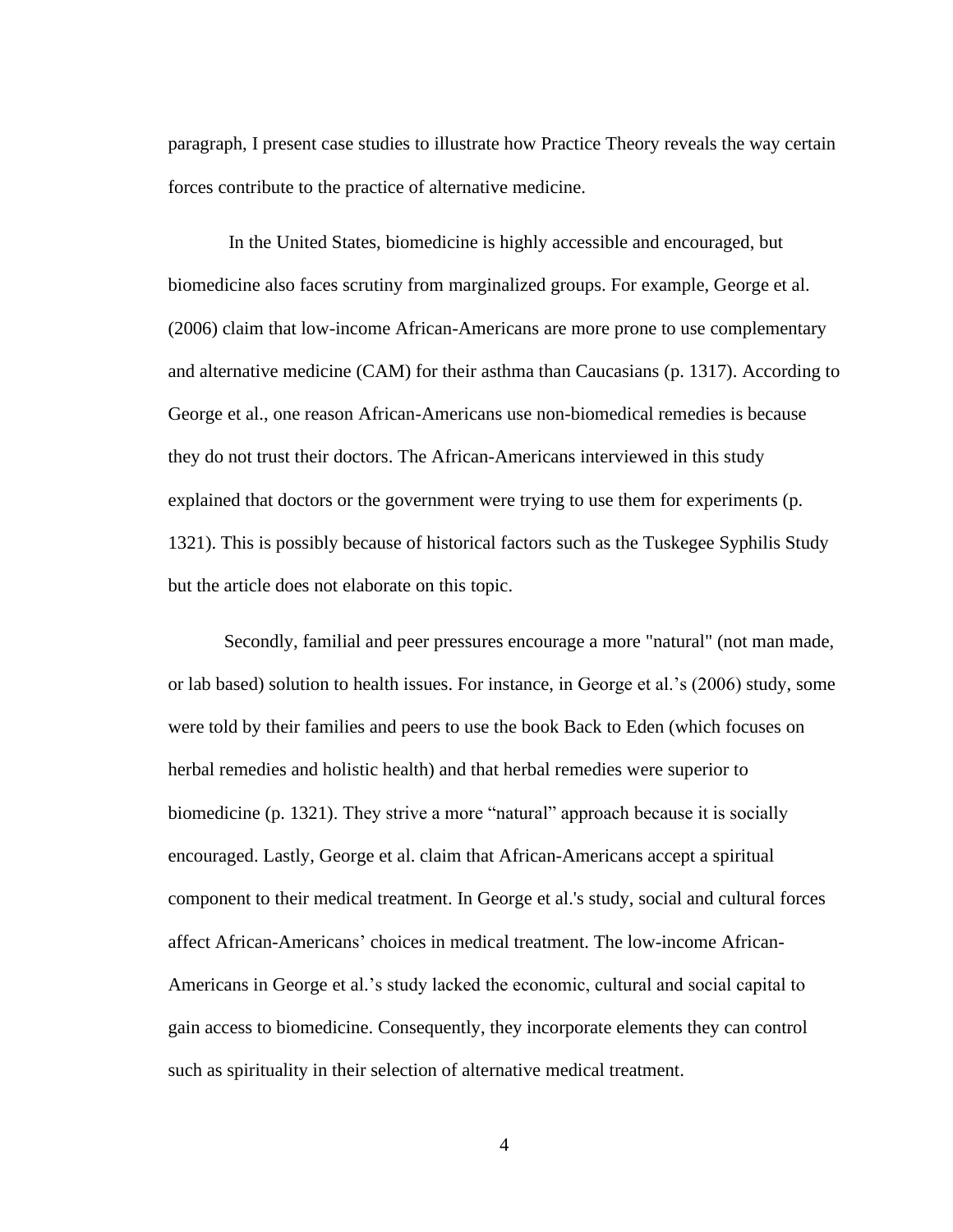paragraph, I present case studies to illustrate how Practice Theory reveals the way certain forces contribute to the practice of alternative medicine.

In the United States, biomedicine is highly accessible and encouraged, but biomedicine also faces scrutiny from marginalized groups. For example, George et al. (2006) claim that low-income African-Americans are more prone to use complementary and alternative medicine (CAM) for their asthma than Caucasians (p. 1317). According to George et al., one reason African-Americans use non-biomedical remedies is because they do not trust their doctors. The African-Americans interviewed in this study explained that doctors or the government were trying to use them for experiments (p. 1321). This is possibly because of historical factors such as the Tuskegee Syphilis Study but the article does not elaborate on this topic.

Secondly, familial and peer pressures encourage a more "natural" (not man made, or lab based) solution to health issues. For instance, in George et al.'s (2006) study, some were told by their families and peers to use the book Back to Eden (which focuses on herbal remedies and holistic health) and that herbal remedies were superior to biomedicine (p. 1321). They strive a more "natural" approach because it is socially encouraged. Lastly, George et al. claim that African-Americans accept a spiritual component to their medical treatment. In George et al.'s study, social and cultural forces affect African-Americans' choices in medical treatment. The low-income African-Americans in George et al.'s study lacked the economic, cultural and social capital to gain access to biomedicine. Consequently, they incorporate elements they can control such as spirituality in their selection of alternative medical treatment.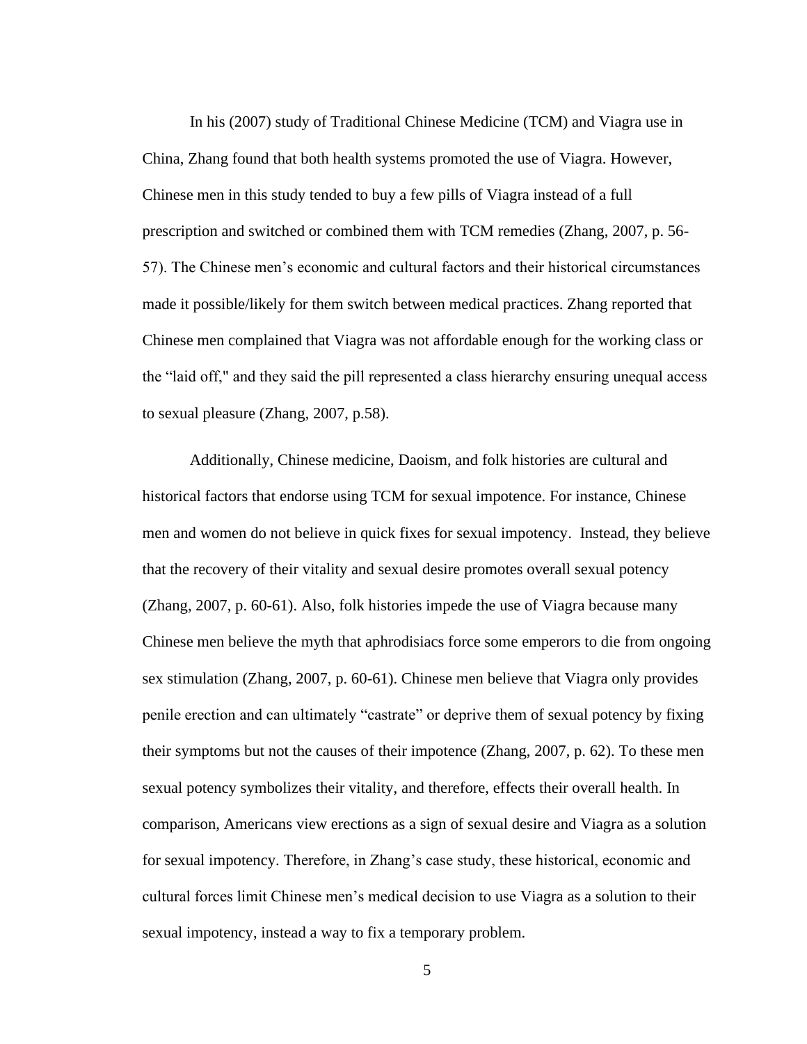In his (2007) study of Traditional Chinese Medicine (TCM) and Viagra use in China, Zhang found that both health systems promoted the use of Viagra. However, Chinese men in this study tended to buy a few pills of Viagra instead of a full prescription and switched or combined them with TCM remedies (Zhang, 2007, p. 56-57). The Chinese men's economic and cultural factors and their historical circumstances made it possible/likely for them switch between medical practices. Zhang reported that Chinese men complained that Viagra was not affordable enough for the working class or the "laid off," and they said the pill represented a class hierarchy ensuring unequal access to sexual pleasure (Zhang, 2007, p.58).

Additionally, Chinese medicine, Daoism, and folk histories are cultural and historical factors that endorse using TCM for sexual impotence. For instance, Chinese men and women do not believe in quick fixes for sexual impotency. Instead, they believe that the recovery of their vitality and sexual desire promotes overall sexual potency (Zhang, 2007, p. 60-61). Also, folk histories impede the use of Viagra because many Chinese men believe the myth that aphrodisiacs force some emperors to die from ongoing sex stimulation (Zhang, 2007, p. 60-61). Chinese men believe that Viagra only provides penile erection and can ultimately "castrate" or deprive them of sexual potency by fixing their symptoms but not the causes of their impotence (Zhang, 2007, p. 62). To these men sexual potency symbolizes their vitality, and therefore, effects their overall health. In comparison, Americans view erections as a sign of sexual desire and Viagra as a solution for sexual impotency. Therefore, in Zhang's case study, these historical, economic and cultural forces limit Chinese men's medical decision to use Viagra as a solution to their sexual impotency, instead a way to fix a temporary problem.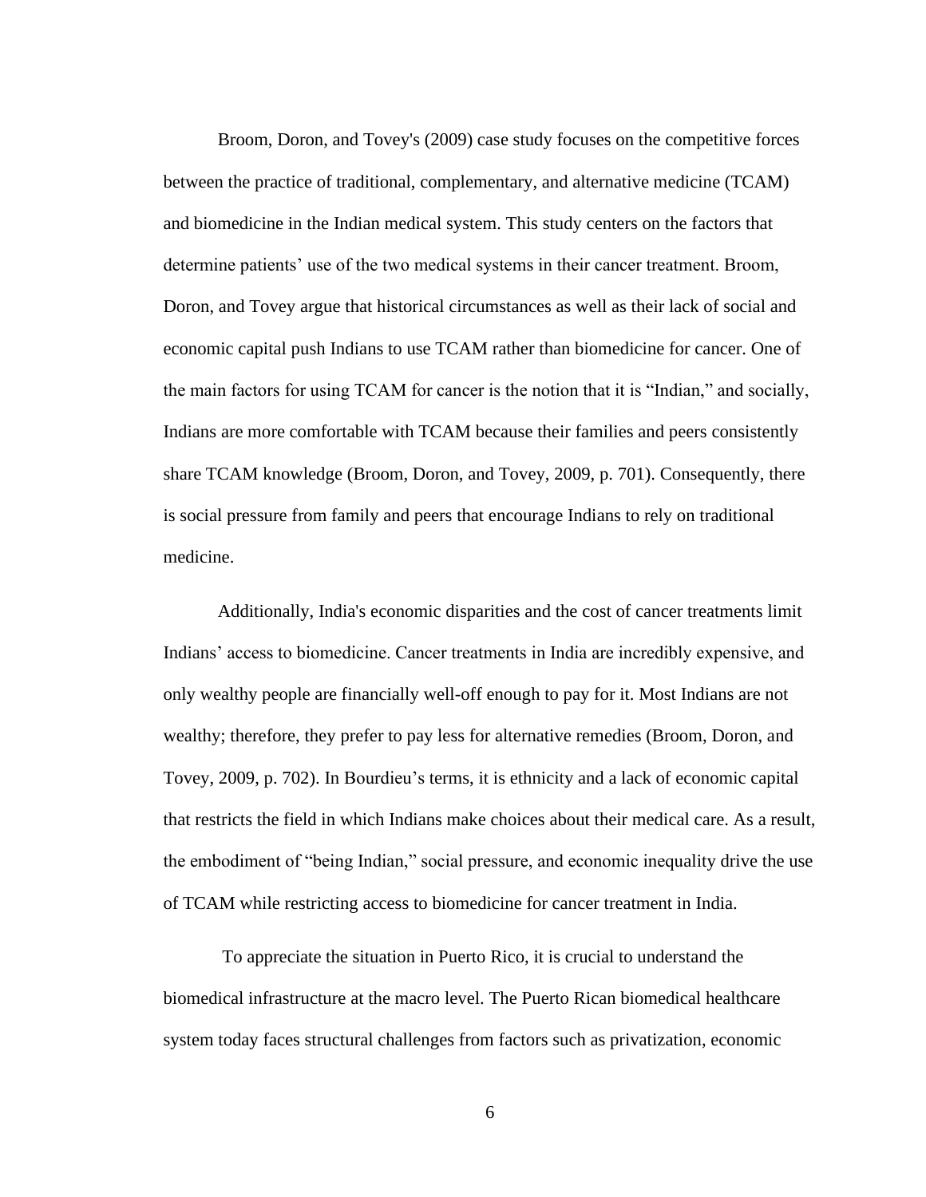Broom, Doron, and Tovey's (2009) case study focuses on the competitive forces between the practice of traditional, complementary, and alternative medicine (TCAM) and biomedicine in the Indian medical system. This study centers on the factors that determine patients' use of the two medical systems in their cancer treatment. Broom, Doron, and Tovey argue that historical circumstances as well as their lack of social and economic capital push Indians to use TCAM rather than biomedicine for cancer. One of the main factors for using TCAM for cancer is the notion that it is "Indian," and socially, Indians are more comfortable with TCAM because their families and peers consistently share TCAM knowledge (Broom, Doron, and Tovey, 2009, p. 701). Consequently, there is social pressure from family and peers that encourage Indians to rely on traditional medicine.

Additionally, India's economic disparities and the cost of cancer treatments limit Indians' access to biomedicine. Cancer treatments in India are incredibly expensive, and only wealthy people are financially well-off enough to pay for it. Most Indians are not wealthy; therefore, they prefer to pay less for alternative remedies (Broom, Doron, and Tovey, 2009, p. 702). In Bourdieu's terms, it is ethnicity and a lack of economic capital that restricts the field in which Indians make choices about their medical care. As a result, the embodiment of "being Indian," social pressure, and economic inequality drive the use of TCAM while restricting access to biomedicine for cancer treatment in India.

To appreciate the situation in Puerto Rico, it is crucial to understand the biomedical infrastructure at the macro level. The Puerto Rican biomedical healthcare system today faces structural challenges from factors such as privatization, economic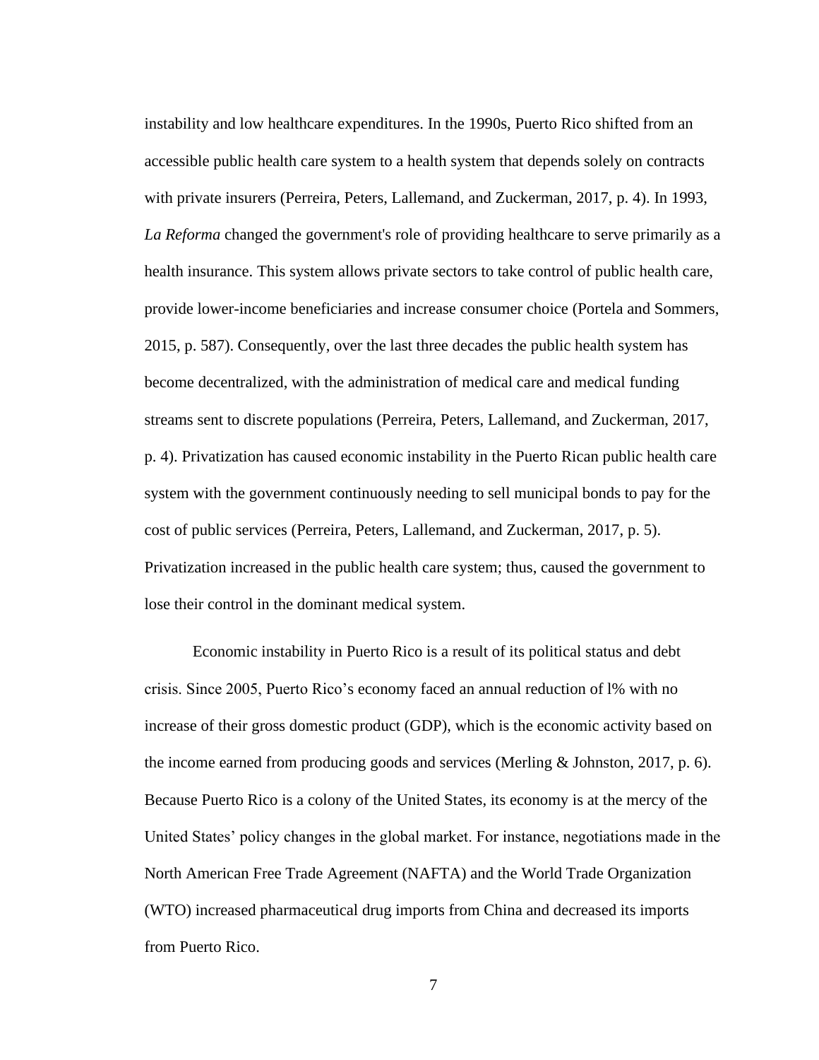instability and low healthcare expenditures. In the 1990s, Puerto Rico shifted from an accessible public health care system to a health system that depends solely on contracts with private insurers (Perreira, Peters, Lallemand, and Zuckerman, 2017, p. 4). In 1993, *La Reforma* changed the government's role of providing healthcare to serve primarily as a health insurance. This system allows private sectors to take control of public health care, provide lower-income beneficiaries and increase consumer choice (Portela and Sommers, 2015, p. 587). Consequently, over the last three decades the public health system has become decentralized, with the administration of medical care and medical funding streams sent to discrete populations (Perreira, Peters, Lallemand, and Zuckerman, 2017, p. 4). Privatization has caused economic instability in the Puerto Rican public health care system with the government continuously needing to sell municipal bonds to pay for the cost of public services (Perreira, Peters, Lallemand, and Zuckerman, 2017, p. 5). Privatization increased in the public health care system; thus, caused the government to lose their control in the dominant medical system.

Economic instability in Puerto Rico is a result of its political status and debt crisis. Since 2005, Puerto Rico's economy faced an annual reduction of l% with no increase of their gross domestic product (GDP), which is the economic activity based on the income earned from producing goods and services (Merling & Johnston, 2017, p. 6). Because Puerto Rico is a colony of the United States, its economy is at the mercy of the United States' policy changes in the global market. For instance, negotiations made in the North American Free Trade Agreement (NAFTA) and the World Trade Organization (WTO) increased pharmaceutical drug imports from China and decreased its imports from Puerto Rico.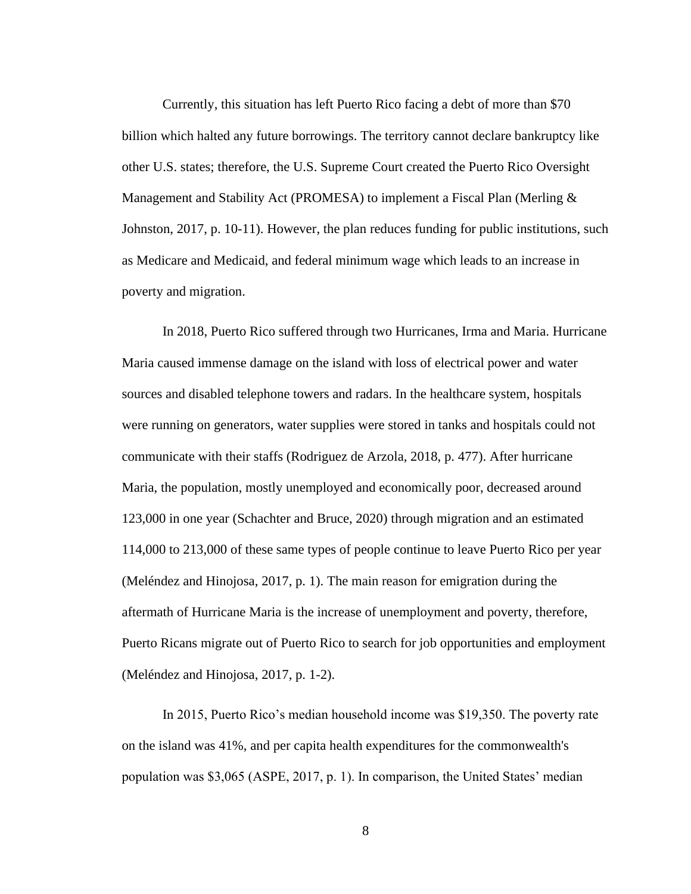Currently, this situation has left Puerto Rico facing a debt of more than $70 billion which halted any future borrowings. The territory cannot declare bankruptcy like other U.S. states; therefore, the U.S. Supreme Court created the Puerto Rico Oversight Management and Stability Act (PROMESA) to implement a Fiscal Plan (Merling & Johnston, 2017, p. 10-11). However, the plan reduces funding for public institutions, such as Medicare and Medicaid, and federal minimum wage which leads to an increase in poverty and migration.

In 2018, Puerto Rico suffered through two Hurricanes, Irma and Maria. Hurricane Maria caused immense damage on the island with loss of electrical power and water sources and disabled telephone towers and radars. In the healthcare system, hospitals were running on generators, water supplies were stored in tanks and hospitals could not communicate with their staffs (Rodriguez de Arzola, 2018, p. 477). After hurricane Maria, the population, mostly unemployed and economically poor, decreased around 123,000 in one year (Schachter and Bruce, 2020) through migration and an estimated 114,000 to 213,000 of these same types of people continue to leave Puerto Rico per year (Meléndez and Hinojosa, 2017, p. 1). The main reason for emigration during the aftermath of Hurricane Maria is the increase of unemployment and poverty, therefore, Puerto Ricans migrate out of Puerto Rico to search for job opportunities and employment (Meléndez and Hinojosa, 2017, p. 1-2).

In 2015, Puerto Rico's median household income was $19,350. The poverty rate on the island was 41%, and per capita health expenditures for the commonwealth's population was $3,065 (ASPE, 2017, p. 1). In comparison, the United States' median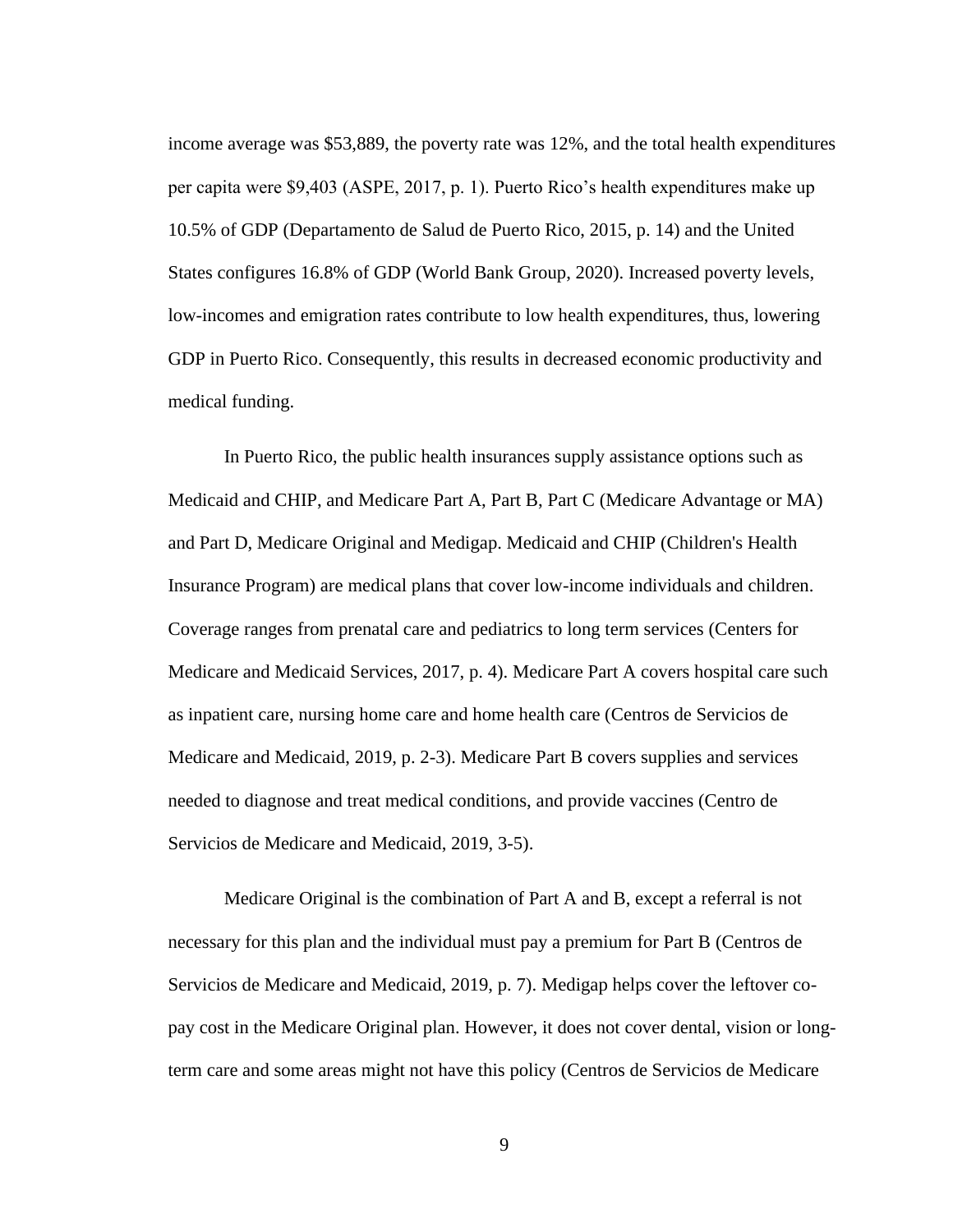income average was $53,889, the poverty rate was 12%, and the total health expenditures per capita were $9,403 (ASPE, 2017, p. 1). Puerto Rico's health expenditures make up 10.5% of GDP (Departamento de Salud de Puerto Rico, 2015, p. 14) and the United States configures 16.8% of GDP (World Bank Group, 2020). Increased poverty levels, low-incomes and emigration rates contribute to low health expenditures, thus, lowering GDP in Puerto Rico. Consequently, this results in decreased economic productivity and medical funding.

In Puerto Rico, the public health insurances supply assistance options such as Medicaid and CHIP, and Medicare Part A, Part B, Part C (Medicare Advantage or MA) and Part D, Medicare Original and Medigap. Medicaid and CHIP (Children's Health Insurance Program) are medical plans that cover low-income individuals and children. Coverage ranges from prenatal care and pediatrics to long term services (Centers for Medicare and Medicaid Services, 2017, p. 4). Medicare Part A covers hospital care such as inpatient care, nursing home care and home health care (Centros de Servicios de Medicare and Medicaid, 2019, p. 2-3). Medicare Part B covers supplies and services needed to diagnose and treat medical conditions, and provide vaccines (Centro de Servicios de Medicare and Medicaid, 2019, 3-5).

Medicare Original is the combination of Part A and B, except a referral is not necessary for this plan and the individual must pay a premium for Part B (Centros de Servicios de Medicare and Medicaid, 2019, p. 7). Medigap helps cover the leftover co-pay cost in the Medicare Original plan. However, it does not cover dental, vision or long-term care and some areas might not have this policy (Centros de Servicios de Medicare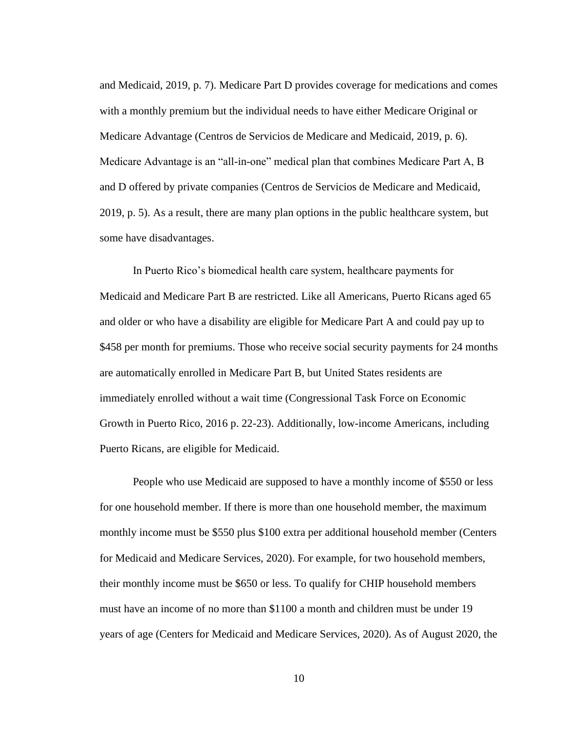and Medicaid, 2019, p. 7). Medicare Part D provides coverage for medications and comes with a monthly premium but the individual needs to have either Medicare Original or Medicare Advantage (Centros de Servicios de Medicare and Medicaid, 2019, p. 6). Medicare Advantage is an "all-in-one" medical plan that combines Medicare Part A, B and D offered by private companies (Centros de Servicios de Medicare and Medicaid, 2019, p. 5). As a result, there are many plan options in the public healthcare system, but some have disadvantages.

In Puerto Rico's biomedical health care system, healthcare payments for Medicaid and Medicare Part B are restricted. Like all Americans, Puerto Ricans aged 65 and older or who have a disability are eligible for Medicare Part A and could pay up to $458 per month for premiums. Those who receive social security payments for 24 months are automatically enrolled in Medicare Part B, but United States residents are immediately enrolled without a wait time (Congressional Task Force on Economic Growth in Puerto Rico, 2016 p. 22-23). Additionally, low-income Americans, including Puerto Ricans, are eligible for Medicaid.

People who use Medicaid are supposed to have a monthly income of $550 or less for one household member. If there is more than one household member, the maximum monthly income must be $550 plus $100 extra per additional household member (Centers for Medicaid and Medicare Services, 2020). For example, for two household members, their monthly income must be $650 or less. To qualify for CHIP household members must have an income of no more than $1100 a month and children must be under 19 years of age (Centers for Medicaid and Medicare Services, 2020). As of August 2020, the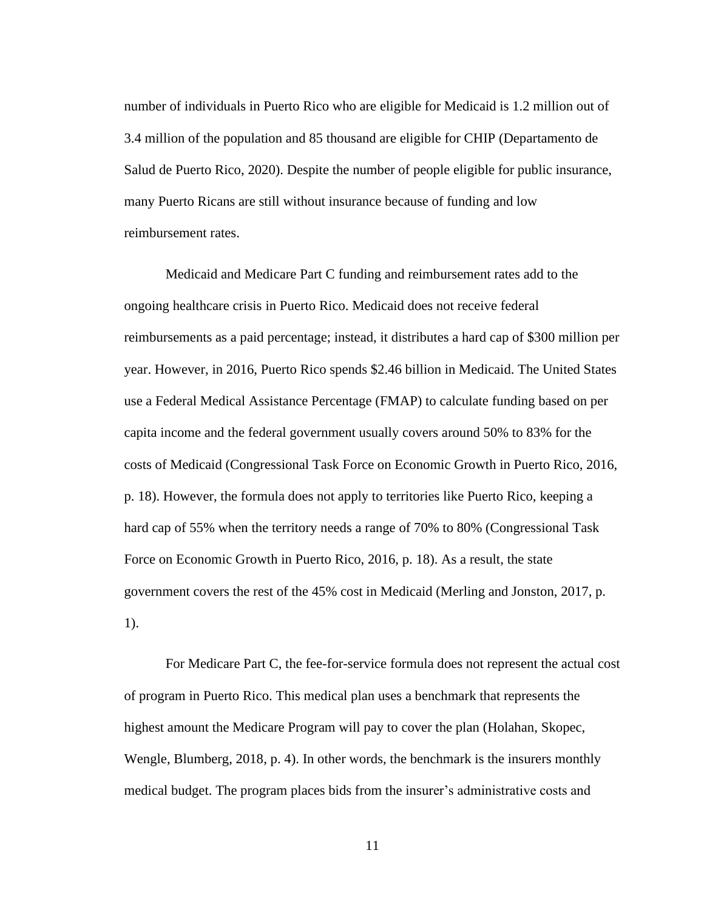number of individuals in Puerto Rico who are eligible for Medicaid is 1.2 million out of 3.4 million of the population and 85 thousand are eligible for CHIP (Departamento de Salud de Puerto Rico, 2020). Despite the number of people eligible for public insurance, many Puerto Ricans are still without insurance because of funding and low reimbursement rates.

Medicaid and Medicare Part C funding and reimbursement rates add to the ongoing healthcare crisis in Puerto Rico. Medicaid does not receive federal reimbursements as a paid percentage; instead, it distributes a hard cap of $300 million per year. However, in 2016, Puerto Rico spends $2.46 billion in Medicaid. The United States use a Federal Medical Assistance Percentage (FMAP) to calculate funding based on per capita income and the federal government usually covers around 50% to 83% for the costs of Medicaid (Congressional Task Force on Economic Growth in Puerto Rico, 2016, p. 18). However, the formula does not apply to territories like Puerto Rico, keeping a hard cap of 55% when the territory needs a range of 70% to 80% (Congressional Task Force on Economic Growth in Puerto Rico, 2016, p. 18). As a result, the state government covers the rest of the 45% cost in Medicaid (Merling and Jonston, 2017, p. 1).

For Medicare Part C, the fee-for-service formula does not represent the actual cost of program in Puerto Rico. This medical plan uses a benchmark that represents the highest amount the Medicare Program will pay to cover the plan (Holahan, Skopec, Wengle, Blumberg, 2018, p. 4). In other words, the benchmark is the insurers monthly medical budget. The program places bids from the insurer's administrative costs and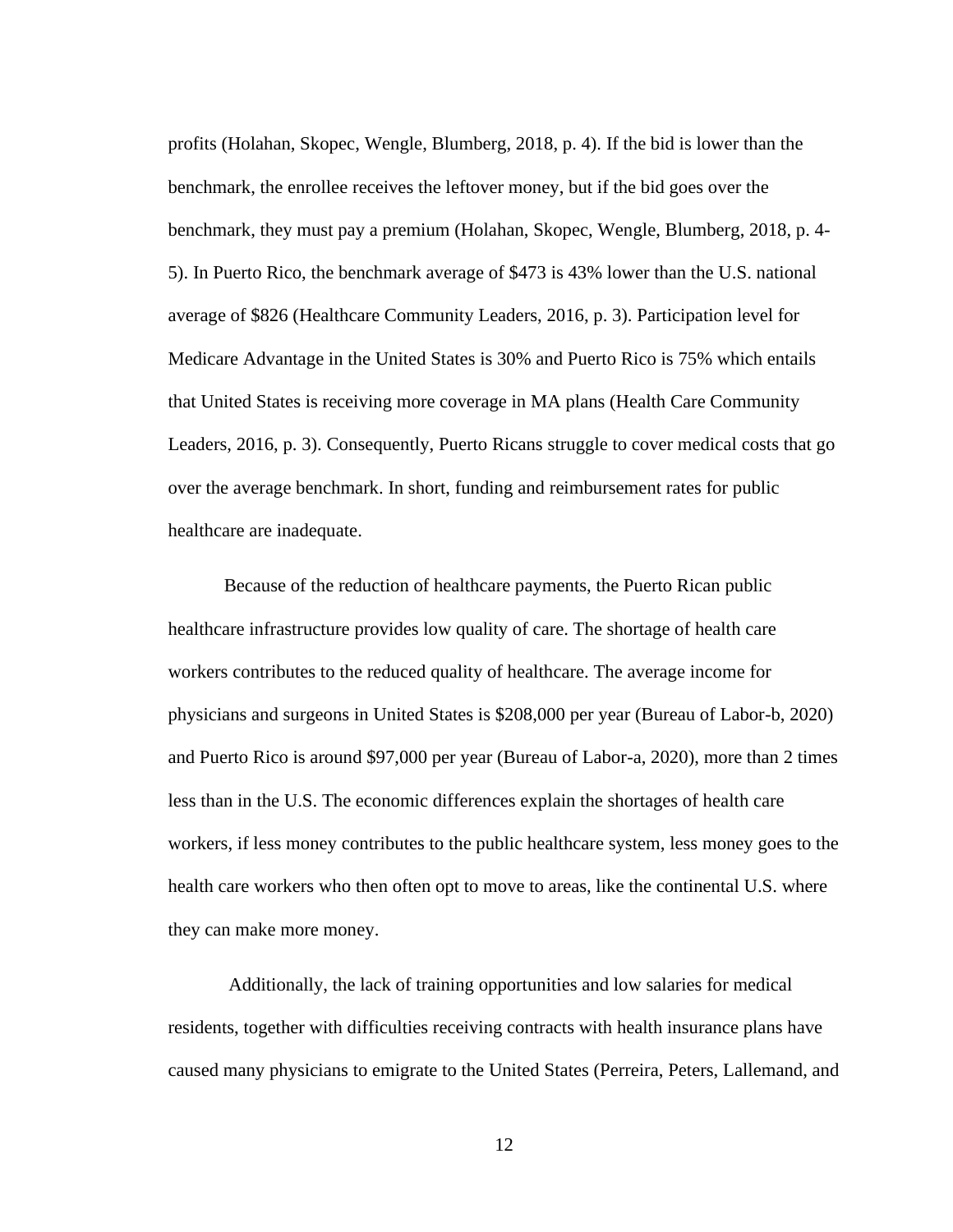profits (Holahan, Skopec, Wengle, Blumberg, 2018, p. 4). If the bid is lower than the benchmark, the enrollee receives the leftover money, but if the bid goes over the benchmark, they must pay a premium (Holahan, Skopec, Wengle, Blumberg, 2018, p. 4-5). In Puerto Rico, the benchmark average of $473 is 43% lower than the U.S. national average of $826 (Healthcare Community Leaders, 2016, p. 3). Participation level for Medicare Advantage in the United States is 30% and Puerto Rico is 75% which entails that United States is receiving more coverage in MA plans (Health Care Community Leaders, 2016, p. 3). Consequently, Puerto Ricans struggle to cover medical costs that go over the average benchmark. In short, funding and reimbursement rates for public healthcare are inadequate.

Because of the reduction of healthcare payments, the Puerto Rican public healthcare infrastructure provides low quality of care. The shortage of health care workers contributes to the reduced quality of healthcare. The average income for physicians and surgeons in United States is $208,000 per year (Bureau of Labor-b, 2020) and Puerto Rico is around $97,000 per year (Bureau of Labor-a, 2020), more than 2 times less than in the U.S. The economic differences explain the shortages of health care workers, if less money contributes to the public healthcare system, less money goes to the health care workers who then often opt to move to areas, like the continental U.S. where they can make more money.

Additionally, the lack of training opportunities and low salaries for medical residents, together with difficulties receiving contracts with health insurance plans have caused many physicians to emigrate to the United States (Perreira, Peters, Lallemand, and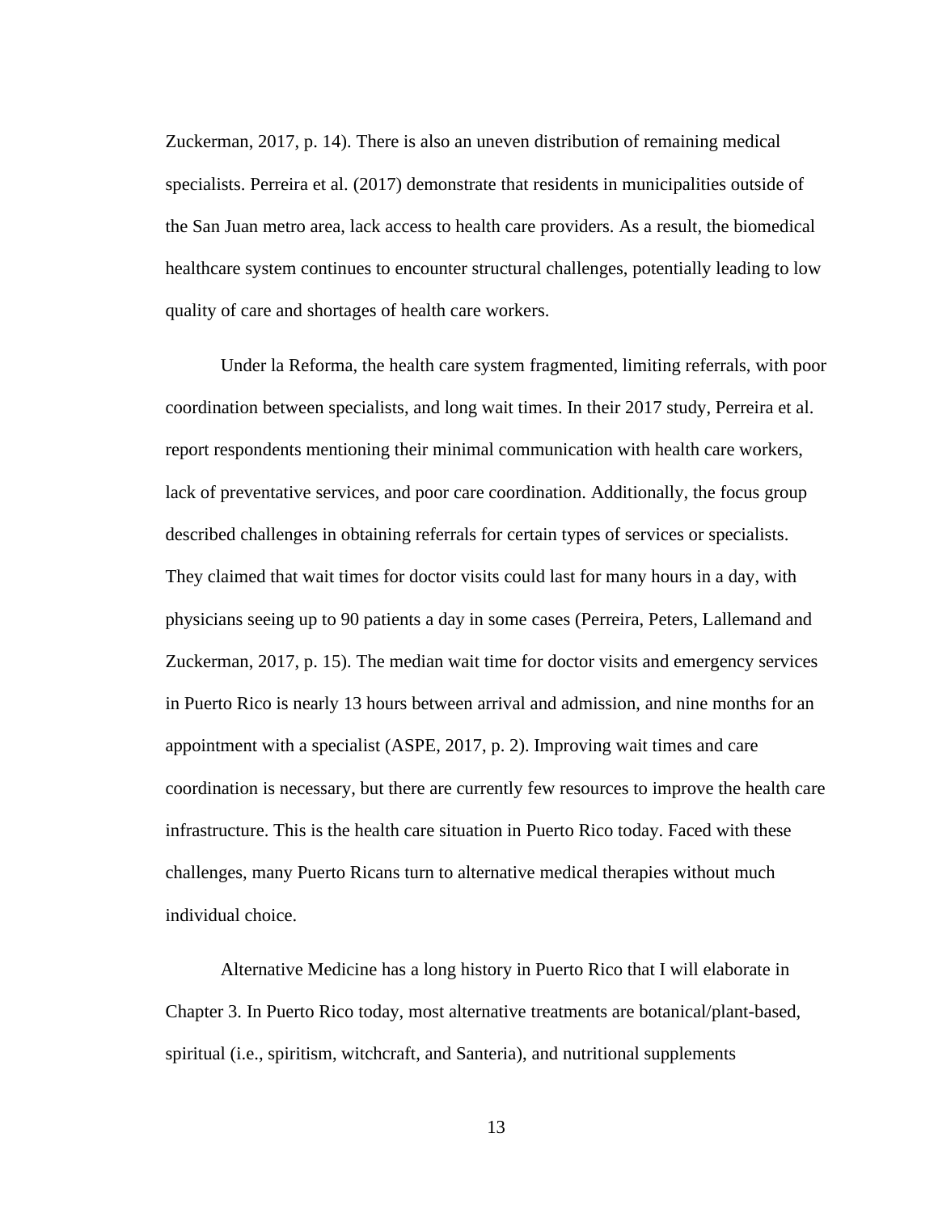Zuckerman, 2017, p. 14). There is also an uneven distribution of remaining medical specialists. Perreira et al. (2017) demonstrate that residents in municipalities outside of the San Juan metro area, lack access to health care providers. As a result, the biomedical healthcare system continues to encounter structural challenges, potentially leading to low quality of care and shortages of health care workers.

Under la Reforma, the health care system fragmented, limiting referrals, with poor coordination between specialists, and long wait times. In their 2017 study, Perreira et al. report respondents mentioning their minimal communication with health care workers, lack of preventative services, and poor care coordination. Additionally, the focus group described challenges in obtaining referrals for certain types of services or specialists. They claimed that wait times for doctor visits could last for many hours in a day, with physicians seeing up to 90 patients a day in some cases (Perreira, Peters, Lallemand and Zuckerman, 2017, p. 15). The median wait time for doctor visits and emergency services in Puerto Rico is nearly 13 hours between arrival and admission, and nine months for an appointment with a specialist (ASPE, 2017, p. 2). Improving wait times and care coordination is necessary, but there are currently few resources to improve the health care infrastructure. This is the health care situation in Puerto Rico today. Faced with these challenges, many Puerto Ricans turn to alternative medical therapies without much individual choice.

Alternative Medicine has a long history in Puerto Rico that I will elaborate in Chapter 3. In Puerto Rico today, most alternative treatments are botanical/plant-based, spiritual (i.e., spiritism, witchcraft, and Santeria), and nutritional supplements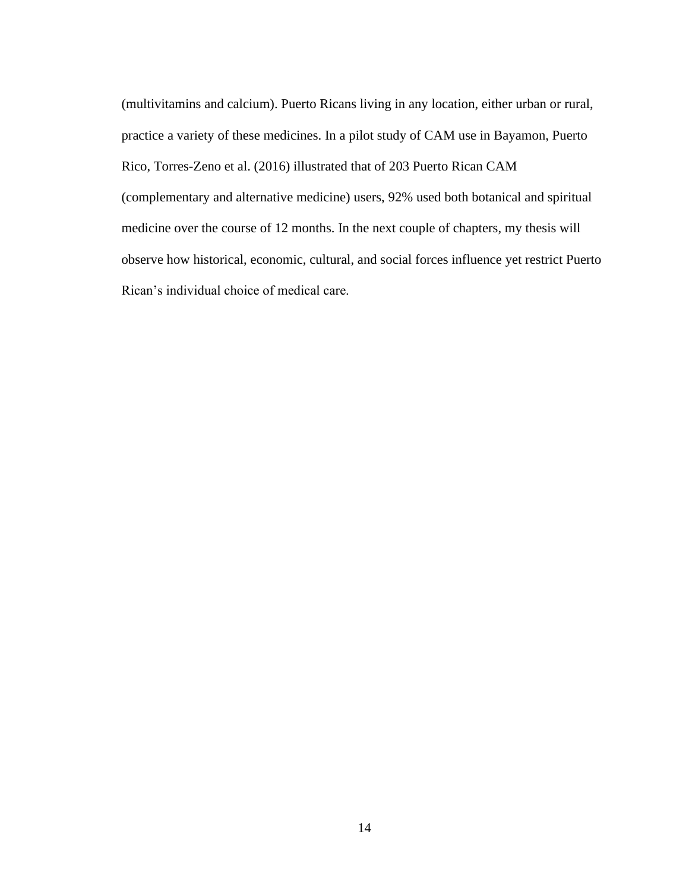(multivitamins and calcium). Puerto Ricans living in any location, either urban or rural, practice a variety of these medicines. In a pilot study of CAM use in Bayamon, Puerto Rico, Torres-Zeno et al. (2016) illustrated that of 203 Puerto Rican CAM (complementary and alternative medicine) users, 92% used both botanical and spiritual medicine over the course of 12 months. In the next couple of chapters, my thesis will observe how historical, economic, cultural, and social forces influence yet restrict Puerto Rican's individual choice of medical care.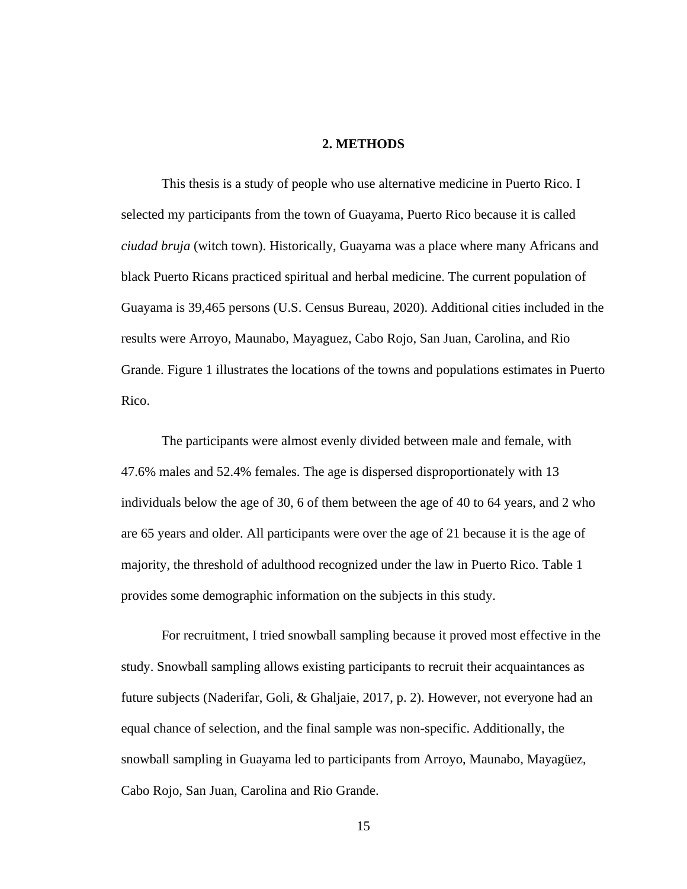## 2. METHODS

This thesis is a study of people who use alternative medicine in Puerto Rico. I selected my participants from the town of Guayama, Puerto Rico because it is called *ciudad bruja* (witch town). Historically, Guayama was a place where many Africans and black Puerto Ricans practiced spiritual and herbal medicine. The current population of Guayama is 39,465 persons (U.S. Census Bureau, 2020). Additional cities included in the results were Arroyo, Maunabo, Mayaguez, Cabo Rojo, San Juan, Carolina, and Rio Grande. Figure 1 illustrates the locations of the towns and populations estimates in Puerto Rico.

The participants were almost evenly divided between male and female, with 47.6% males and 52.4% females. The age is dispersed disproportionately with 13 individuals below the age of 30, 6 of them between the age of 40 to 64 years, and 2 who are 65 years and older. All participants were over the age of 21 because it is the age of majority, the threshold of adulthood recognized under the law in Puerto Rico. Table 1 provides some demographic information on the subjects in this study.

For recruitment, I tried snowball sampling because it proved most effective in the study. Snowball sampling allows existing participants to recruit their acquaintances as future subjects (Naderifar, Goli, & Ghaljaie, 2017, p. 2). However, not everyone had an equal chance of selection, and the final sample was non-specific. Additionally, the snowball sampling in Guayama led to participants from Arroyo, Maunabo, Mayagüez, Cabo Rojo, San Juan, Carolina and Rio Grande.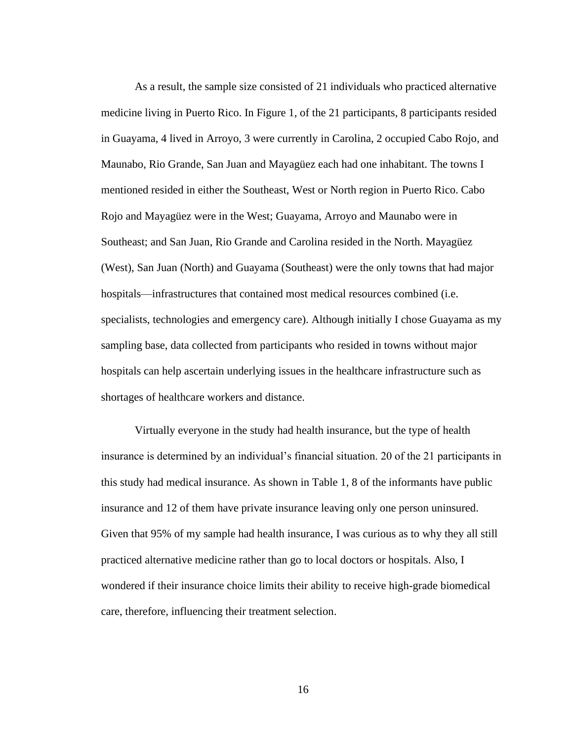As a result, the sample size consisted of 21 individuals who practiced alternative medicine living in Puerto Rico. In Figure 1, of the 21 participants, 8 participants resided in Guayama, 4 lived in Arroyo, 3 were currently in Carolina, 2 occupied Cabo Rojo, and Maunabo, Rio Grande, San Juan and Mayagüez each had one inhabitant. The towns I mentioned resided in either the Southeast, West or North region in Puerto Rico. Cabo Rojo and Mayagüez were in the West; Guayama, Arroyo and Maunabo were in Southeast; and San Juan, Rio Grande and Carolina resided in the North. Mayagüez (West), San Juan (North) and Guayama (Southeast) were the only towns that had major hospitals—infrastructures that contained most medical resources combined (i.e. specialists, technologies and emergency care). Although initially I chose Guayama as my sampling base, data collected from participants who resided in towns without major hospitals can help ascertain underlying issues in the healthcare infrastructure such as shortages of healthcare workers and distance.

Virtually everyone in the study had health insurance, but the type of health insurance is determined by an individual's financial situation. 20 of the 21 participants in this study had medical insurance. As shown in Table 1, 8 of the informants have public insurance and 12 of them have private insurance leaving only one person uninsured. Given that 95% of my sample had health insurance, I was curious as to why they all still practiced alternative medicine rather than go to local doctors or hospitals. Also, I wondered if their insurance choice limits their ability to receive high-grade biomedical care, therefore, influencing their treatment selection.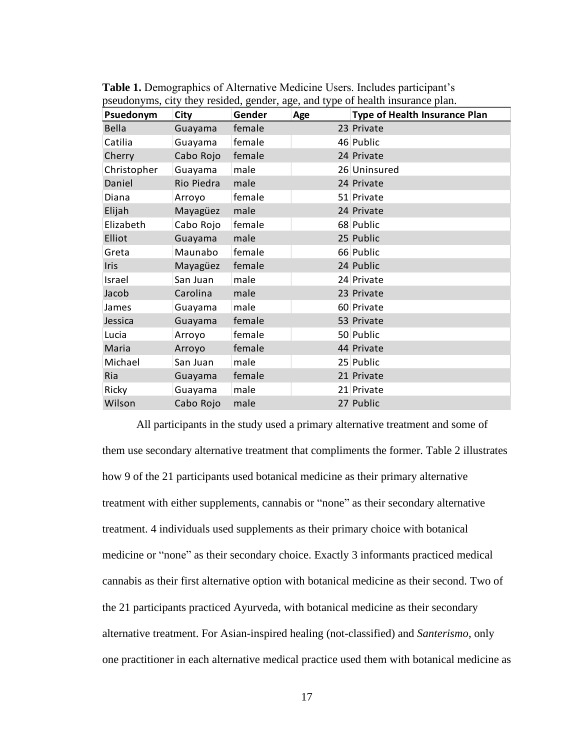**Table 1.** Demographics of Alternative Medicine Users. Includes participant's pseudonyms, city they resided, gender, age, and type of health insurance plan.

| Psuedonym | City | Gender | Age | Type of Health Insurance Plan |
|---|---|---|---|---|
| Bella | Guayama | female | 23 | Private |
| Catilia | Guayama | female | 46 | Public |
| Cherry | Cabo Rojo | female | 24 | Private |
| Christopher | Guayama | male | 26 | Uninsured |
| Daniel | Rio Piedra | male | 24 | Private |
| Diana | Arroyo | female | 51 | Private |
| Elijah | Mayagüez | male | 24 | Private |
| Elizabeth | Cabo Rojo | female | 68 | Public |
| Elliot | Guayama | male | 25 | Public |
| Greta | Maunabo | female | 66 | Public |
| Iris | Mayagüez | female | 24 | Public |
| Israel | San Juan | male | 24 | Private |
| Jacob | Carolina | male | 23 | Private |
| James | Guayama | male | 60 | Private |
| Jessica | Guayama | female | 53 | Private |
| Lucia | Arroyo | female | 50 | Public |
| Maria | Arroyo | female | 44 | Private |
| Michael | San Juan | male | 25 | Public |
| Ria | Guayama | female | 21 | Private |
| Ricky | Guayama | male | 21 | Private |
| Wilson | Cabo Rojo | male | 27 | Public |

All participants in the study used a primary alternative treatment and some of them use secondary alternative treatment that compliments the former. Table 2 illustrates how 9 of the 21 participants used botanical medicine as their primary alternative treatment with either supplements, cannabis or "none" as their secondary alternative treatment. 4 individuals used supplements as their primary choice with botanical medicine or "none" as their secondary choice. Exactly 3 informants practiced medical cannabis as their first alternative option with botanical medicine as their second. Two of the 21 participants practiced Ayurveda, with botanical medicine as their secondary alternative treatment. For Asian-inspired healing (not-classified) and *Santerismo*, only one practitioner in each alternative medical practice used them with botanical medicine as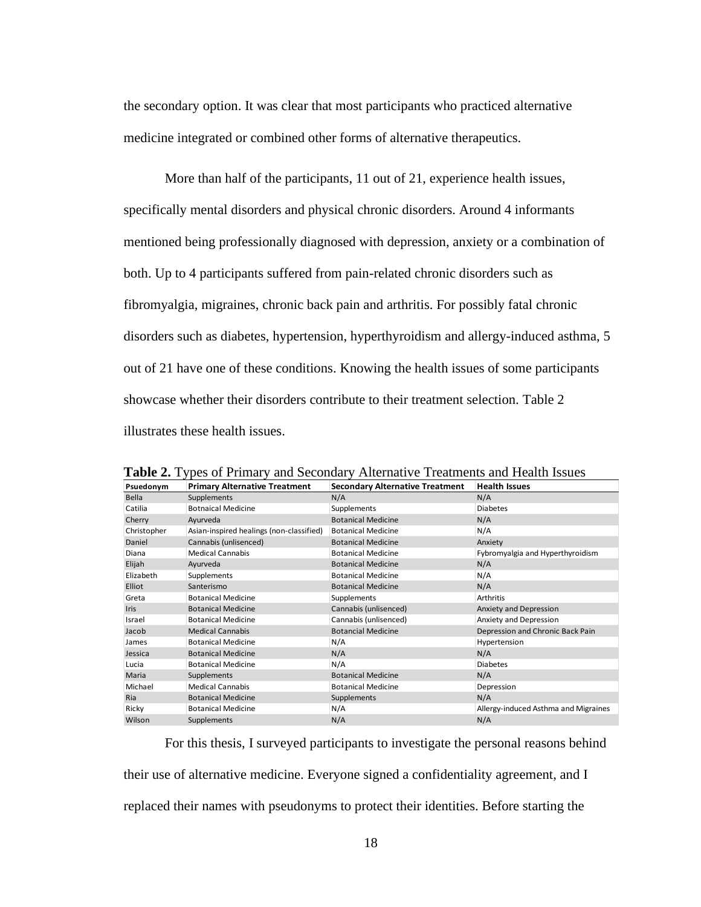the secondary option. It was clear that most participants who practiced alternative medicine integrated or combined other forms of alternative therapeutics.

More than half of the participants, 11 out of 21, experience health issues, specifically mental disorders and physical chronic disorders. Around 4 informants mentioned being professionally diagnosed with depression, anxiety or a combination of both. Up to 4 participants suffered from pain-related chronic disorders such as fibromyalgia, migraines, chronic back pain and arthritis. For possibly fatal chronic disorders such as diabetes, hypertension, hyperthyroidism and allergy-induced asthma, 5 out of 21 have one of these conditions. Knowing the health issues of some participants showcase whether their disorders contribute to their treatment selection. Table 2 illustrates these health issues.

**Table 2.** Types of Primary and Secondary Alternative Treatments and Health Issues

| Psuedonym | Primary Alternative Treatment | Secondary Alternative Treatment | Health Issues |
|---|---|---|---|
| Bella | Supplements | N/A | N/A |
| Catilia | Botnaical Medicine | Supplements | Diabetes |
| Cherry | Ayurveda | Botanical Medicine | N/A |
| Christopher | Asian-inspired healings (non-classified) | Botanical Medicine | N/A |
| Daniel | Cannabis (unlisenced) | Botanical Medicine | Anxiety |
| Diana | Medical Cannabis | Botanical Medicine | Fybromyalgia and Hyperthyroidism |
| Elijah | Ayurveda | Botanical Medicine | N/A |
| Elizabeth | Supplements | Botanical Medicine | N/A |
| Elliot | Santerismo | Botanical Medicine | N/A |
| Greta | Botanical Medicine | Supplements | Arthritis |
| Iris | Botanical Medicine | Cannabis (unlisenced) | Anxiety and Depression |
| Israel | Botanical Medicine | Cannabis (unlisenced) | Anxiety and Depression |
| Jacob | Medical Cannabis | Botancial Medicine | Depression and Chronic Back Pain |
| James | Botanical Medicine | N/A | Hypertension |
| Jessica | Botanical Medicine | N/A | N/A |
| Lucia | Botanical Medicine | N/A | Diabetes |
| Maria | Supplements | Botanical Medicine | N/A |
| Michael | Medical Cannabis | Botanical Medicine | Depression |
| Ria | Botanical Medicine | Supplements | N/A |
| Ricky | Botanical Medicine | N/A | Allergy-induced Asthma and Migraines |
| Wilson | Supplements | N/A | N/A |

For this thesis, I surveyed participants to investigate the personal reasons behind their use of alternative medicine. Everyone signed a confidentiality agreement, and I replaced their names with pseudonyms to protect their identities. Before starting the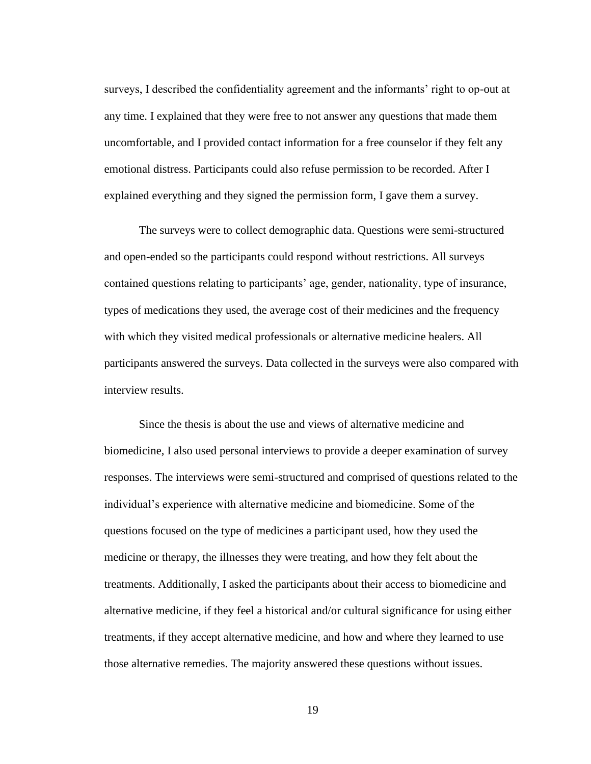surveys, I described the confidentiality agreement and the informants' right to op-out at any time. I explained that they were free to not answer any questions that made them uncomfortable, and I provided contact information for a free counselor if they felt any emotional distress. Participants could also refuse permission to be recorded. After I explained everything and they signed the permission form, I gave them a survey.

The surveys were to collect demographic data. Questions were semi-structured and open-ended so the participants could respond without restrictions. All surveys contained questions relating to participants' age, gender, nationality, type of insurance, types of medications they used, the average cost of their medicines and the frequency with which they visited medical professionals or alternative medicine healers. All participants answered the surveys. Data collected in the surveys were also compared with interview results.

Since the thesis is about the use and views of alternative medicine and biomedicine, I also used personal interviews to provide a deeper examination of survey responses. The interviews were semi-structured and comprised of questions related to the individual's experience with alternative medicine and biomedicine. Some of the questions focused on the type of medicines a participant used, how they used the medicine or therapy, the illnesses they were treating, and how they felt about the treatments. Additionally, I asked the participants about their access to biomedicine and alternative medicine, if they feel a historical and/or cultural significance for using either treatments, if they accept alternative medicine, and how and where they learned to use those alternative remedies. The majority answered these questions without issues.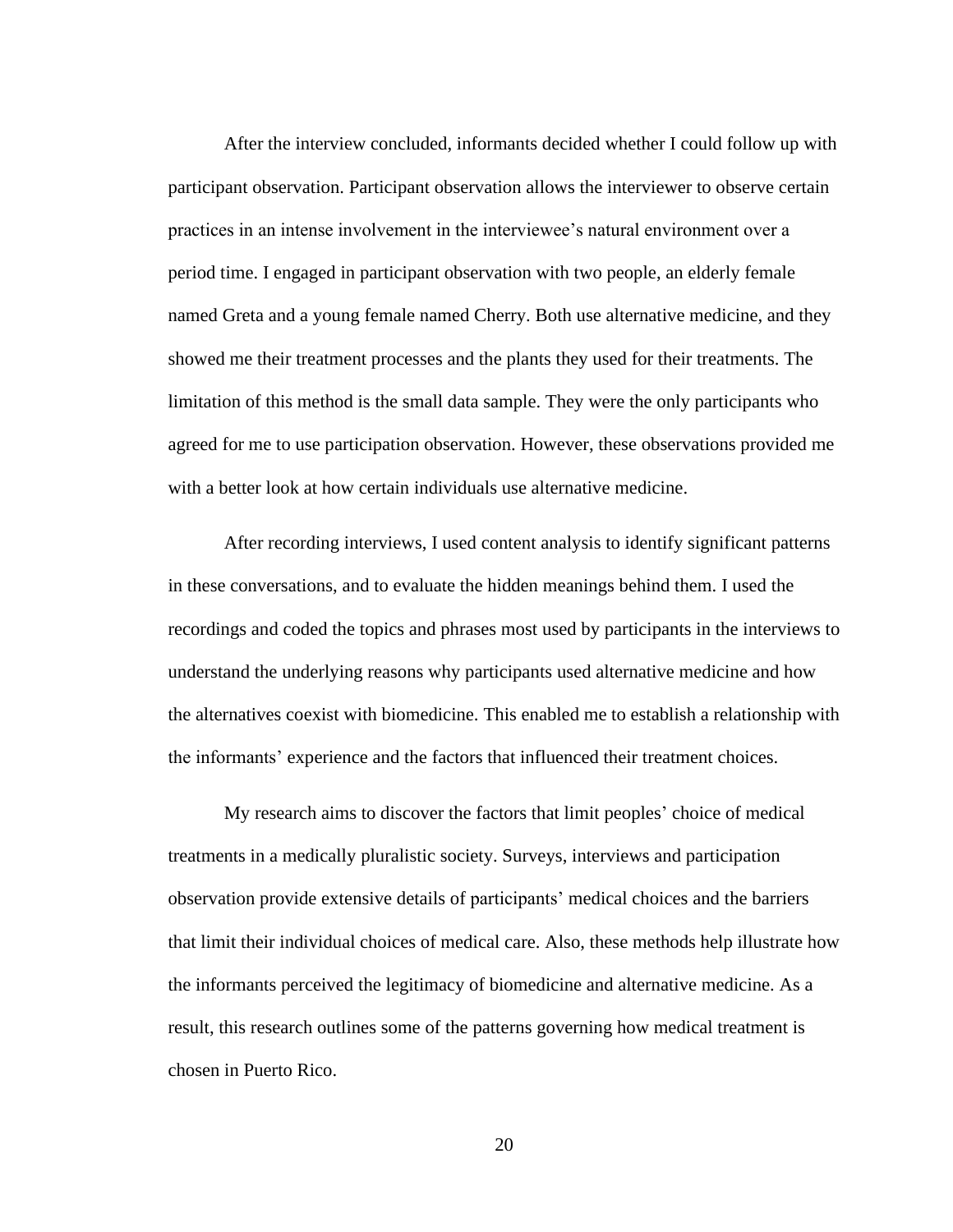After the interview concluded, informants decided whether I could follow up with participant observation. Participant observation allows the interviewer to observe certain practices in an intense involvement in the interviewee's natural environment over a period time. I engaged in participant observation with two people, an elderly female named Greta and a young female named Cherry. Both use alternative medicine, and they showed me their treatment processes and the plants they used for their treatments. The limitation of this method is the small data sample. They were the only participants who agreed for me to use participation observation. However, these observations provided me with a better look at how certain individuals use alternative medicine.

After recording interviews, I used content analysis to identify significant patterns in these conversations, and to evaluate the hidden meanings behind them. I used the recordings and coded the topics and phrases most used by participants in the interviews to understand the underlying reasons why participants used alternative medicine and how the alternatives coexist with biomedicine. This enabled me to establish a relationship with the informants' experience and the factors that influenced their treatment choices.

My research aims to discover the factors that limit peoples' choice of medical treatments in a medically pluralistic society. Surveys, interviews and participation observation provide extensive details of participants' medical choices and the barriers that limit their individual choices of medical care. Also, these methods help illustrate how the informants perceived the legitimacy of biomedicine and alternative medicine. As a result, this research outlines some of the patterns governing how medical treatment is chosen in Puerto Rico.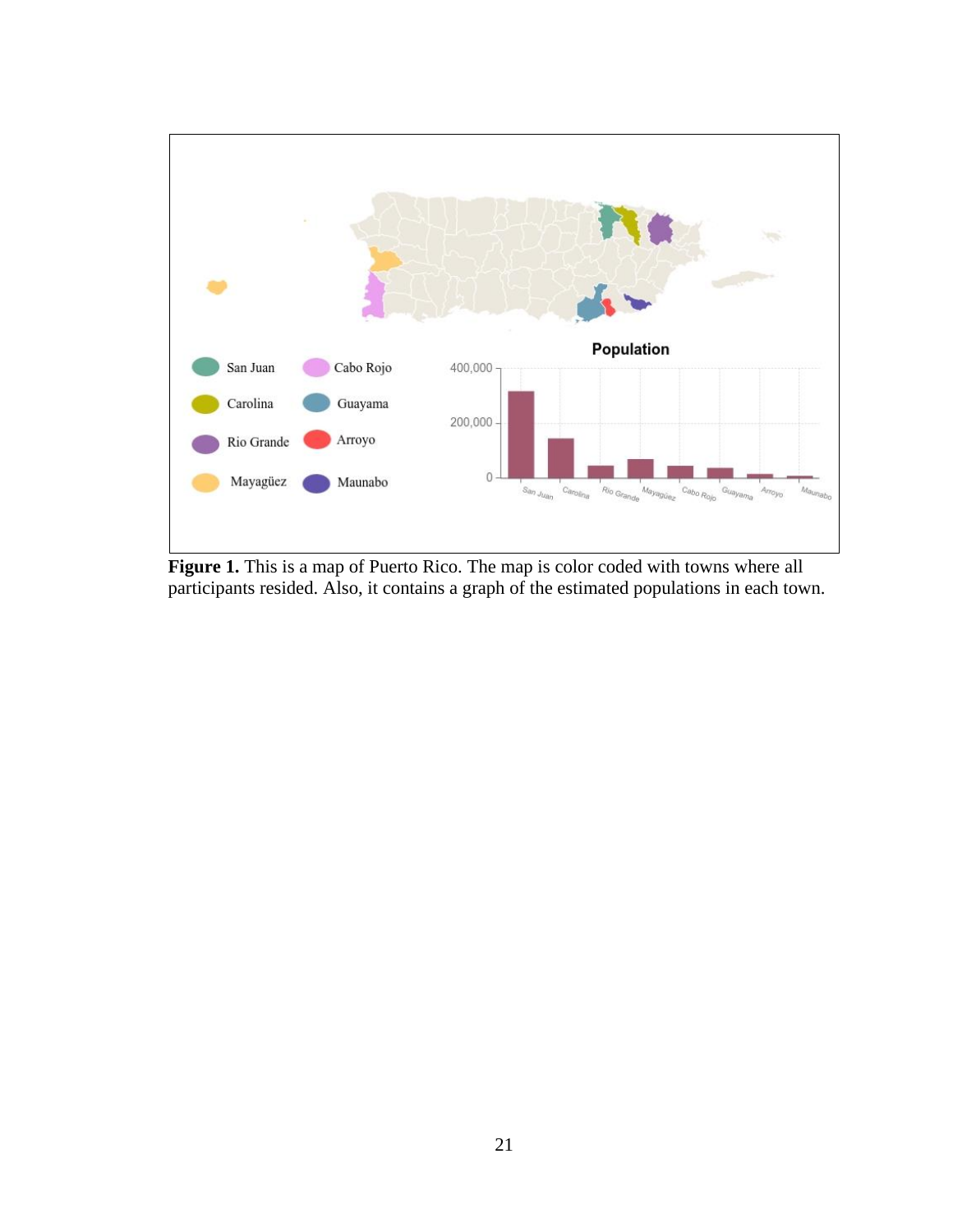**Figure 1.** This is a map of Puerto Rico. The map is color coded with towns where all participants resided. Also, it contains a graph of the estimated populations in each town.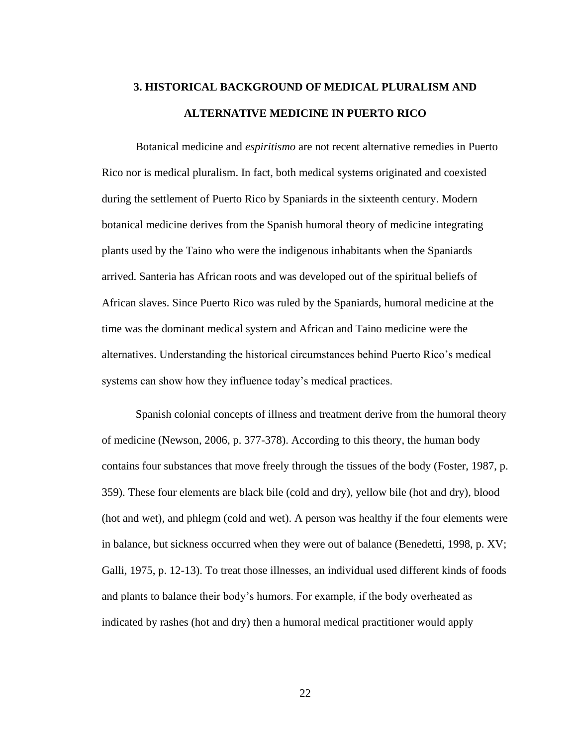# 3. HISTORICAL BACKGROUND OF MEDICAL PLURALISM AND ALTERNATIVE MEDICINE IN PUERTO RICO

Botanical medicine and *espiritismo* are not recent alternative remedies in Puerto Rico nor is medical pluralism. In fact, both medical systems originated and coexisted during the settlement of Puerto Rico by Spaniards in the sixteenth century. Modern botanical medicine derives from the Spanish humoral theory of medicine integrating plants used by the Taino who were the indigenous inhabitants when the Spaniards arrived. Santeria has African roots and was developed out of the spiritual beliefs of African slaves. Since Puerto Rico was ruled by the Spaniards, humoral medicine at the time was the dominant medical system and African and Taino medicine were the alternatives. Understanding the historical circumstances behind Puerto Rico's medical systems can show how they influence today's medical practices.

Spanish colonial concepts of illness and treatment derive from the humoral theory of medicine (Newson, 2006, p. 377-378). According to this theory, the human body contains four substances that move freely through the tissues of the body (Foster, 1987, p. 359). These four elements are black bile (cold and dry), yellow bile (hot and dry), blood (hot and wet), and phlegm (cold and wet). A person was healthy if the four elements were in balance, but sickness occurred when they were out of balance (Benedetti, 1998, p. XV; Galli, 1975, p. 12-13). To treat those illnesses, an individual used different kinds of foods and plants to balance their body's humors. For example, if the body overheated as indicated by rashes (hot and dry) then a humoral medical practitioner would apply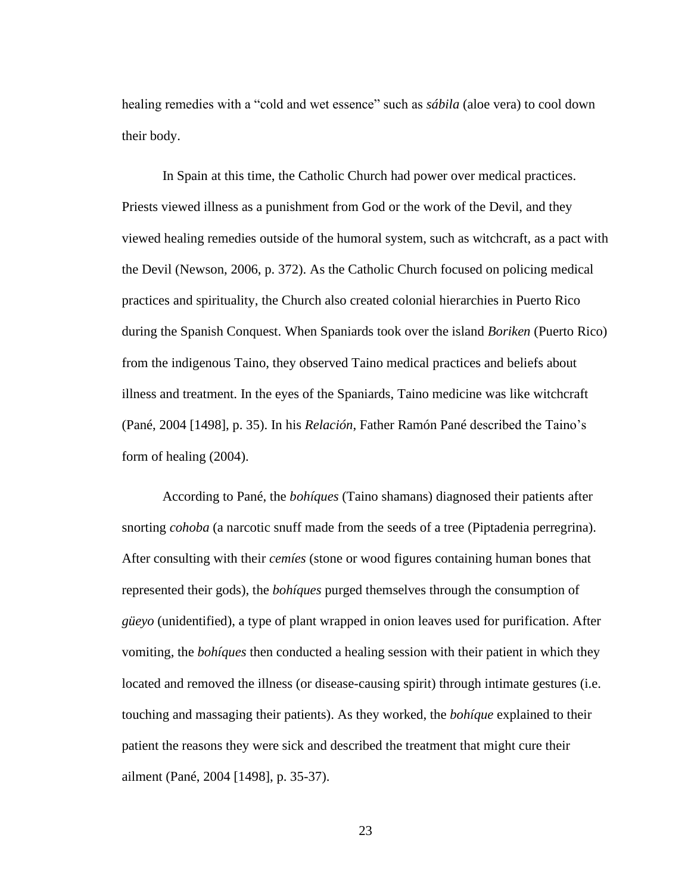healing remedies with a “cold and wet essence” such as *sábila* (aloe vera) to cool down their body.

In Spain at this time, the Catholic Church had power over medical practices. Priests viewed illness as a punishment from God or the work of the Devil, and they viewed healing remedies outside of the humoral system, such as witchcraft, as a pact with the Devil (Newson, 2006, p. 372). As the Catholic Church focused on policing medical practices and spirituality, the Church also created colonial hierarchies in Puerto Rico during the Spanish Conquest. When Spaniards took over the island *Boriken* (Puerto Rico) from the indigenous Taino, they observed Taino medical practices and beliefs about illness and treatment. In the eyes of the Spaniards, Taino medicine was like witchcraft (Pané, 2004 [1498], p. 35). In his *Relación*, Father Ramón Pané described the Taino’s form of healing (2004).

According to Pané, the *bohíques* (Taino shamans) diagnosed their patients after snorting *cohoba* (a narcotic snuff made from the seeds of a tree (Piptadenia perregrina). After consulting with their *cemíes* (stone or wood figures containing human bones that represented their gods), the *bohíques* purged themselves through the consumption of *güeyo* (unidentified), a type of plant wrapped in onion leaves used for purification. After vomiting, the *bohíques* then conducted a healing session with their patient in which they located and removed the illness (or disease-causing spirit) through intimate gestures (i.e. touching and massaging their patients). As they worked, the *bohíque* explained to their patient the reasons they were sick and described the treatment that might cure their ailment (Pané, 2004 [1498], p. 35-37).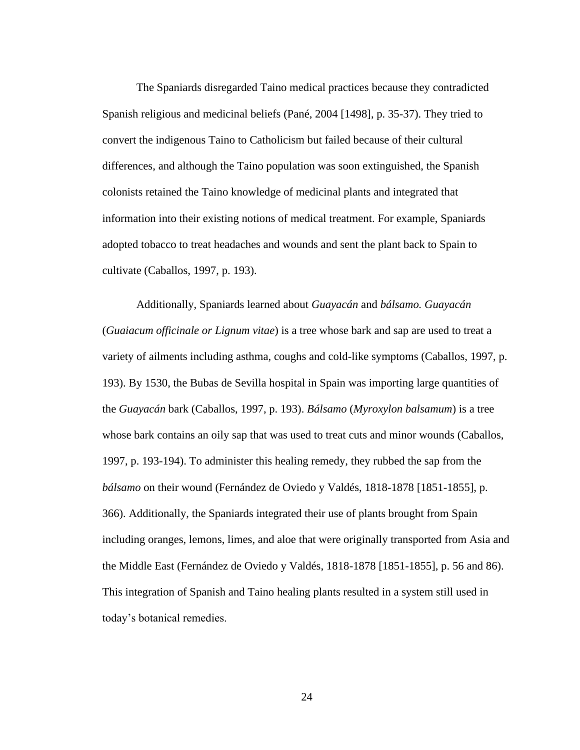The Spaniards disregarded Taino medical practices because they contradicted Spanish religious and medicinal beliefs (Pané, 2004 [1498], p. 35-37). They tried to convert the indigenous Taino to Catholicism but failed because of their cultural differences, and although the Taino population was soon extinguished, the Spanish colonists retained the Taino knowledge of medicinal plants and integrated that information into their existing notions of medical treatment. For example, Spaniards adopted tobacco to treat headaches and wounds and sent the plant back to Spain to cultivate (Caballos, 1997, p. 193).

Additionally, Spaniards learned about *Guayacán* and *bálsamo. Guayacán* (*Guaiacum officinale or Lignum vitae*) is a tree whose bark and sap are used to treat a variety of ailments including asthma, coughs and cold-like symptoms (Caballos, 1997, p. 193). By 1530, the Bubas de Sevilla hospital in Spain was importing large quantities of the *Guayacán* bark (Caballos, 1997, p. 193). *Bálsamo* (*Myroxylon balsamum*) is a tree whose bark contains an oily sap that was used to treat cuts and minor wounds (Caballos, 1997, p. 193-194). To administer this healing remedy, they rubbed the sap from the *bálsamo* on their wound (Fernández de Oviedo y Valdés, 1818-1878 [1851-1855], p. 366). Additionally, the Spaniards integrated their use of plants brought from Spain including oranges, lemons, limes, and aloe that were originally transported from Asia and the Middle East (Fernández de Oviedo y Valdés, 1818-1878 [1851-1855], p. 56 and 86). This integration of Spanish and Taino healing plants resulted in a system still used in today's botanical remedies.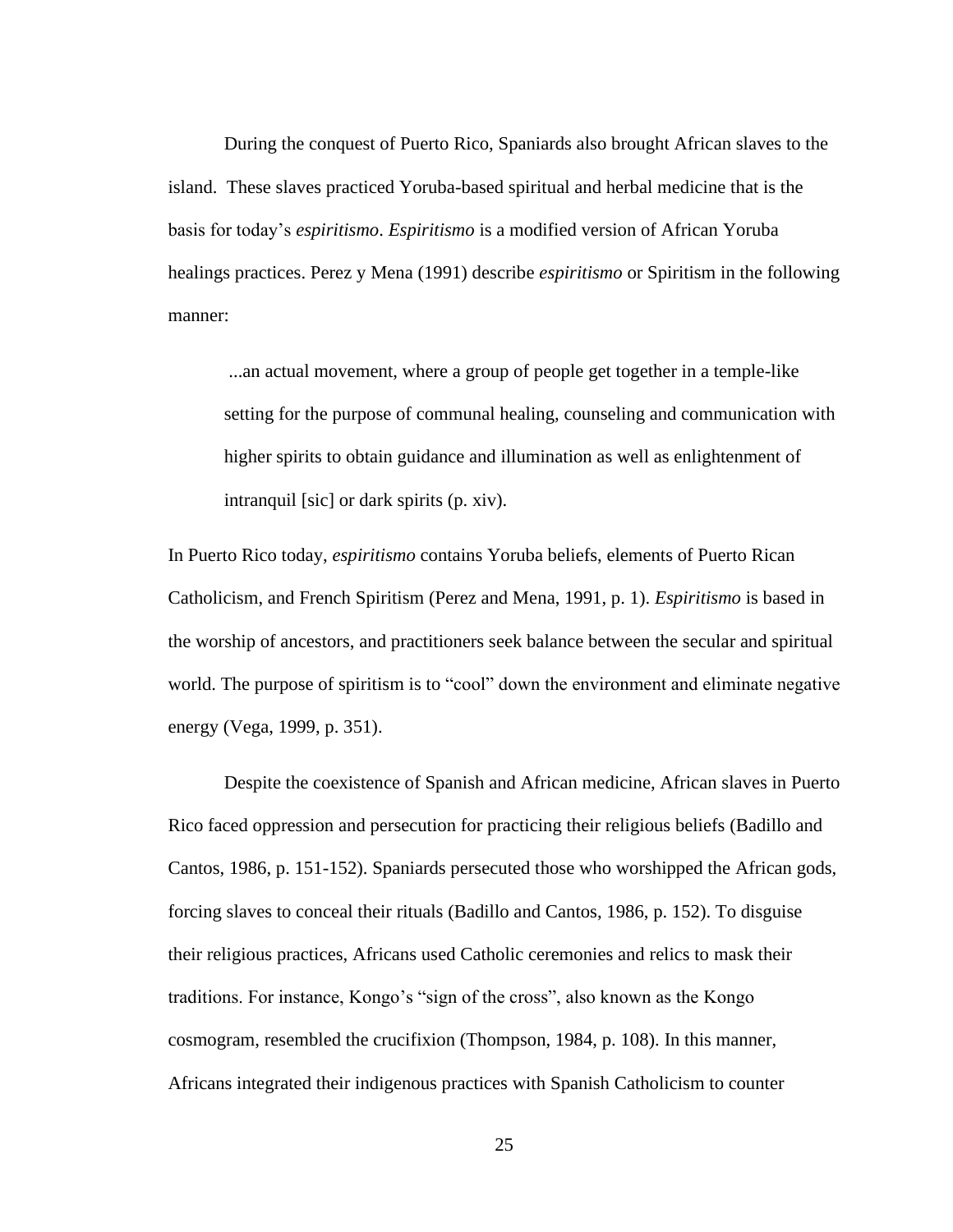During the conquest of Puerto Rico, Spaniards also brought African slaves to the island. These slaves practiced Yoruba-based spiritual and herbal medicine that is the basis for today's *espiritismo*. *Espiritismo* is a modified version of African Yoruba healings practices. Perez y Mena (1991) describe *espiritismo* or Spiritism in the following manner:

> ...an actual movement, where a group of people get together in a temple-like setting for the purpose of communal healing, counseling and communication with higher spirits to obtain guidance and illumination as well as enlightenment of intranquil [sic] or dark spirits (p. xiv).

In Puerto Rico today, *espiritismo* contains Yoruba beliefs, elements of Puerto Rican Catholicism, and French Spiritism (Perez and Mena, 1991, p. 1). *Espiritismo* is based in the worship of ancestors, and practitioners seek balance between the secular and spiritual world. The purpose of spiritism is to "cool" down the environment and eliminate negative energy (Vega, 1999, p. 351).

Despite the coexistence of Spanish and African medicine, African slaves in Puerto Rico faced oppression and persecution for practicing their religious beliefs (Badillo and Cantos, 1986, p. 151-152). Spaniards persecuted those who worshipped the African gods, forcing slaves to conceal their rituals (Badillo and Cantos, 1986, p. 152). To disguise their religious practices, Africans used Catholic ceremonies and relics to mask their traditions. For instance, Kongo's "sign of the cross", also known as the Kongo cosmogram, resembled the crucifixion (Thompson, 1984, p. 108). In this manner, Africans integrated their indigenous practices with Spanish Catholicism to counter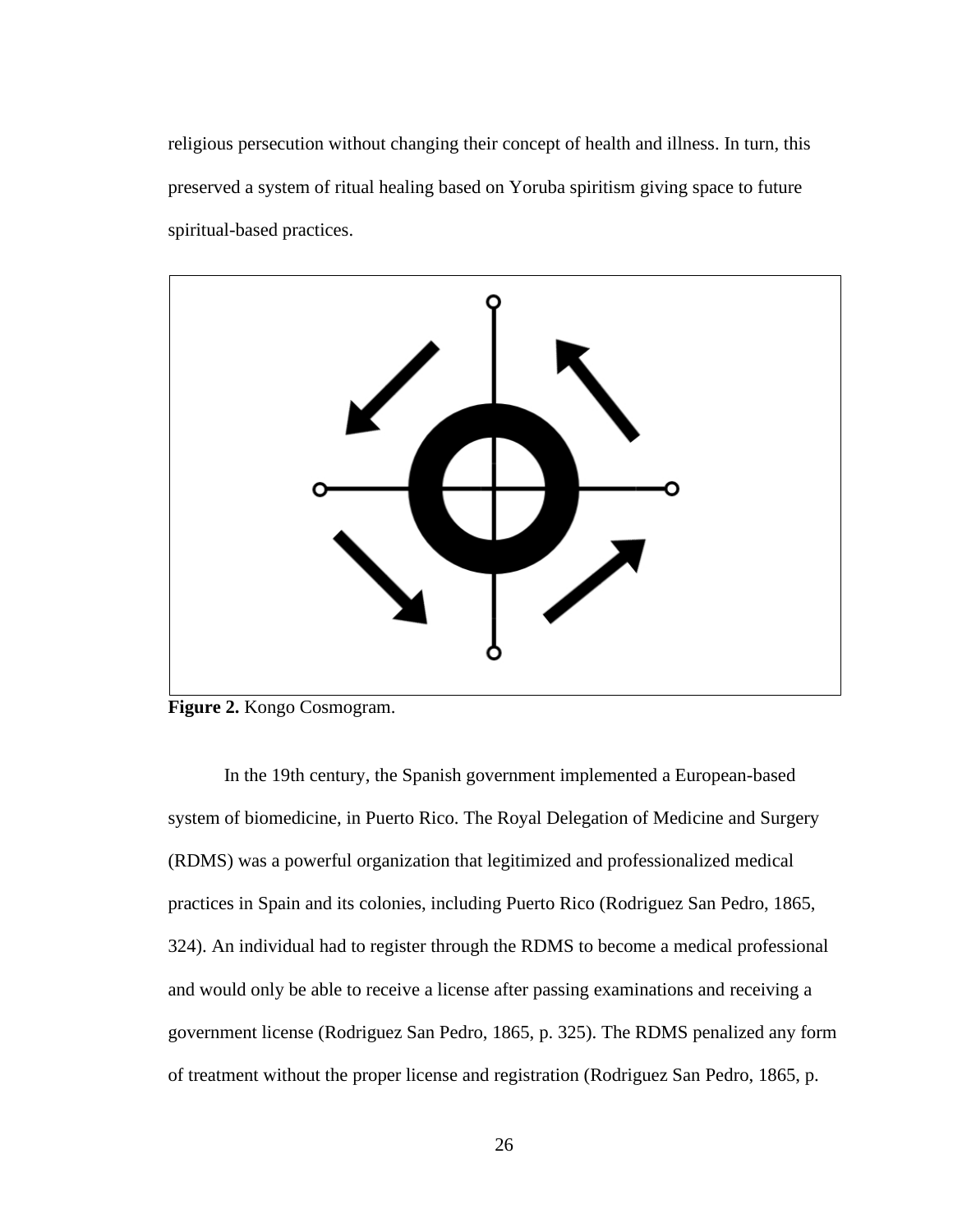religious persecution without changing their concept of health and illness. In turn, this preserved a system of ritual healing based on Yoruba spiritism giving space to future spiritual-based practices.

**Figure 2.** Kongo Cosmogram.

In the 19th century, the Spanish government implemented a European-based system of biomedicine, in Puerto Rico. The Royal Delegation of Medicine and Surgery (RDMS) was a powerful organization that legitimized and professionalized medical practices in Spain and its colonies, including Puerto Rico (Rodriguez San Pedro, 1865, 324). An individual had to register through the RDMS to become a medical professional and would only be able to receive a license after passing examinations and receiving a government license (Rodriguez San Pedro, 1865, p. 325). The RDMS penalized any form of treatment without the proper license and registration (Rodriguez San Pedro, 1865, p.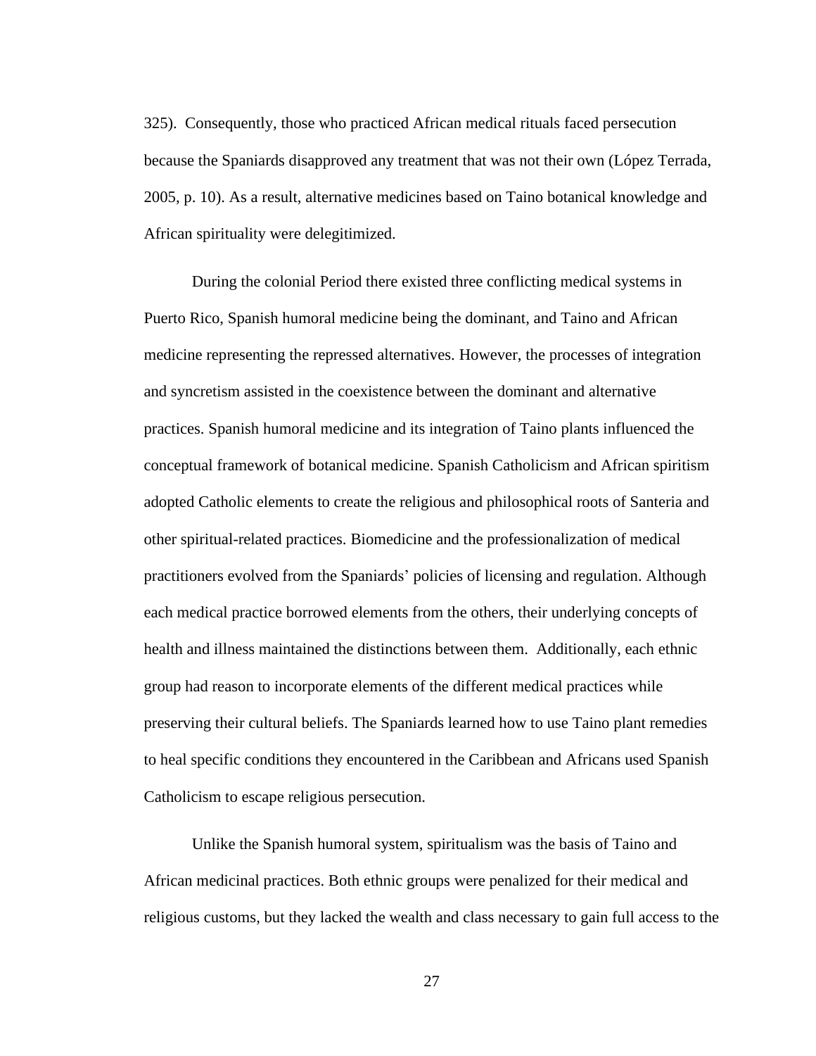325). Consequently, those who practiced African medical rituals faced persecution because the Spaniards disapproved any treatment that was not their own (López Terrada, 2005, p. 10). As a result, alternative medicines based on Taino botanical knowledge and African spirituality were delegitimized.

During the colonial Period there existed three conflicting medical systems in Puerto Rico, Spanish humoral medicine being the dominant, and Taino and African medicine representing the repressed alternatives. However, the processes of integration and syncretism assisted in the coexistence between the dominant and alternative practices. Spanish humoral medicine and its integration of Taino plants influenced the conceptual framework of botanical medicine. Spanish Catholicism and African spiritism adopted Catholic elements to create the religious and philosophical roots of Santeria and other spiritual-related practices. Biomedicine and the professionalization of medical practitioners evolved from the Spaniards' policies of licensing and regulation. Although each medical practice borrowed elements from the others, their underlying concepts of health and illness maintained the distinctions between them. Additionally, each ethnic group had reason to incorporate elements of the different medical practices while preserving their cultural beliefs. The Spaniards learned how to use Taino plant remedies to heal specific conditions they encountered in the Caribbean and Africans used Spanish Catholicism to escape religious persecution.

Unlike the Spanish humoral system, spiritualism was the basis of Taino and African medicinal practices. Both ethnic groups were penalized for their medical and religious customs, but they lacked the wealth and class necessary to gain full access to the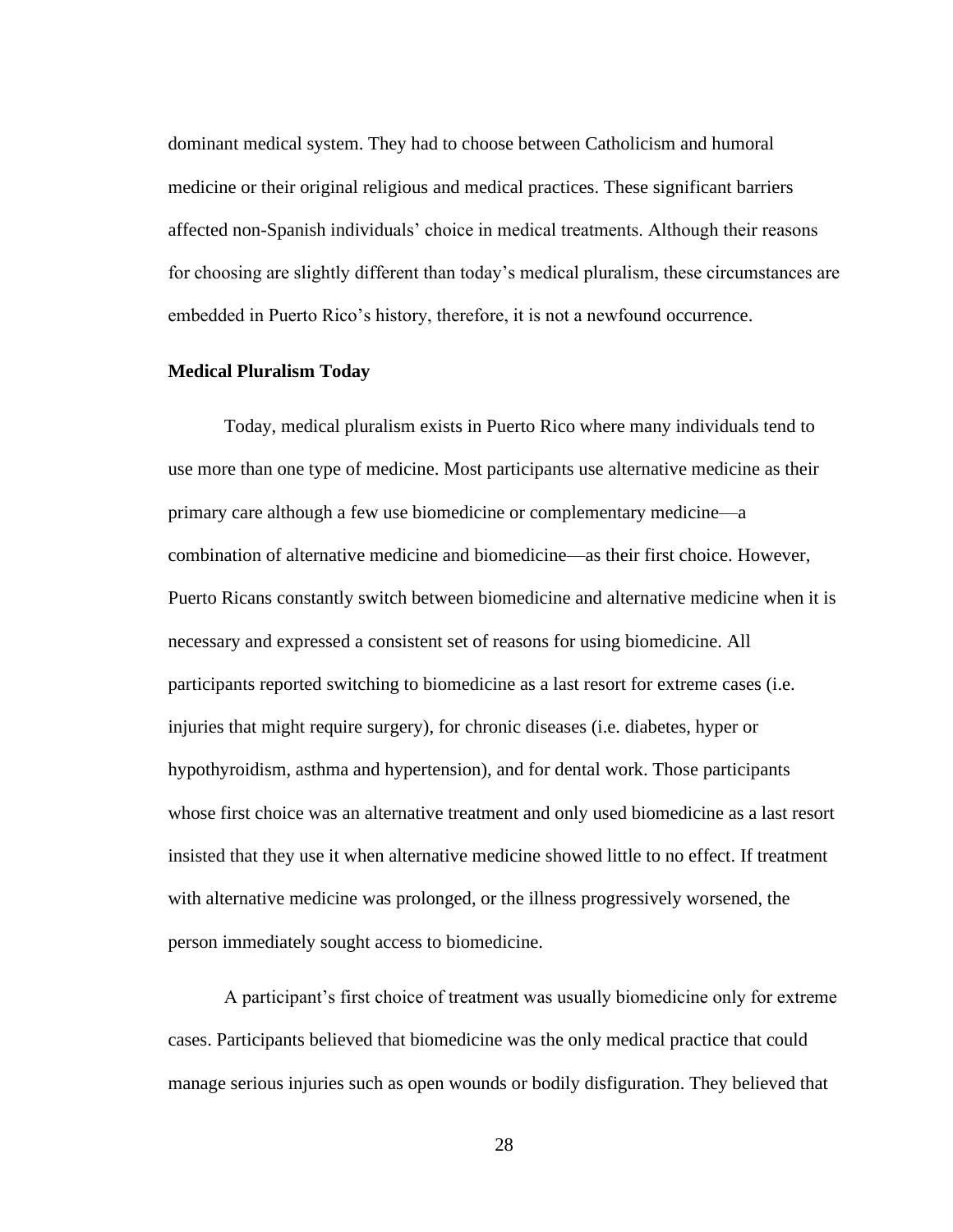dominant medical system. They had to choose between Catholicism and humoral medicine or their original religious and medical practices. These significant barriers affected non-Spanish individuals' choice in medical treatments. Although their reasons for choosing are slightly different than today's medical pluralism, these circumstances are embedded in Puerto Rico's history, therefore, it is not a newfound occurrence.

**Medical Pluralism Today**

Today, medical pluralism exists in Puerto Rico where many individuals tend to use more than one type of medicine. Most participants use alternative medicine as their primary care although a few use biomedicine or complementary medicine—a combination of alternative medicine and biomedicine—as their first choice. However, Puerto Ricans constantly switch between biomedicine and alternative medicine when it is necessary and expressed a consistent set of reasons for using biomedicine. All participants reported switching to biomedicine as a last resort for extreme cases (i.e. injuries that might require surgery), for chronic diseases (i.e. diabetes, hyper or hypothyroidism, asthma and hypertension), and for dental work. Those participants whose first choice was an alternative treatment and only used biomedicine as a last resort insisted that they use it when alternative medicine showed little to no effect. If treatment with alternative medicine was prolonged, or the illness progressively worsened, the person immediately sought access to biomedicine.

A participant's first choice of treatment was usually biomedicine only for extreme cases. Participants believed that biomedicine was the only medical practice that could manage serious injuries such as open wounds or bodily disfiguration. They believed that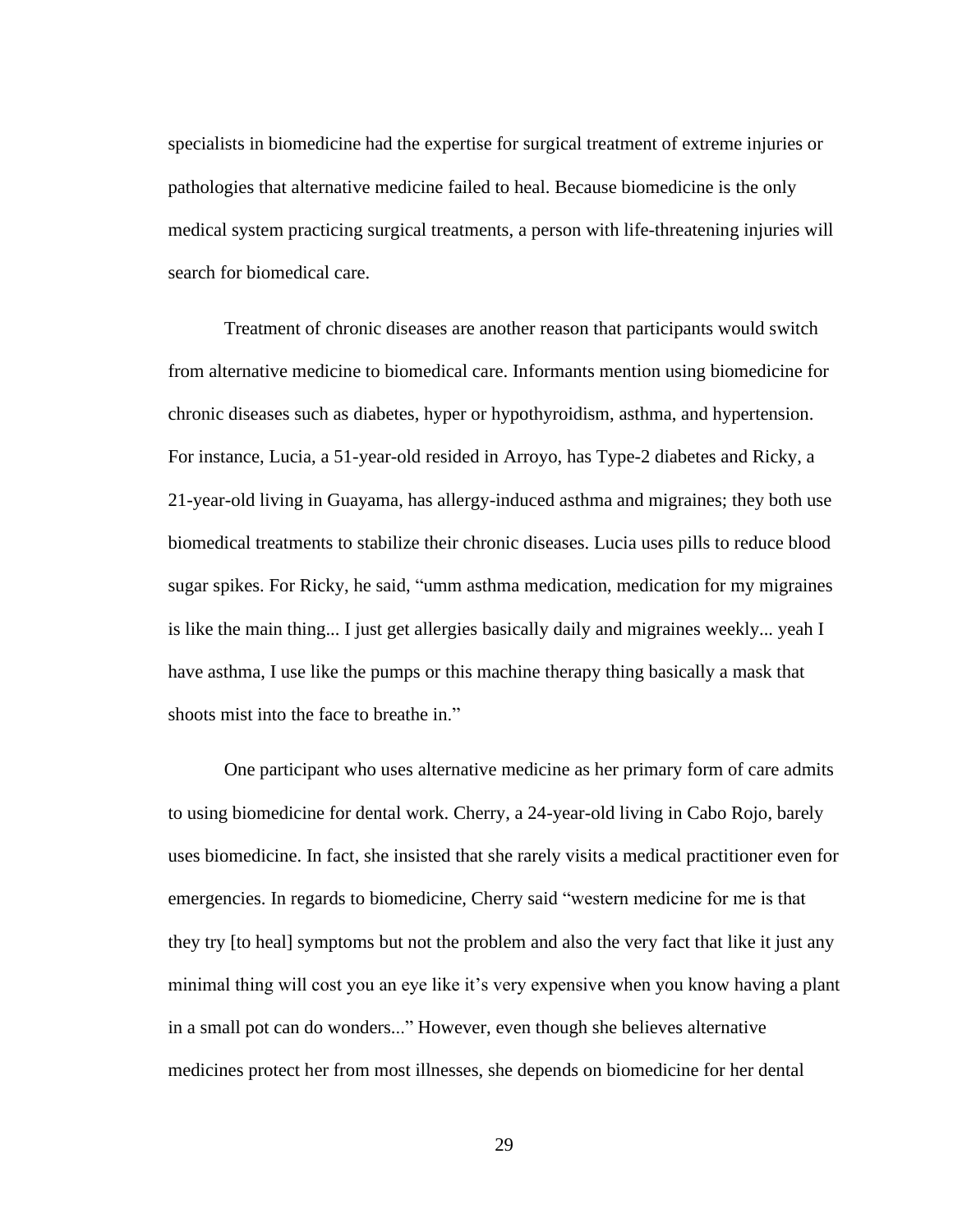specialists in biomedicine had the expertise for surgical treatment of extreme injuries or pathologies that alternative medicine failed to heal. Because biomedicine is the only medical system practicing surgical treatments, a person with life-threatening injuries will search for biomedical care.

Treatment of chronic diseases are another reason that participants would switch from alternative medicine to biomedical care. Informants mention using biomedicine for chronic diseases such as diabetes, hyper or hypothyroidism, asthma, and hypertension. For instance, Lucia, a 51-year-old resided in Arroyo, has Type-2 diabetes and Ricky, a 21-year-old living in Guayama, has allergy-induced asthma and migraines; they both use biomedical treatments to stabilize their chronic diseases. Lucia uses pills to reduce blood sugar spikes. For Ricky, he said, "umm asthma medication, medication for my migraines is like the main thing... I just get allergies basically daily and migraines weekly... yeah I have asthma, I use like the pumps or this machine therapy thing basically a mask that shoots mist into the face to breathe in."

One participant who uses alternative medicine as her primary form of care admits to using biomedicine for dental work. Cherry, a 24-year-old living in Cabo Rojo, barely uses biomedicine. In fact, she insisted that she rarely visits a medical practitioner even for emergencies. In regards to biomedicine, Cherry said "western medicine for me is that they try [to heal] symptoms but not the problem and also the very fact that like it just any minimal thing will cost you an eye like it's very expensive when you know having a plant in a small pot can do wonders..." However, even though she believes alternative medicines protect her from most illnesses, she depends on biomedicine for her dental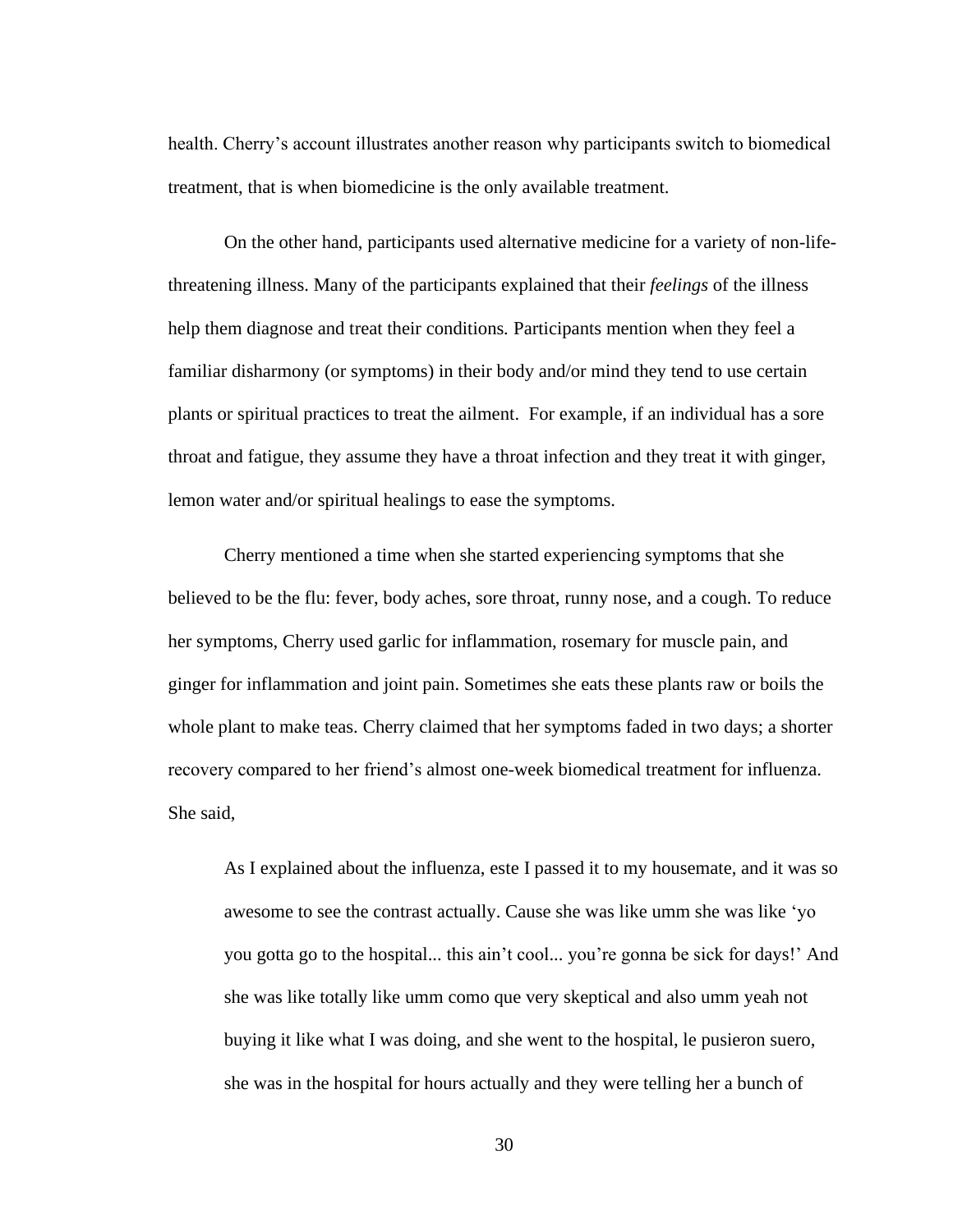health. Cherry's account illustrates another reason why participants switch to biomedical treatment, that is when biomedicine is the only available treatment.

On the other hand, participants used alternative medicine for a variety of non-life-threatening illness. Many of the participants explained that their *feelings* of the illness help them diagnose and treat their conditions. Participants mention when they feel a familiar disharmony (or symptoms) in their body and/or mind they tend to use certain plants or spiritual practices to treat the ailment. For example, if an individual has a sore throat and fatigue, they assume they have a throat infection and they treat it with ginger, lemon water and/or spiritual healings to ease the symptoms.

Cherry mentioned a time when she started experiencing symptoms that she believed to be the flu: fever, body aches, sore throat, runny nose, and a cough. To reduce her symptoms, Cherry used garlic for inflammation, rosemary for muscle pain, and ginger for inflammation and joint pain. Sometimes she eats these plants raw or boils the whole plant to make teas. Cherry claimed that her symptoms faded in two days; a shorter recovery compared to her friend's almost one-week biomedical treatment for influenza. She said,

> As I explained about the influenza, este I passed it to my housemate, and it was so awesome to see the contrast actually. Cause she was like umm she was like 'yo you gotta go to the hospital... this ain't cool... you're gonna be sick for days!' And she was like totally like umm como que very skeptical and also umm yeah not buying it like what I was doing, and she went to the hospital, le pusieron suero, she was in the hospital for hours actually and they were telling her a bunch of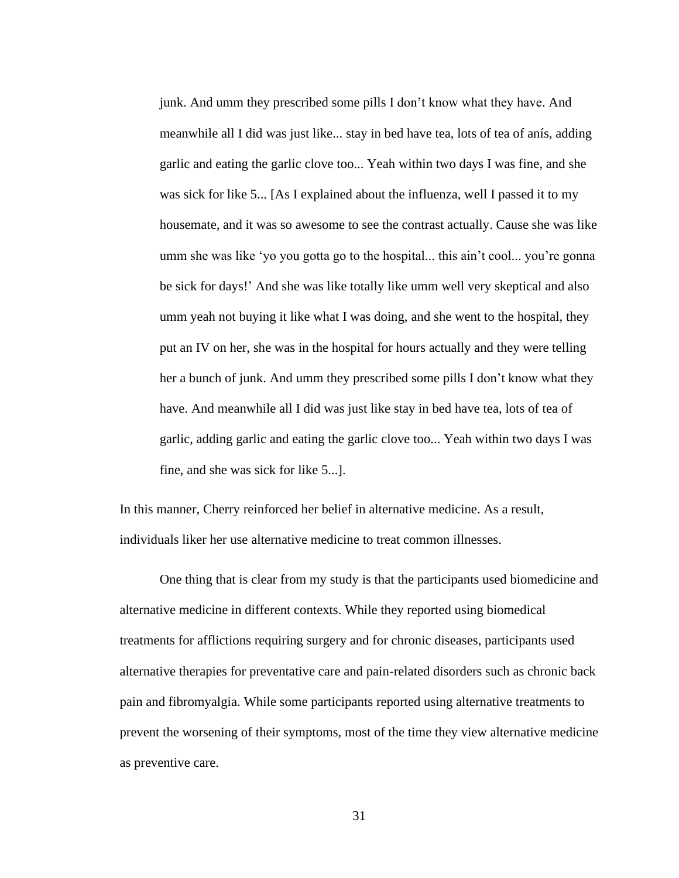> junk. And umm they prescribed some pills I don't know what they have. And meanwhile all I did was just like... stay in bed have tea, lots of tea of anís, adding garlic and eating the garlic clove too... Yeah within two days I was fine, and she was sick for like 5... [As I explained about the influenza, well I passed it to my housemate, and it was so awesome to see the contrast actually. Cause she was like umm she was like 'yo you gotta go to the hospital... this ain't cool... you're gonna be sick for days!' And she was like totally like umm well very skeptical and also umm yeah not buying it like what I was doing, and she went to the hospital, they put an IV on her, she was in the hospital for hours actually and they were telling her a bunch of junk. And umm they prescribed some pills I don't know what they have. And meanwhile all I did was just like stay in bed have tea, lots of tea of garlic, adding garlic and eating the garlic clove too... Yeah within two days I was fine, and she was sick for like 5...].

In this manner, Cherry reinforced her belief in alternative medicine. As a result, individuals liker her use alternative medicine to treat common illnesses.

One thing that is clear from my study is that the participants used biomedicine and alternative medicine in different contexts. While they reported using biomedical treatments for afflictions requiring surgery and for chronic diseases, participants used alternative therapies for preventative care and pain-related disorders such as chronic back pain and fibromyalgia. While some participants reported using alternative treatments to prevent the worsening of their symptoms, most of the time they view alternative medicine as preventive care.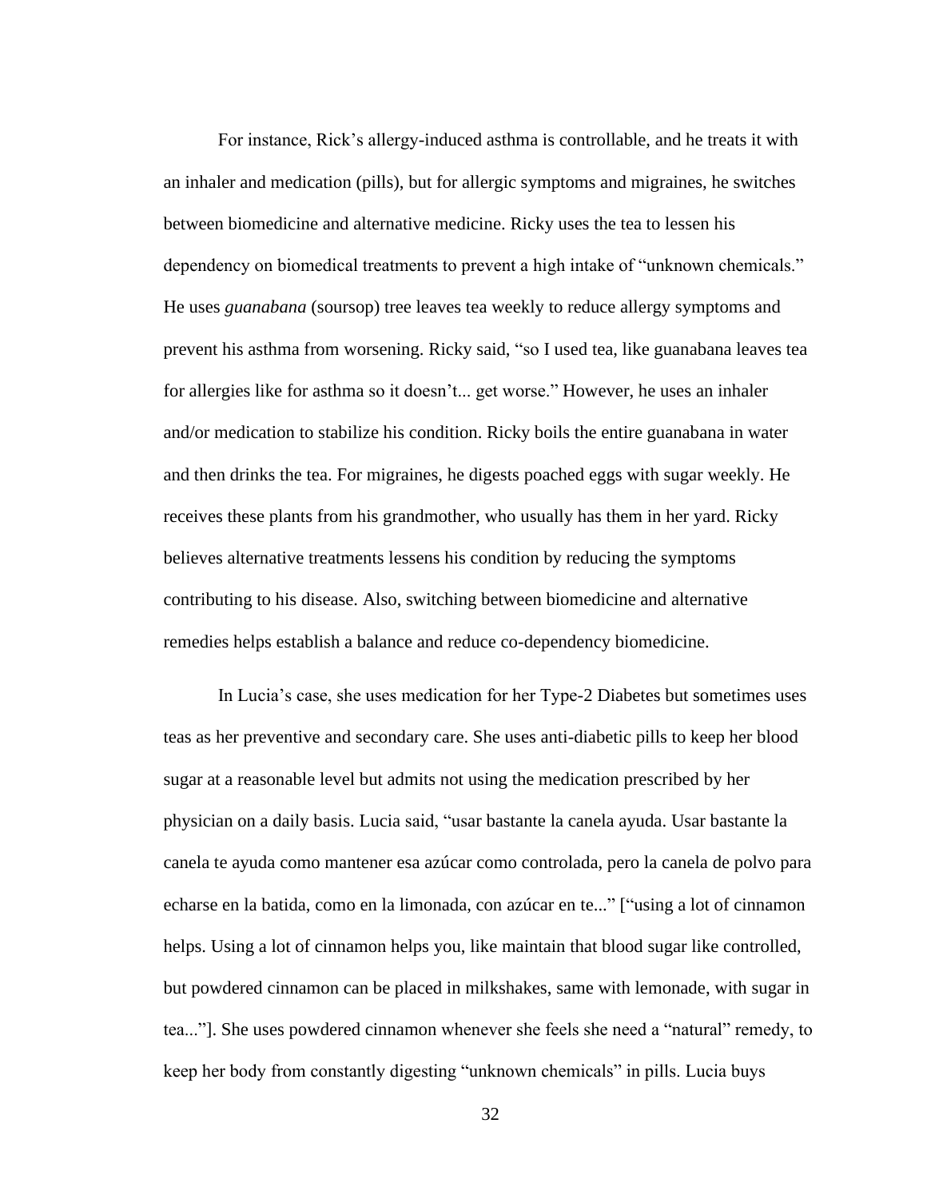For instance, Rick's allergy-induced asthma is controllable, and he treats it with an inhaler and medication (pills), but for allergic symptoms and migraines, he switches between biomedicine and alternative medicine. Ricky uses the tea to lessen his dependency on biomedical treatments to prevent a high intake of "unknown chemicals." He uses *guanabana* (soursop) tree leaves tea weekly to reduce allergy symptoms and prevent his asthma from worsening. Ricky said, "so I used tea, like guanabana leaves tea for allergies like for asthma so it doesn't... get worse." However, he uses an inhaler and/or medication to stabilize his condition. Ricky boils the entire guanabana in water and then drinks the tea. For migraines, he digests poached eggs with sugar weekly. He receives these plants from his grandmother, who usually has them in her yard. Ricky believes alternative treatments lessens his condition by reducing the symptoms contributing to his disease. Also, switching between biomedicine and alternative remedies helps establish a balance and reduce co-dependency biomedicine.

In Lucia's case, she uses medication for her Type-2 Diabetes but sometimes uses teas as her preventive and secondary care. She uses anti-diabetic pills to keep her blood sugar at a reasonable level but admits not using the medication prescribed by her physician on a daily basis. Lucia said, "usar bastante la canela ayuda. Usar bastante la canela te ayuda como mantener esa azúcar como controlada, pero la canela de polvo para echarse en la batida, como en la limonada, con azúcar en te..." ["using a lot of cinnamon helps. Using a lot of cinnamon helps you, like maintain that blood sugar like controlled, but powdered cinnamon can be placed in milkshakes, same with lemonade, with sugar in tea..."]. She uses powdered cinnamon whenever she feels she need a "natural" remedy, to keep her body from constantly digesting "unknown chemicals" in pills. Lucia buys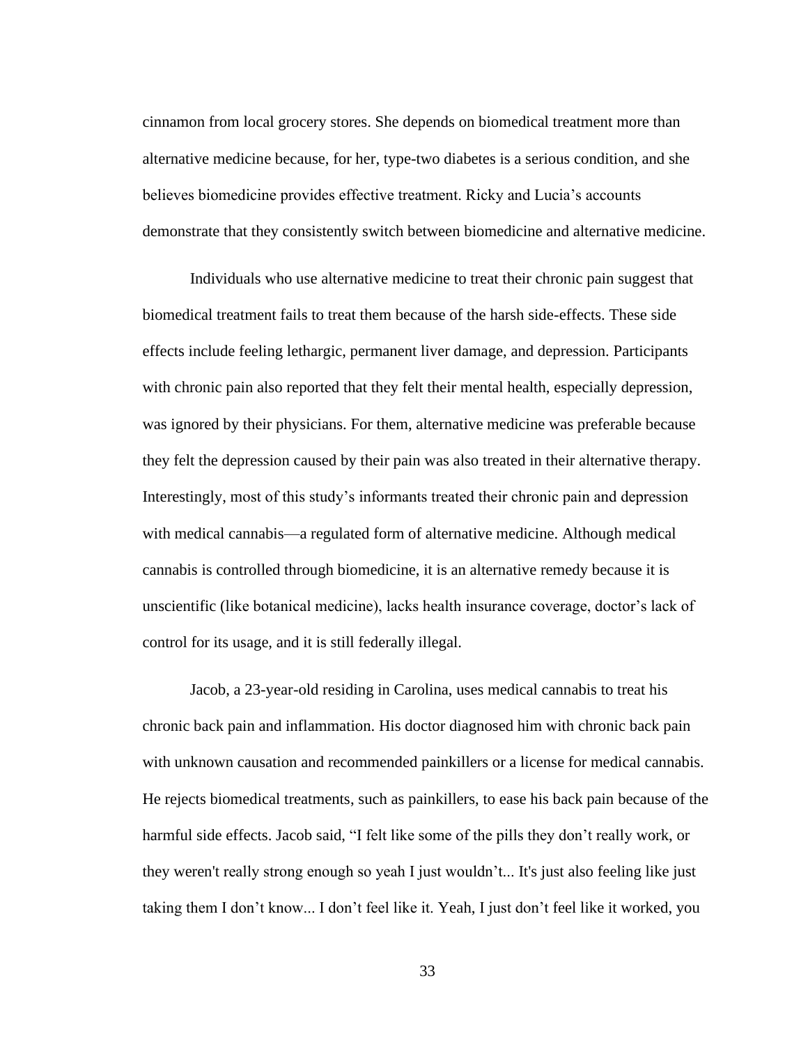cinnamon from local grocery stores. She depends on biomedical treatment more than alternative medicine because, for her, type-two diabetes is a serious condition, and she believes biomedicine provides effective treatment. Ricky and Lucia's accounts demonstrate that they consistently switch between biomedicine and alternative medicine.

Individuals who use alternative medicine to treat their chronic pain suggest that biomedical treatment fails to treat them because of the harsh side-effects. These side effects include feeling lethargic, permanent liver damage, and depression. Participants with chronic pain also reported that they felt their mental health, especially depression, was ignored by their physicians. For them, alternative medicine was preferable because they felt the depression caused by their pain was also treated in their alternative therapy. Interestingly, most of this study's informants treated their chronic pain and depression with medical cannabis—a regulated form of alternative medicine. Although medical cannabis is controlled through biomedicine, it is an alternative remedy because it is unscientific (like botanical medicine), lacks health insurance coverage, doctor's lack of control for its usage, and it is still federally illegal.

Jacob, a 23-year-old residing in Carolina, uses medical cannabis to treat his chronic back pain and inflammation. His doctor diagnosed him with chronic back pain with unknown causation and recommended painkillers or a license for medical cannabis. He rejects biomedical treatments, such as painkillers, to ease his back pain because of the harmful side effects. Jacob said, "I felt like some of the pills they don't really work, or they weren't really strong enough so yeah I just wouldn't... It's just also feeling like just taking them I don't know... I don't feel like it. Yeah, I just don't feel like it worked, you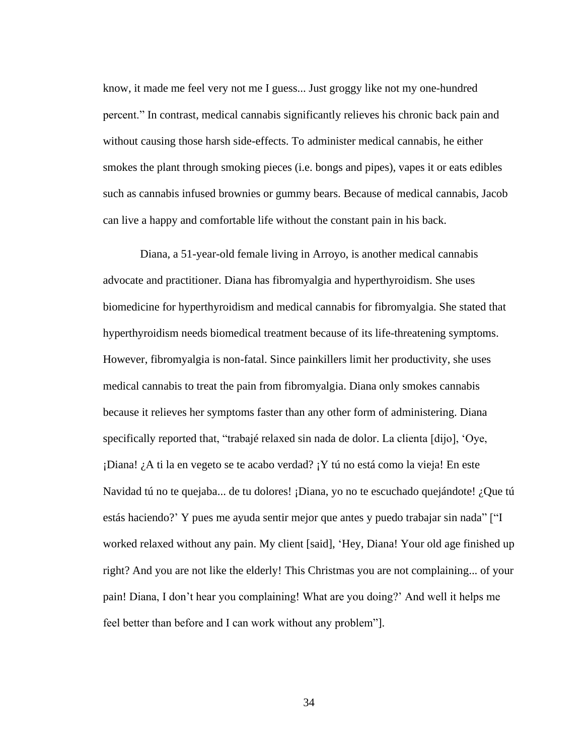know, it made me feel very not me I guess... Just groggy like not my one-hundred percent." In contrast, medical cannabis significantly relieves his chronic back pain and without causing those harsh side-effects. To administer medical cannabis, he either smokes the plant through smoking pieces (i.e. bongs and pipes), vapes it or eats edibles such as cannabis infused brownies or gummy bears. Because of medical cannabis, Jacob can live a happy and comfortable life without the constant pain in his back.

Diana, a 51-year-old female living in Arroyo, is another medical cannabis advocate and practitioner. Diana has fibromyalgia and hyperthyroidism. She uses biomedicine for hyperthyroidism and medical cannabis for fibromyalgia. She stated that hyperthyroidism needs biomedical treatment because of its life-threatening symptoms. However, fibromyalgia is non-fatal. Since painkillers limit her productivity, she uses medical cannabis to treat the pain from fibromyalgia. Diana only smokes cannabis because it relieves her symptoms faster than any other form of administering. Diana specifically reported that, "trabajé relaxed sin nada de dolor. La clienta [dijo], 'Oye, ¡Diana! ¿A ti la en vegeto se te acabo verdad? ¡Y tú no está como la vieja! En este Navidad tú no te quejaba... de tu dolores! ¡Diana, yo no te escuchado quejándote! ¿Que tú estás haciendo?' Y pues me ayuda sentir mejor que antes y puedo trabajar sin nada" ["I worked relaxed without any pain. My client [said], 'Hey, Diana! Your old age finished up right? And you are not like the elderly! This Christmas you are not complaining... of your pain! Diana, I don't hear you complaining! What are you doing?' And well it helps me feel better than before and I can work without any problem"].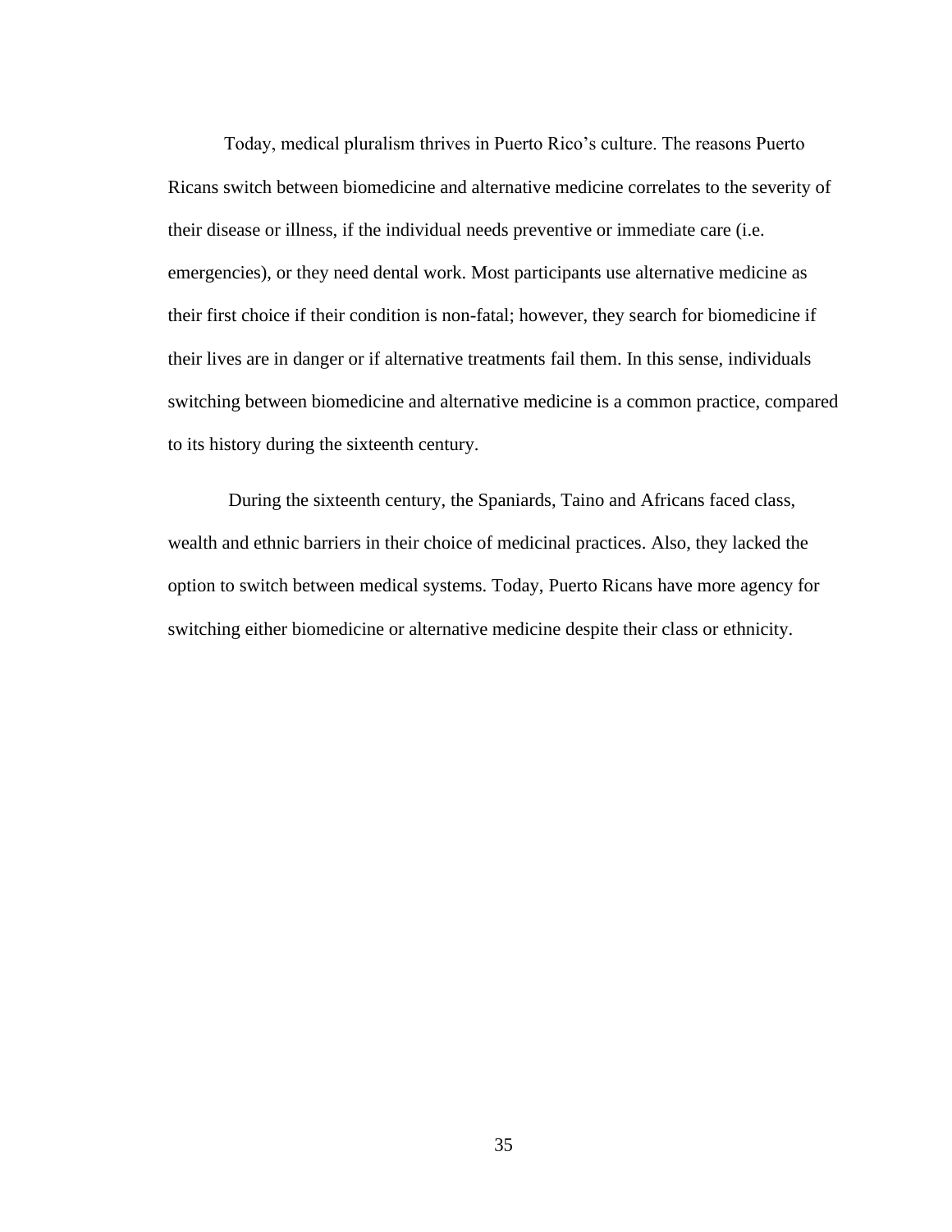Today, medical pluralism thrives in Puerto Rico's culture. The reasons Puerto Ricans switch between biomedicine and alternative medicine correlates to the severity of their disease or illness, if the individual needs preventive or immediate care (i.e. emergencies), or they need dental work. Most participants use alternative medicine as their first choice if their condition is non-fatal; however, they search for biomedicine if their lives are in danger or if alternative treatments fail them. In this sense, individuals switching between biomedicine and alternative medicine is a common practice, compared to its history during the sixteenth century.

During the sixteenth century, the Spaniards, Taino and Africans faced class, wealth and ethnic barriers in their choice of medicinal practices. Also, they lacked the option to switch between medical systems. Today, Puerto Ricans have more agency for switching either biomedicine or alternative medicine despite their class or ethnicity.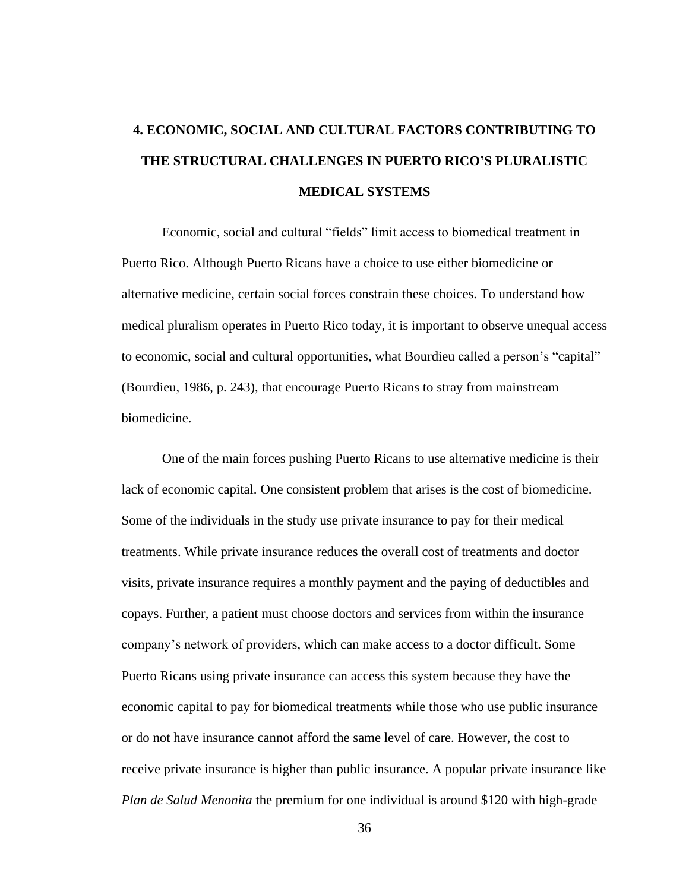# 4. ECONOMIC, SOCIAL AND CULTURAL FACTORS CONTRIBUTING TO THE STRUCTURAL CHALLENGES IN PUERTO RICO'S PLURALISTIC MEDICAL SYSTEMS

Economic, social and cultural "fields" limit access to biomedical treatment in Puerto Rico. Although Puerto Ricans have a choice to use either biomedicine or alternative medicine, certain social forces constrain these choices. To understand how medical pluralism operates in Puerto Rico today, it is important to observe unequal access to economic, social and cultural opportunities, what Bourdieu called a person's "capital" (Bourdieu, 1986, p. 243), that encourage Puerto Ricans to stray from mainstream biomedicine.

One of the main forces pushing Puerto Ricans to use alternative medicine is their lack of economic capital. One consistent problem that arises is the cost of biomedicine. Some of the individuals in the study use private insurance to pay for their medical treatments. While private insurance reduces the overall cost of treatments and doctor visits, private insurance requires a monthly payment and the paying of deductibles and copays. Further, a patient must choose doctors and services from within the insurance company's network of providers, which can make access to a doctor difficult. Some Puerto Ricans using private insurance can access this system because they have the economic capital to pay for biomedical treatments while those who use public insurance or do not have insurance cannot afford the same level of care. However, the cost to receive private insurance is higher than public insurance. A popular private insurance like *Plan de Salud Menonita* the premium for one individual is around $120 with high-grade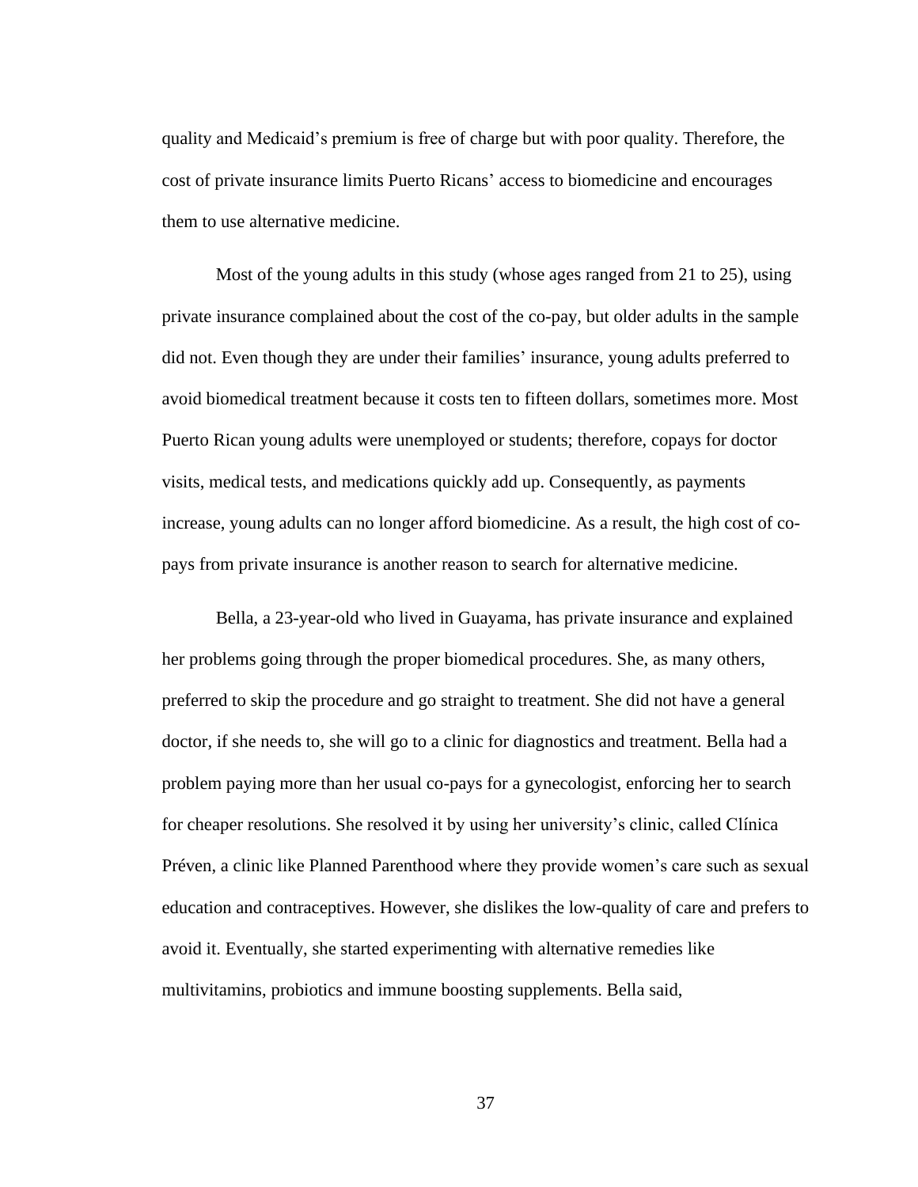quality and Medicaid's premium is free of charge but with poor quality. Therefore, the cost of private insurance limits Puerto Ricans' access to biomedicine and encourages them to use alternative medicine.

Most of the young adults in this study (whose ages ranged from 21 to 25), using private insurance complained about the cost of the co-pay, but older adults in the sample did not. Even though they are under their families' insurance, young adults preferred to avoid biomedical treatment because it costs ten to fifteen dollars, sometimes more. Most Puerto Rican young adults were unemployed or students; therefore, copays for doctor visits, medical tests, and medications quickly add up. Consequently, as payments increase, young adults can no longer afford biomedicine. As a result, the high cost of co-pays from private insurance is another reason to search for alternative medicine.

Bella, a 23-year-old who lived in Guayama, has private insurance and explained her problems going through the proper biomedical procedures. She, as many others, preferred to skip the procedure and go straight to treatment. She did not have a general doctor, if she needs to, she will go to a clinic for diagnostics and treatment. Bella had a problem paying more than her usual co-pays for a gynecologist, enforcing her to search for cheaper resolutions. She resolved it by using her university's clinic, called Clínica Préven, a clinic like Planned Parenthood where they provide women's care such as sexual education and contraceptives. However, she dislikes the low-quality of care and prefers to avoid it. Eventually, she started experimenting with alternative remedies like multivitamins, probiotics and immune boosting supplements. Bella said,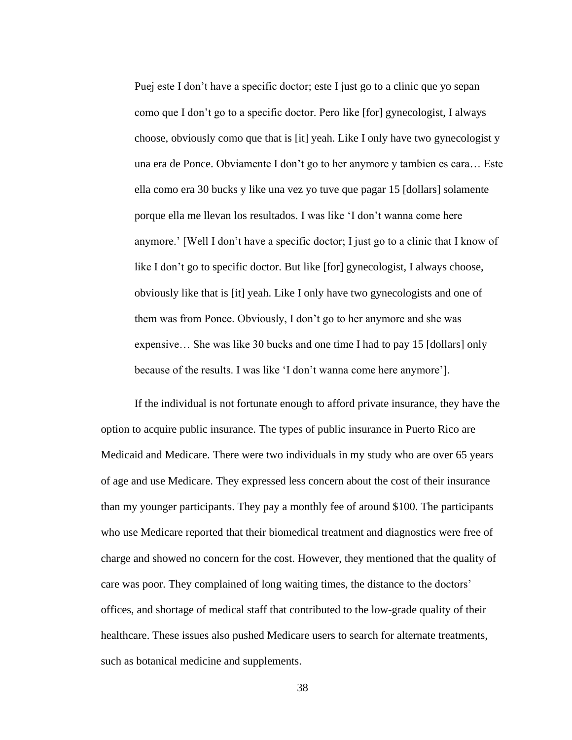> Puej este I don't have a specific doctor; este I just go to a clinic que yo sepan como que I don't go to a specific doctor. Pero like [for] gynecologist, I always choose, obviously como que that is [it] yeah. Like I only have two gynecologist y una era de Ponce. Obviamente I don't go to her anymore y tambien es cara… Este ella como era 30 bucks y like una vez yo tuve que pagar 15 [dollars] solamente porque ella me llevan los resultados. I was like 'I don't wanna come here anymore.' [Well I don't have a specific doctor; I just go to a clinic that I know of like I don't go to specific doctor. But like [for] gynecologist, I always choose, obviously like that is [it] yeah. Like I only have two gynecologists and one of them was from Ponce. Obviously, I don't go to her anymore and she was expensive… She was like 30 bucks and one time I had to pay 15 [dollars] only because of the results. I was like 'I don't wanna come here anymore'].

If the individual is not fortunate enough to afford private insurance, they have the option to acquire public insurance. The types of public insurance in Puerto Rico are Medicaid and Medicare. There were two individuals in my study who are over 65 years of age and use Medicare. They expressed less concern about the cost of their insurance than my younger participants. They pay a monthly fee of around $100. The participants who use Medicare reported that their biomedical treatment and diagnostics were free of charge and showed no concern for the cost. However, they mentioned that the quality of care was poor. They complained of long waiting times, the distance to the doctors' offices, and shortage of medical staff that contributed to the low-grade quality of their healthcare. These issues also pushed Medicare users to search for alternate treatments, such as botanical medicine and supplements.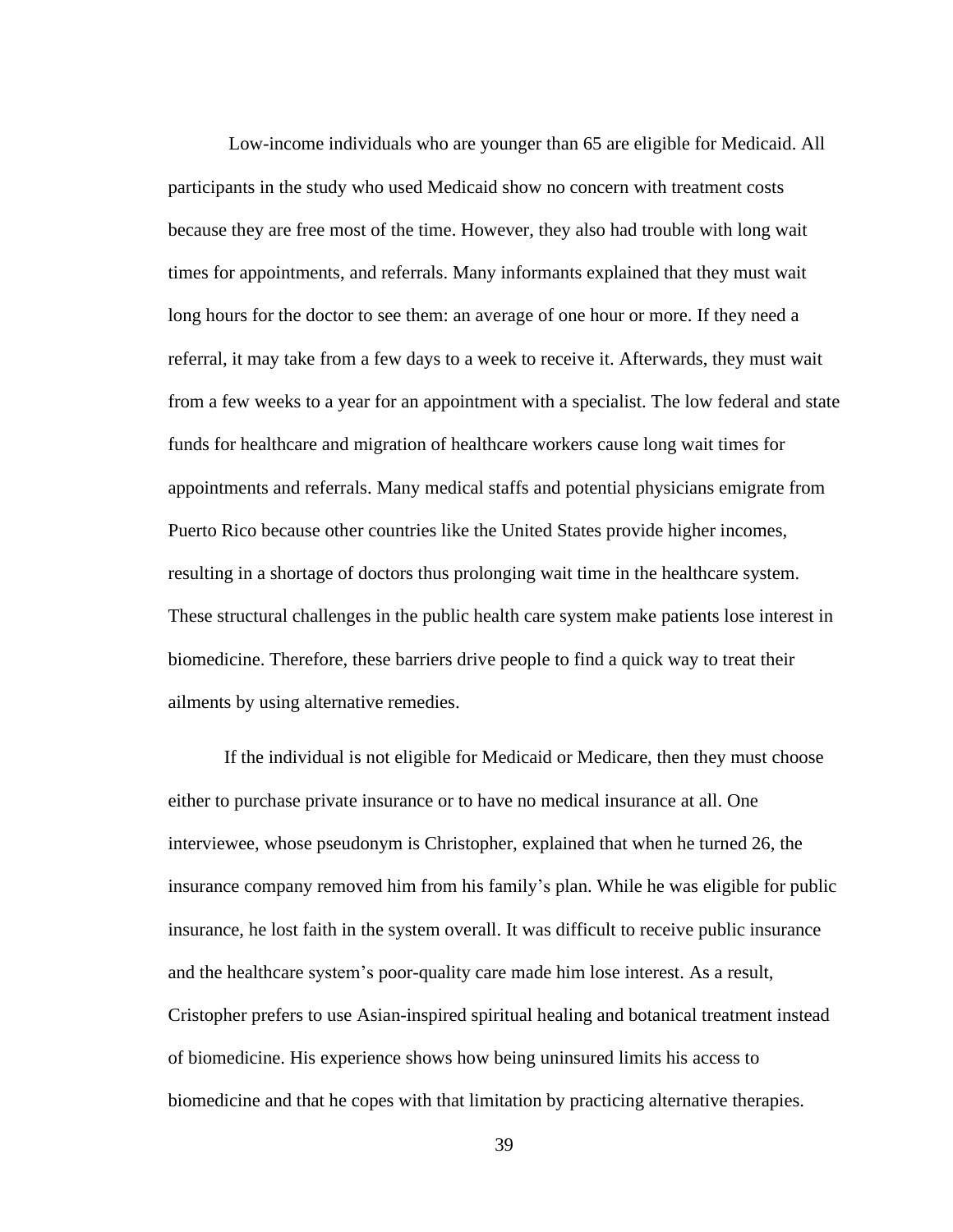Low-income individuals who are younger than 65 are eligible for Medicaid. All participants in the study who used Medicaid show no concern with treatment costs because they are free most of the time. However, they also had trouble with long wait times for appointments, and referrals. Many informants explained that they must wait long hours for the doctor to see them: an average of one hour or more. If they need a referral, it may take from a few days to a week to receive it. Afterwards, they must wait from a few weeks to a year for an appointment with a specialist. The low federal and state funds for healthcare and migration of healthcare workers cause long wait times for appointments and referrals. Many medical staffs and potential physicians emigrate from Puerto Rico because other countries like the United States provide higher incomes, resulting in a shortage of doctors thus prolonging wait time in the healthcare system. These structural challenges in the public health care system make patients lose interest in biomedicine. Therefore, these barriers drive people to find a quick way to treat their ailments by using alternative remedies.

If the individual is not eligible for Medicaid or Medicare, then they must choose either to purchase private insurance or to have no medical insurance at all. One interviewee, whose pseudonym is Christopher, explained that when he turned 26, the insurance company removed him from his family's plan. While he was eligible for public insurance, he lost faith in the system overall. It was difficult to receive public insurance and the healthcare system's poor-quality care made him lose interest. As a result, Cristopher prefers to use Asian-inspired spiritual healing and botanical treatment instead of biomedicine. His experience shows how being uninsured limits his access to biomedicine and that he copes with that limitation by practicing alternative therapies.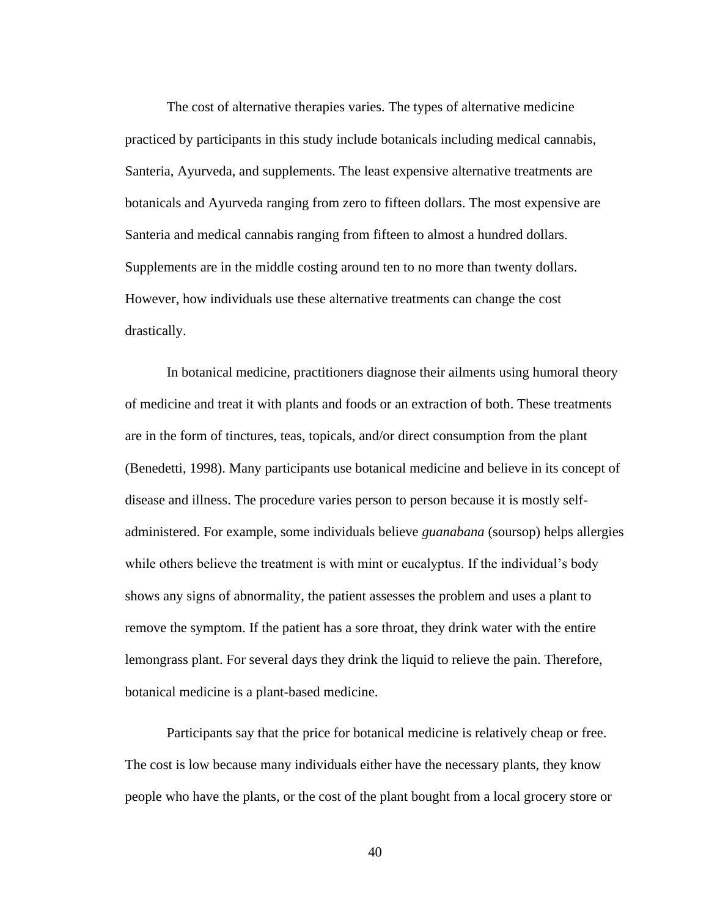The cost of alternative therapies varies. The types of alternative medicine practiced by participants in this study include botanicals including medical cannabis, Santeria, Ayurveda, and supplements. The least expensive alternative treatments are botanicals and Ayurveda ranging from zero to fifteen dollars. The most expensive are Santeria and medical cannabis ranging from fifteen to almost a hundred dollars. Supplements are in the middle costing around ten to no more than twenty dollars. However, how individuals use these alternative treatments can change the cost drastically.

In botanical medicine, practitioners diagnose their ailments using humoral theory of medicine and treat it with plants and foods or an extraction of both. These treatments are in the form of tinctures, teas, topicals, and/or direct consumption from the plant (Benedetti, 1998). Many participants use botanical medicine and believe in its concept of disease and illness. The procedure varies person to person because it is mostly self-administered. For example, some individuals believe *guanabana* (soursop) helps allergies while others believe the treatment is with mint or eucalyptus. If the individual's body shows any signs of abnormality, the patient assesses the problem and uses a plant to remove the symptom. If the patient has a sore throat, they drink water with the entire lemongrass plant. For several days they drink the liquid to relieve the pain. Therefore, botanical medicine is a plant-based medicine.

Participants say that the price for botanical medicine is relatively cheap or free. The cost is low because many individuals either have the necessary plants, they know people who have the plants, or the cost of the plant bought from a local grocery store or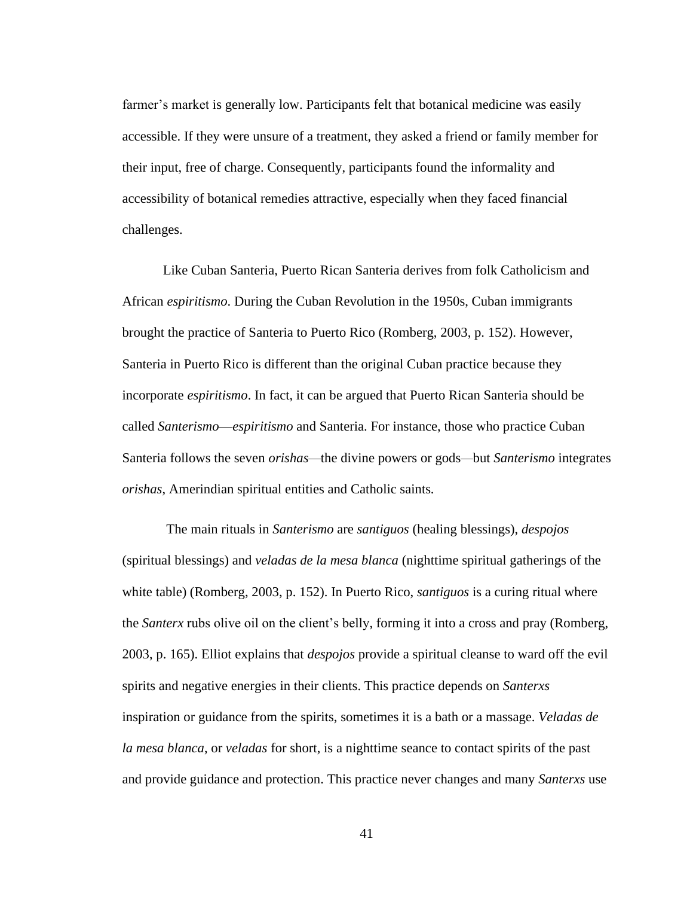farmer's market is generally low. Participants felt that botanical medicine was easily accessible. If they were unsure of a treatment, they asked a friend or family member for their input, free of charge. Consequently, participants found the informality and accessibility of botanical remedies attractive, especially when they faced financial challenges.

Like Cuban Santeria, Puerto Rican Santeria derives from folk Catholicism and African *espiritismo*. During the Cuban Revolution in the 1950s, Cuban immigrants brought the practice of Santeria to Puerto Rico (Romberg, 2003, p. 152). However, Santeria in Puerto Rico is different than the original Cuban practice because they incorporate *espiritismo*. In fact, it can be argued that Puerto Rican Santeria should be called *Santerismo*—*espiritismo* and Santeria. For instance, those who practice Cuban Santeria follows the seven *orishas*—the divine powers or gods—but *Santerismo* integrates *orishas*, Amerindian spiritual entities and Catholic saints.

The main rituals in *Santerismo* are *santiguos* (healing blessings), *despojos* (spiritual blessings) and *veladas de la mesa blanca* (nighttime spiritual gatherings of the white table) (Romberg, 2003, p. 152). In Puerto Rico, *santiguos* is a curing ritual where the *Santerx* rubs olive oil on the client's belly, forming it into a cross and pray (Romberg, 2003, p. 165). Elliot explains that *despojos* provide a spiritual cleanse to ward off the evil spirits and negative energies in their clients. This practice depends on *Santerxs* inspiration or guidance from the spirits, sometimes it is a bath or a massage. *Veladas de la mesa blanca*, or *veladas* for short, is a nighttime seance to contact spirits of the past and provide guidance and protection. This practice never changes and many *Santerxs* use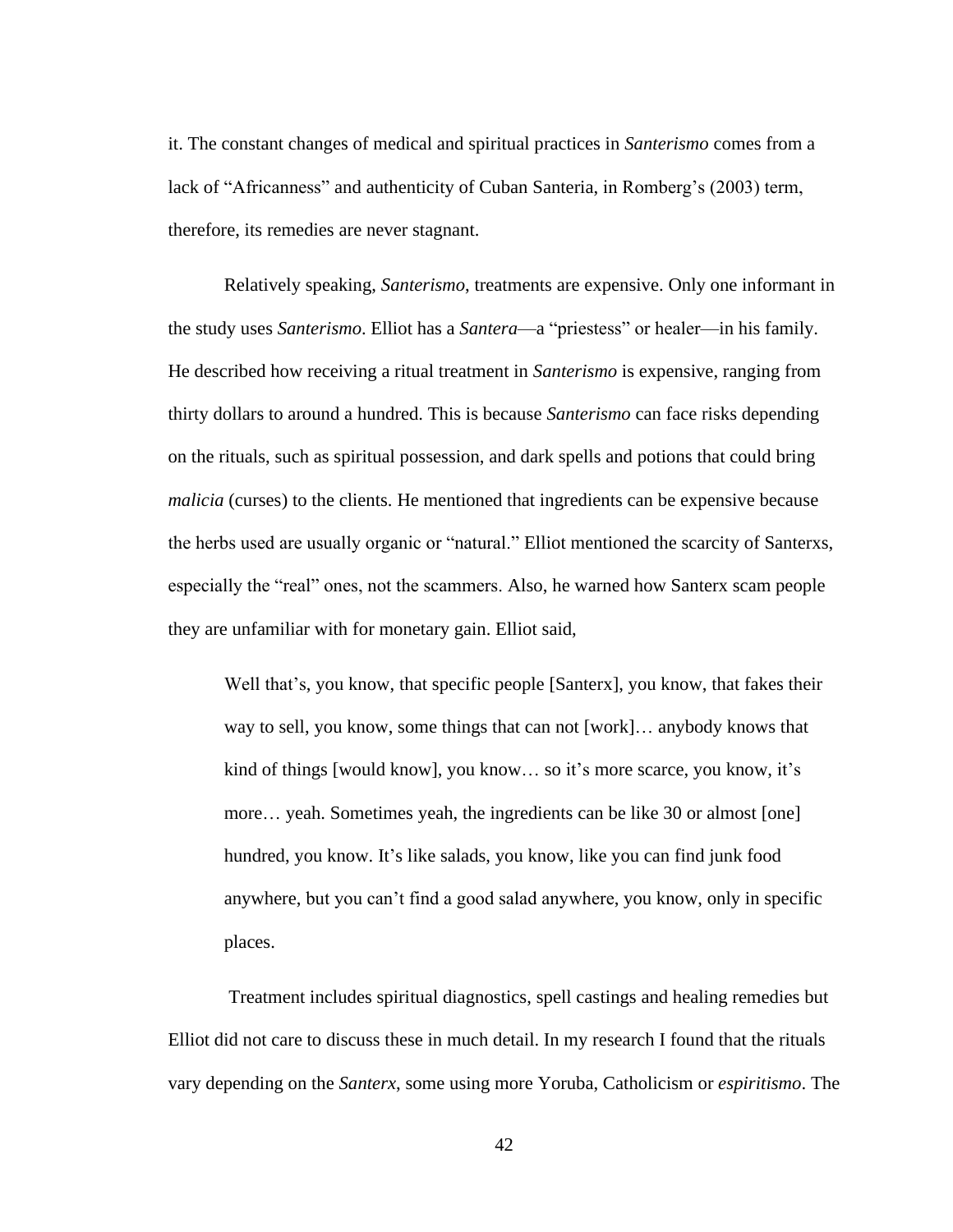it. The constant changes of medical and spiritual practices in *Santerismo* comes from a lack of “Africanness” and authenticity of Cuban Santeria, in Romberg’s (2003) term, therefore, its remedies are never stagnant.

Relatively speaking, *Santerismo*, treatments are expensive. Only one informant in the study uses *Santerismo*. Elliot has a *Santera*—a “priestess” or healer—in his family. He described how receiving a ritual treatment in *Santerismo* is expensive, ranging from thirty dollars to around a hundred. This is because *Santerismo* can face risks depending on the rituals, such as spiritual possession, and dark spells and potions that could bring *malicia* (curses) to the clients. He mentioned that ingredients can be expensive because the herbs used are usually organic or “natural.” Elliot mentioned the scarcity of Santerxs, especially the “real” ones, not the scammers. Also, he warned how Santerx scam people they are unfamiliar with for monetary gain. Elliot said,

> Well that’s, you know, that specific people [Santerx], you know, that fakes their way to sell, you know, some things that can not [work]… anybody knows that kind of things [would know], you know… so it’s more scarce, you know, it’s more… yeah. Sometimes yeah, the ingredients can be like 30 or almost [one] hundred, you know. It’s like salads, you know, like you can find junk food anywhere, but you can’t find a good salad anywhere, you know, only in specific places.

Treatment includes spiritual diagnostics, spell castings and healing remedies but Elliot did not care to discuss these in much detail. In my research I found that the rituals vary depending on the *Santerx*, some using more Yoruba, Catholicism or *espiritismo*. The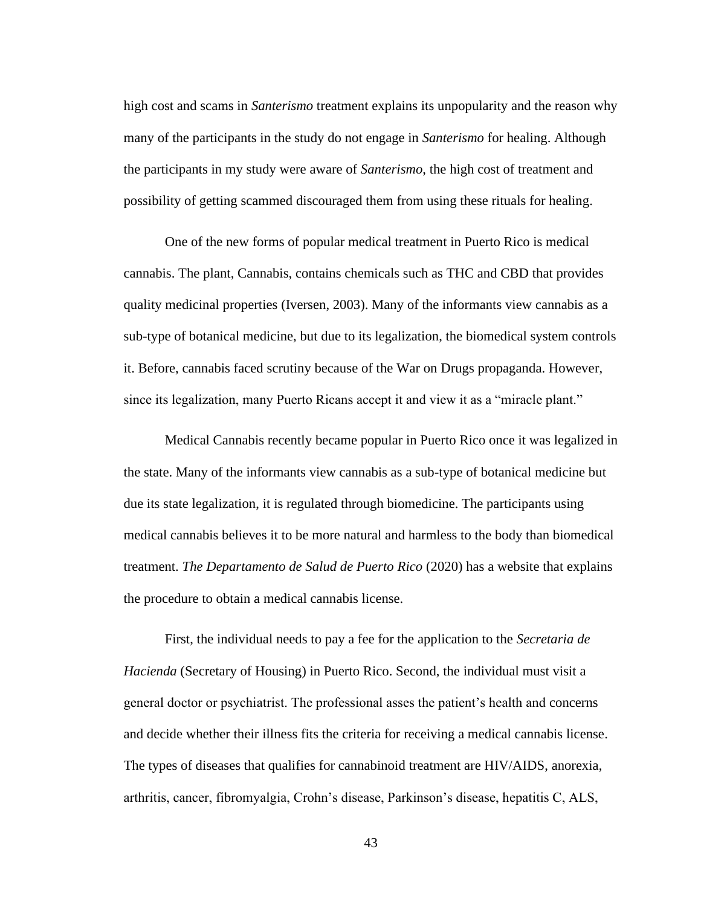high cost and scams in *Santerismo* treatment explains its unpopularity and the reason why many of the participants in the study do not engage in *Santerismo* for healing. Although the participants in my study were aware of *Santerismo*, the high cost of treatment and possibility of getting scammed discouraged them from using these rituals for healing.

One of the new forms of popular medical treatment in Puerto Rico is medical cannabis. The plant, Cannabis, contains chemicals such as THC and CBD that provides quality medicinal properties (Iversen, 2003). Many of the informants view cannabis as a sub-type of botanical medicine, but due to its legalization, the biomedical system controls it. Before, cannabis faced scrutiny because of the War on Drugs propaganda. However, since its legalization, many Puerto Ricans accept it and view it as a "miracle plant."

Medical Cannabis recently became popular in Puerto Rico once it was legalized in the state. Many of the informants view cannabis as a sub-type of botanical medicine but due its state legalization, it is regulated through biomedicine. The participants using medical cannabis believes it to be more natural and harmless to the body than biomedical treatment. *The Departamento de Salud de Puerto Rico* (2020) has a website that explains the procedure to obtain a medical cannabis license.

First, the individual needs to pay a fee for the application to the *Secretaria de Hacienda* (Secretary of Housing) in Puerto Rico. Second, the individual must visit a general doctor or psychiatrist. The professional asses the patient's health and concerns and decide whether their illness fits the criteria for receiving a medical cannabis license. The types of diseases that qualifies for cannabinoid treatment are HIV/AIDS, anorexia, arthritis, cancer, fibromyalgia, Crohn's disease, Parkinson's disease, hepatitis C, ALS,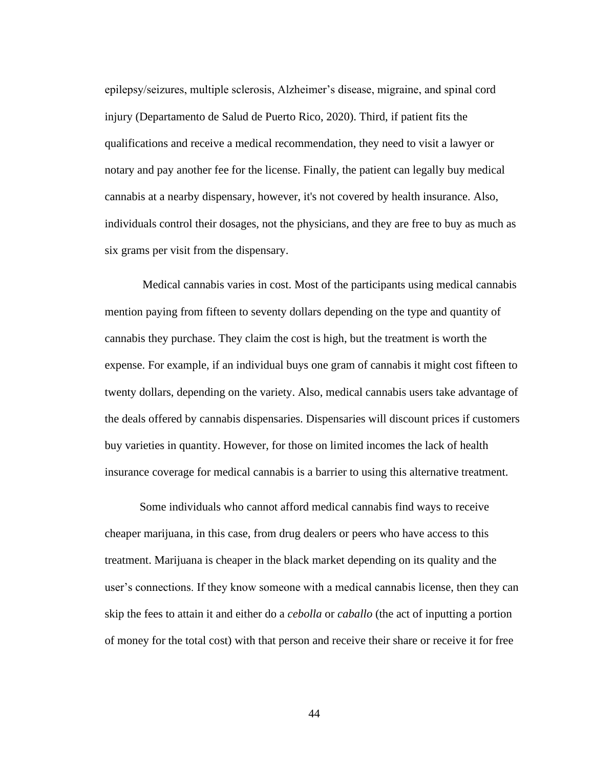epilepsy/seizures, multiple sclerosis, Alzheimer's disease, migraine, and spinal cord injury (Departamento de Salud de Puerto Rico, 2020). Third, if patient fits the qualifications and receive a medical recommendation, they need to visit a lawyer or notary and pay another fee for the license. Finally, the patient can legally buy medical cannabis at a nearby dispensary, however, it's not covered by health insurance. Also, individuals control their dosages, not the physicians, and they are free to buy as much as six grams per visit from the dispensary.

Medical cannabis varies in cost. Most of the participants using medical cannabis mention paying from fifteen to seventy dollars depending on the type and quantity of cannabis they purchase. They claim the cost is high, but the treatment is worth the expense. For example, if an individual buys one gram of cannabis it might cost fifteen to twenty dollars, depending on the variety. Also, medical cannabis users take advantage of the deals offered by cannabis dispensaries. Dispensaries will discount prices if customers buy varieties in quantity. However, for those on limited incomes the lack of health insurance coverage for medical cannabis is a barrier to using this alternative treatment.

Some individuals who cannot afford medical cannabis find ways to receive cheaper marijuana, in this case, from drug dealers or peers who have access to this treatment. Marijuana is cheaper in the black market depending on its quality and the user's connections. If they know someone with a medical cannabis license, then they can skip the fees to attain it and either do a *cebolla* or *caballo* (the act of inputting a portion of money for the total cost) with that person and receive their share or receive it for free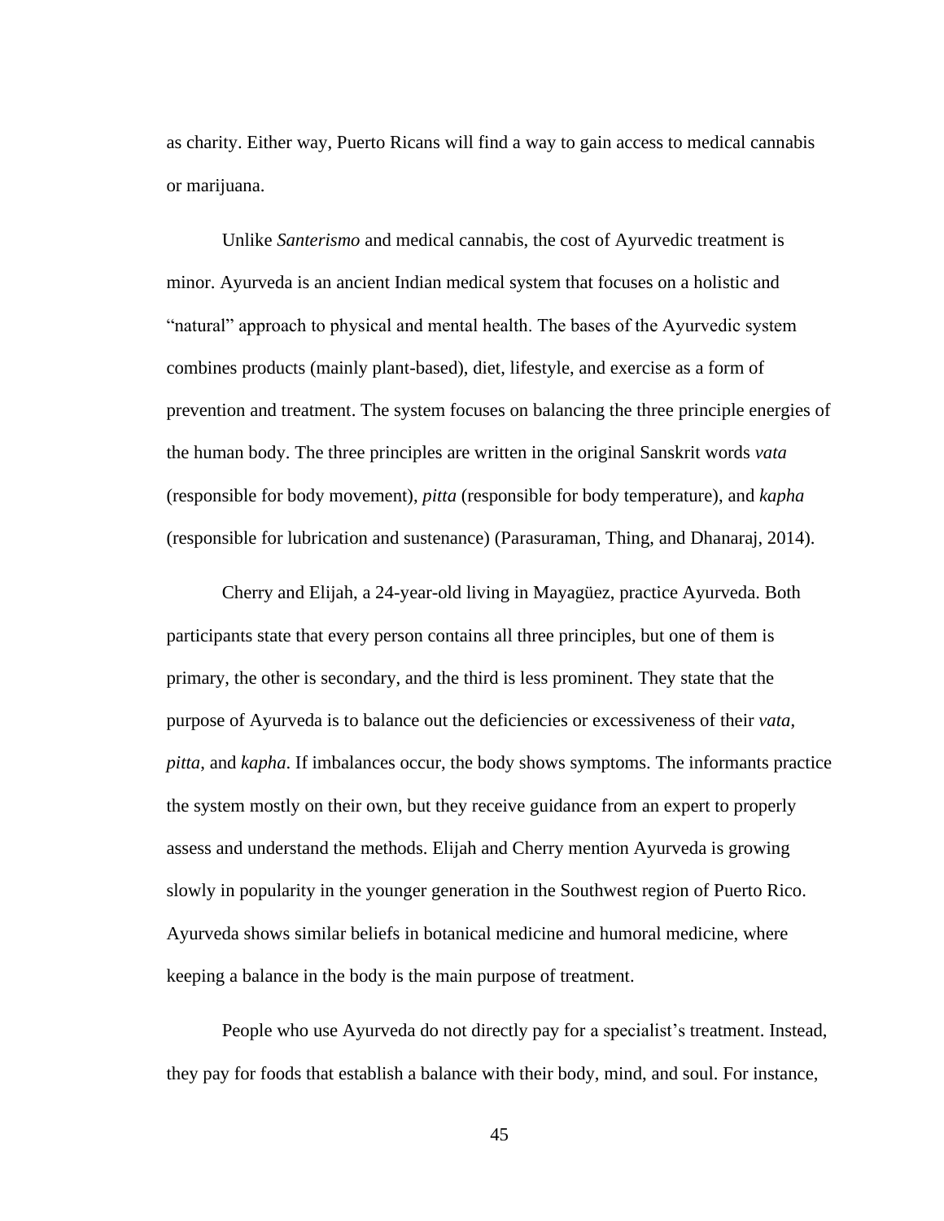as charity. Either way, Puerto Ricans will find a way to gain access to medical cannabis or marijuana.

Unlike *Santerismo* and medical cannabis, the cost of Ayurvedic treatment is minor. Ayurveda is an ancient Indian medical system that focuses on a holistic and "natural" approach to physical and mental health. The bases of the Ayurvedic system combines products (mainly plant-based), diet, lifestyle, and exercise as a form of prevention and treatment. The system focuses on balancing the three principle energies of the human body. The three principles are written in the original Sanskrit words *vata* (responsible for body movement), *pitta* (responsible for body temperature), and *kapha* (responsible for lubrication and sustenance) (Parasuraman, Thing, and Dhanaraj, 2014).

Cherry and Elijah, a 24-year-old living in Mayagüez, practice Ayurveda. Both participants state that every person contains all three principles, but one of them is primary, the other is secondary, and the third is less prominent. They state that the purpose of Ayurveda is to balance out the deficiencies or excessiveness of their *vata*, *pitta*, and *kapha*. If imbalances occur, the body shows symptoms. The informants practice the system mostly on their own, but they receive guidance from an expert to properly assess and understand the methods. Elijah and Cherry mention Ayurveda is growing slowly in popularity in the younger generation in the Southwest region of Puerto Rico. Ayurveda shows similar beliefs in botanical medicine and humoral medicine, where keeping a balance in the body is the main purpose of treatment.

People who use Ayurveda do not directly pay for a specialist's treatment. Instead, they pay for foods that establish a balance with their body, mind, and soul. For instance,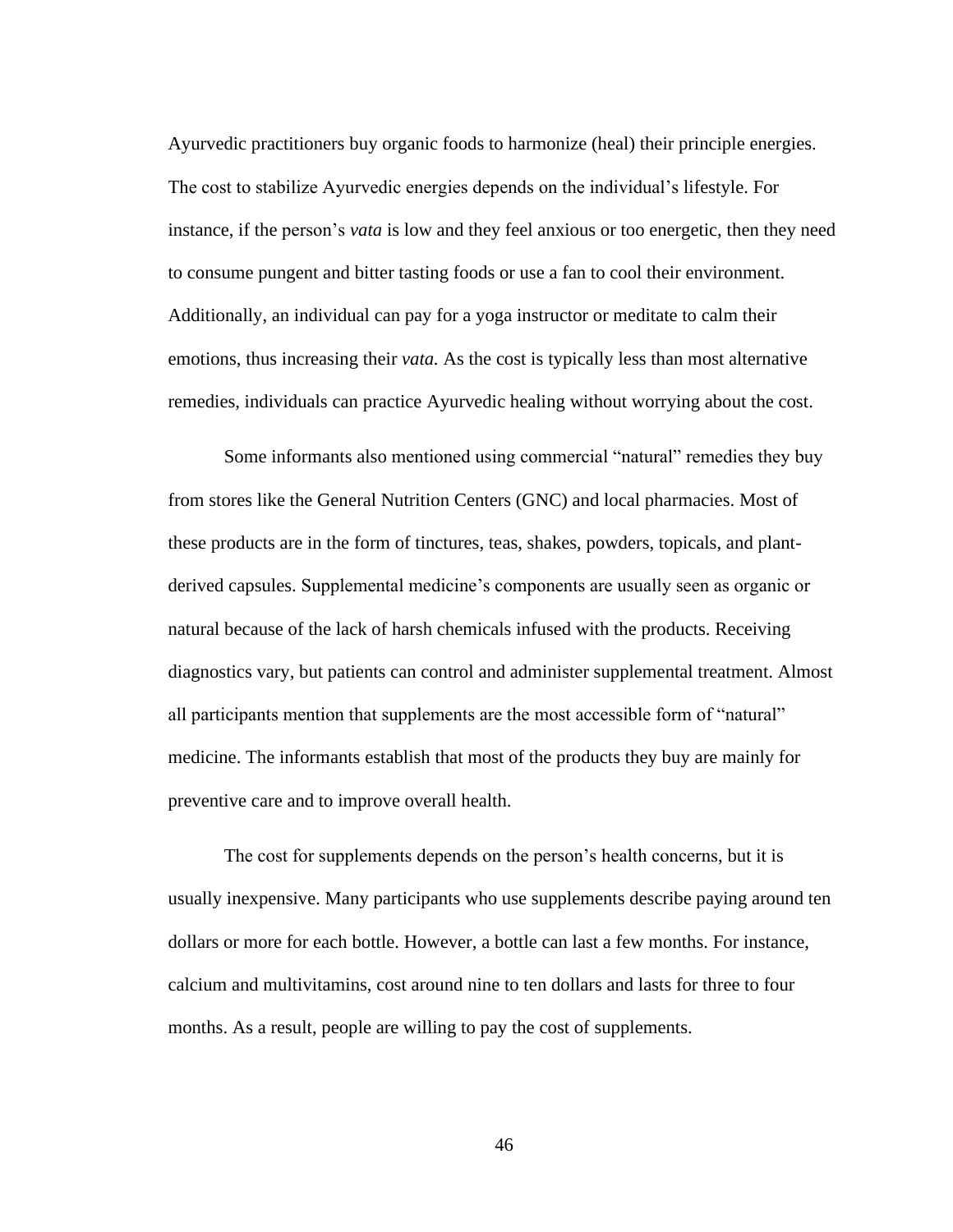Ayurvedic practitioners buy organic foods to harmonize (heal) their principle energies. The cost to stabilize Ayurvedic energies depends on the individual's lifestyle. For instance, if the person's *vata* is low and they feel anxious or too energetic, then they need to consume pungent and bitter tasting foods or use a fan to cool their environment. Additionally, an individual can pay for a yoga instructor or meditate to calm their emotions, thus increasing their *vata.* As the cost is typically less than most alternative remedies, individuals can practice Ayurvedic healing without worrying about the cost.

Some informants also mentioned using commercial "natural" remedies they buy from stores like the General Nutrition Centers (GNC) and local pharmacies. Most of these products are in the form of tinctures, teas, shakes, powders, topicals, and plant-derived capsules. Supplemental medicine's components are usually seen as organic or natural because of the lack of harsh chemicals infused with the products. Receiving diagnostics vary, but patients can control and administer supplemental treatment. Almost all participants mention that supplements are the most accessible form of "natural" medicine. The informants establish that most of the products they buy are mainly for preventive care and to improve overall health.

The cost for supplements depends on the person's health concerns, but it is usually inexpensive. Many participants who use supplements describe paying around ten dollars or more for each bottle. However, a bottle can last a few months. For instance, calcium and multivitamins, cost around nine to ten dollars and lasts for three to four months. As a result, people are willing to pay the cost of supplements.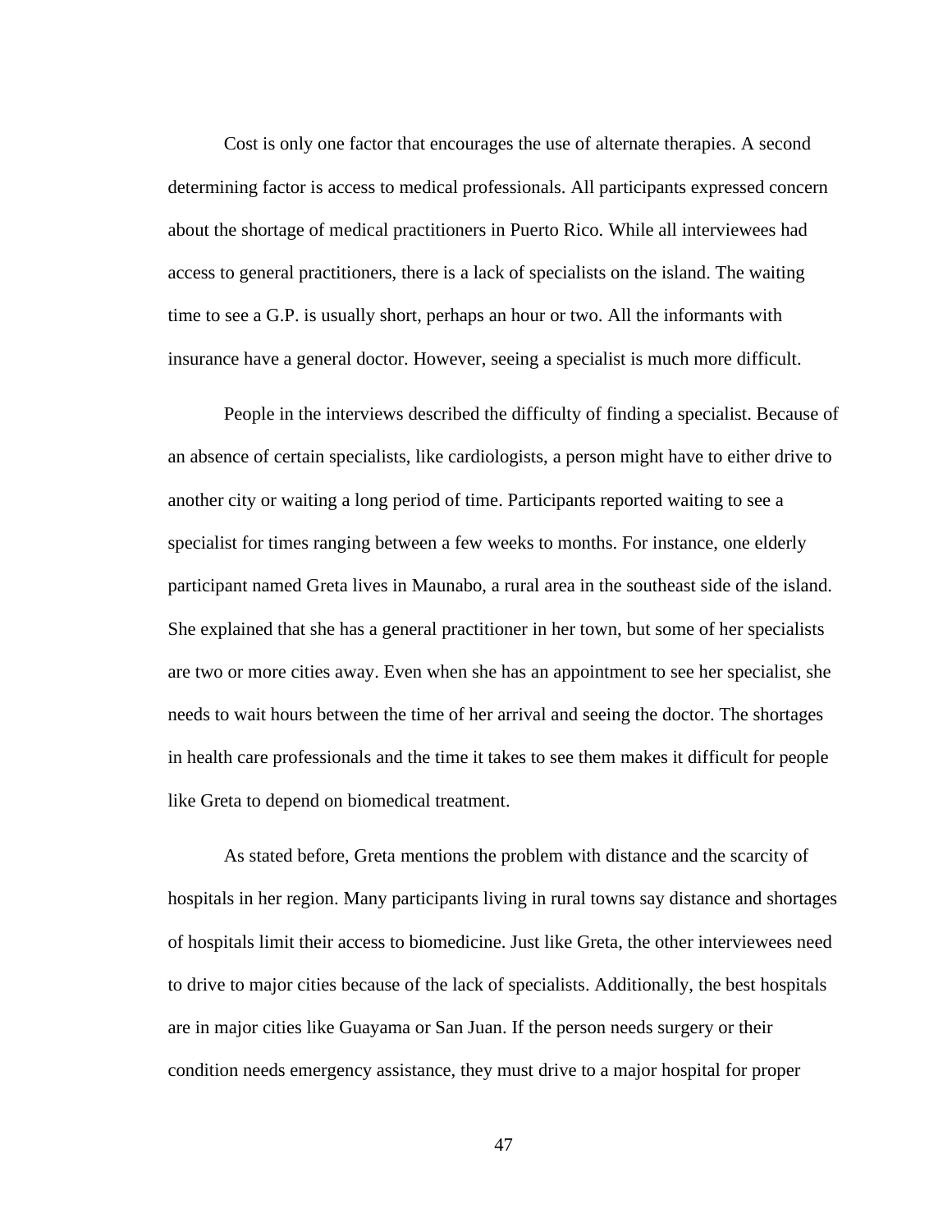Cost is only one factor that encourages the use of alternate therapies. A second determining factor is access to medical professionals. All participants expressed concern about the shortage of medical practitioners in Puerto Rico. While all interviewees had access to general practitioners, there is a lack of specialists on the island. The waiting time to see a G.P. is usually short, perhaps an hour or two. All the informants with insurance have a general doctor. However, seeing a specialist is much more difficult.

People in the interviews described the difficulty of finding a specialist. Because of an absence of certain specialists, like cardiologists, a person might have to either drive to another city or waiting a long period of time. Participants reported waiting to see a specialist for times ranging between a few weeks to months. For instance, one elderly participant named Greta lives in Maunabo, a rural area in the southeast side of the island. She explained that she has a general practitioner in her town, but some of her specialists are two or more cities away. Even when she has an appointment to see her specialist, she needs to wait hours between the time of her arrival and seeing the doctor. The shortages in health care professionals and the time it takes to see them makes it difficult for people like Greta to depend on biomedical treatment.

As stated before, Greta mentions the problem with distance and the scarcity of hospitals in her region. Many participants living in rural towns say distance and shortages of hospitals limit their access to biomedicine. Just like Greta, the other interviewees need to drive to major cities because of the lack of specialists. Additionally, the best hospitals are in major cities like Guayama or San Juan. If the person needs surgery or their condition needs emergency assistance, they must drive to a major hospital for proper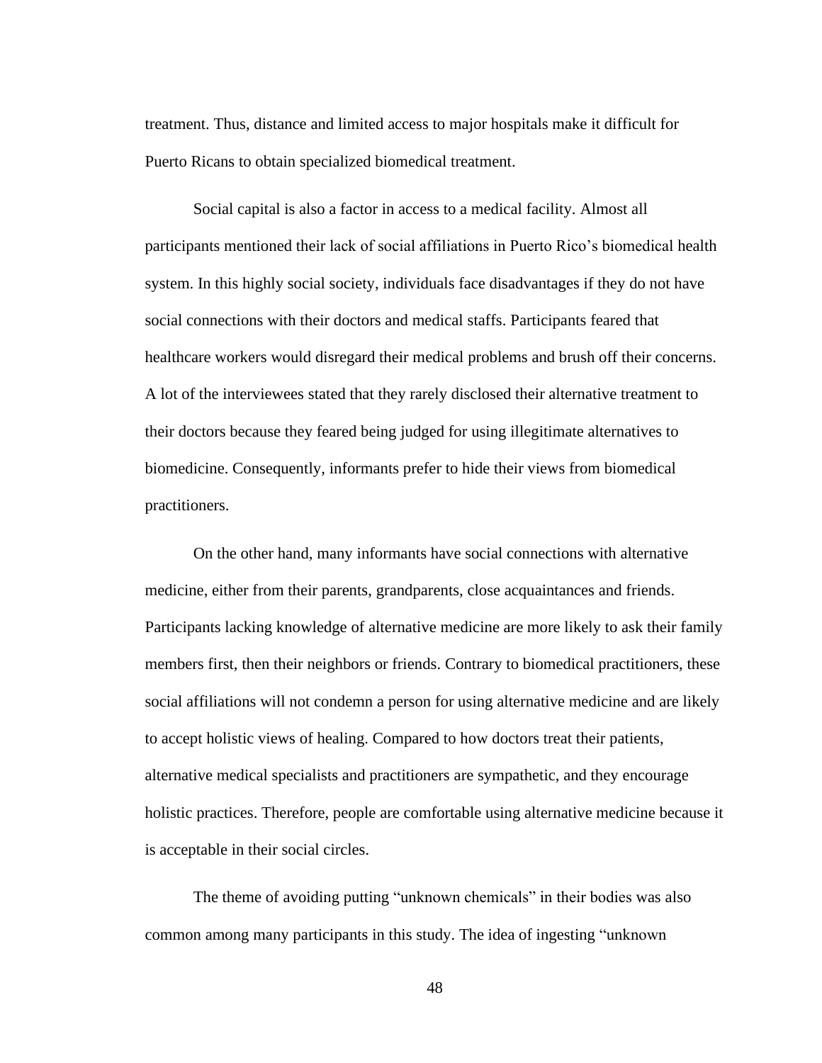treatment. Thus, distance and limited access to major hospitals make it difficult for Puerto Ricans to obtain specialized biomedical treatment.

Social capital is also a factor in access to a medical facility. Almost all participants mentioned their lack of social affiliations in Puerto Rico's biomedical health system. In this highly social society, individuals face disadvantages if they do not have social connections with their doctors and medical staffs. Participants feared that healthcare workers would disregard their medical problems and brush off their concerns. A lot of the interviewees stated that they rarely disclosed their alternative treatment to their doctors because they feared being judged for using illegitimate alternatives to biomedicine. Consequently, informants prefer to hide their views from biomedical practitioners.

On the other hand, many informants have social connections with alternative medicine, either from their parents, grandparents, close acquaintances and friends. Participants lacking knowledge of alternative medicine are more likely to ask their family members first, then their neighbors or friends. Contrary to biomedical practitioners, these social affiliations will not condemn a person for using alternative medicine and are likely to accept holistic views of healing. Compared to how doctors treat their patients, alternative medical specialists and practitioners are sympathetic, and they encourage holistic practices. Therefore, people are comfortable using alternative medicine because it is acceptable in their social circles.

The theme of avoiding putting "unknown chemicals" in their bodies was also common among many participants in this study. The idea of ingesting "unknown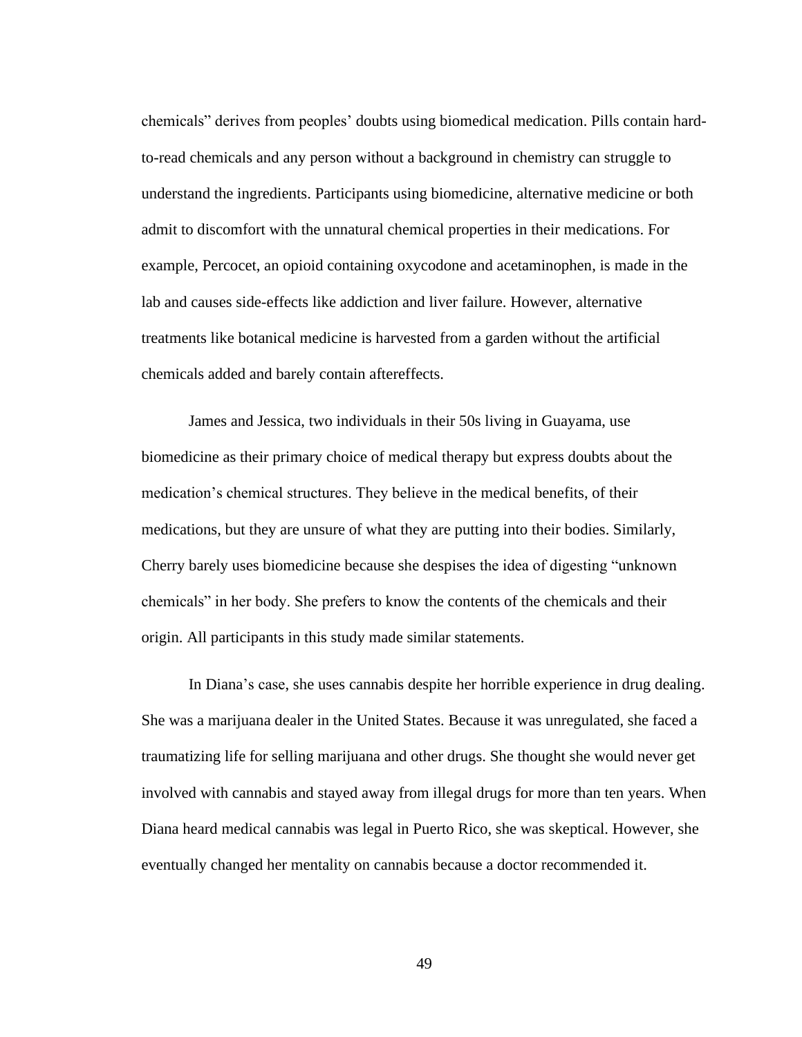chemicals" derives from peoples' doubts using biomedical medication. Pills contain hard-to-read chemicals and any person without a background in chemistry can struggle to understand the ingredients. Participants using biomedicine, alternative medicine or both admit to discomfort with the unnatural chemical properties in their medications. For example, Percocet, an opioid containing oxycodone and acetaminophen, is made in the lab and causes side-effects like addiction and liver failure. However, alternative treatments like botanical medicine is harvested from a garden without the artificial chemicals added and barely contain aftereffects.

James and Jessica, two individuals in their 50s living in Guayama, use biomedicine as their primary choice of medical therapy but express doubts about the medication's chemical structures. They believe in the medical benefits, of their medications, but they are unsure of what they are putting into their bodies. Similarly, Cherry barely uses biomedicine because she despises the idea of digesting "unknown chemicals" in her body. She prefers to know the contents of the chemicals and their origin. All participants in this study made similar statements.

In Diana's case, she uses cannabis despite her horrible experience in drug dealing. She was a marijuana dealer in the United States. Because it was unregulated, she faced a traumatizing life for selling marijuana and other drugs. She thought she would never get involved with cannabis and stayed away from illegal drugs for more than ten years. When Diana heard medical cannabis was legal in Puerto Rico, she was skeptical. However, she eventually changed her mentality on cannabis because a doctor recommended it.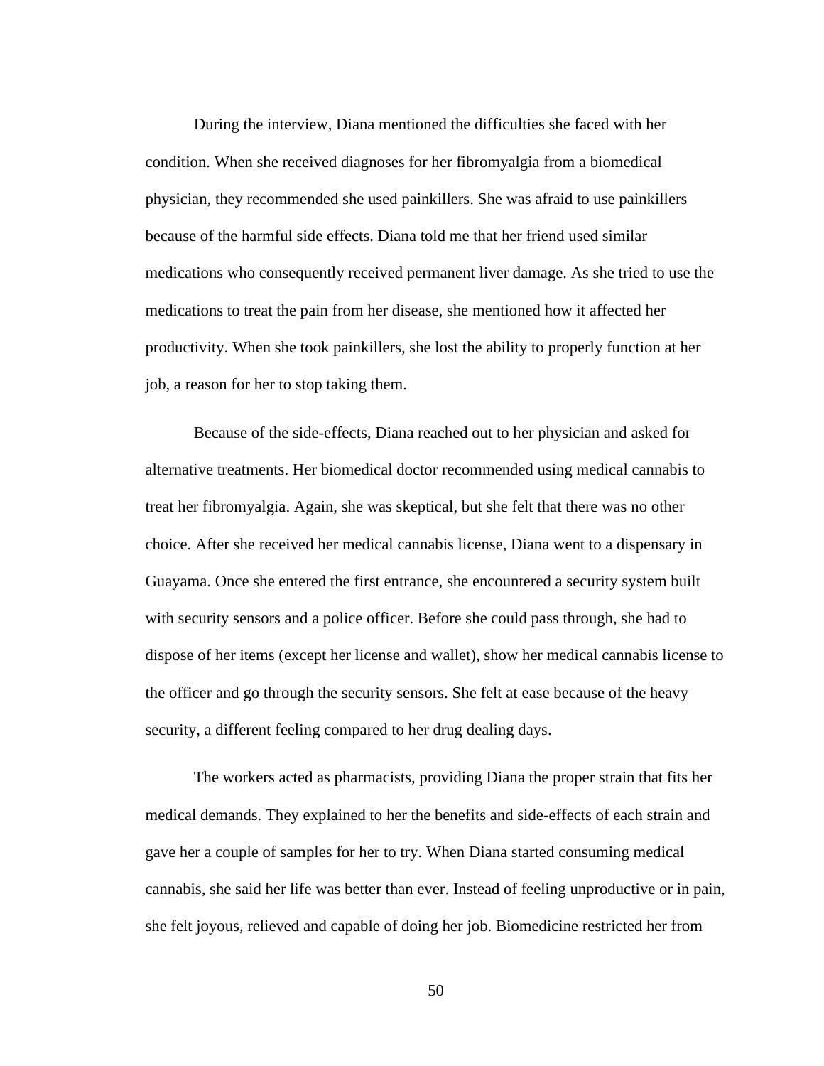During the interview, Diana mentioned the difficulties she faced with her condition. When she received diagnoses for her fibromyalgia from a biomedical physician, they recommended she used painkillers. She was afraid to use painkillers because of the harmful side effects. Diana told me that her friend used similar medications who consequently received permanent liver damage. As she tried to use the medications to treat the pain from her disease, she mentioned how it affected her productivity. When she took painkillers, she lost the ability to properly function at her job, a reason for her to stop taking them.

Because of the side-effects, Diana reached out to her physician and asked for alternative treatments. Her biomedical doctor recommended using medical cannabis to treat her fibromyalgia. Again, she was skeptical, but she felt that there was no other choice. After she received her medical cannabis license, Diana went to a dispensary in Guayama. Once she entered the first entrance, she encountered a security system built with security sensors and a police officer. Before she could pass through, she had to dispose of her items (except her license and wallet), show her medical cannabis license to the officer and go through the security sensors. She felt at ease because of the heavy security, a different feeling compared to her drug dealing days.

The workers acted as pharmacists, providing Diana the proper strain that fits her medical demands. They explained to her the benefits and side-effects of each strain and gave her a couple of samples for her to try. When Diana started consuming medical cannabis, she said her life was better than ever. Instead of feeling unproductive or in pain, she felt joyous, relieved and capable of doing her job. Biomedicine restricted her from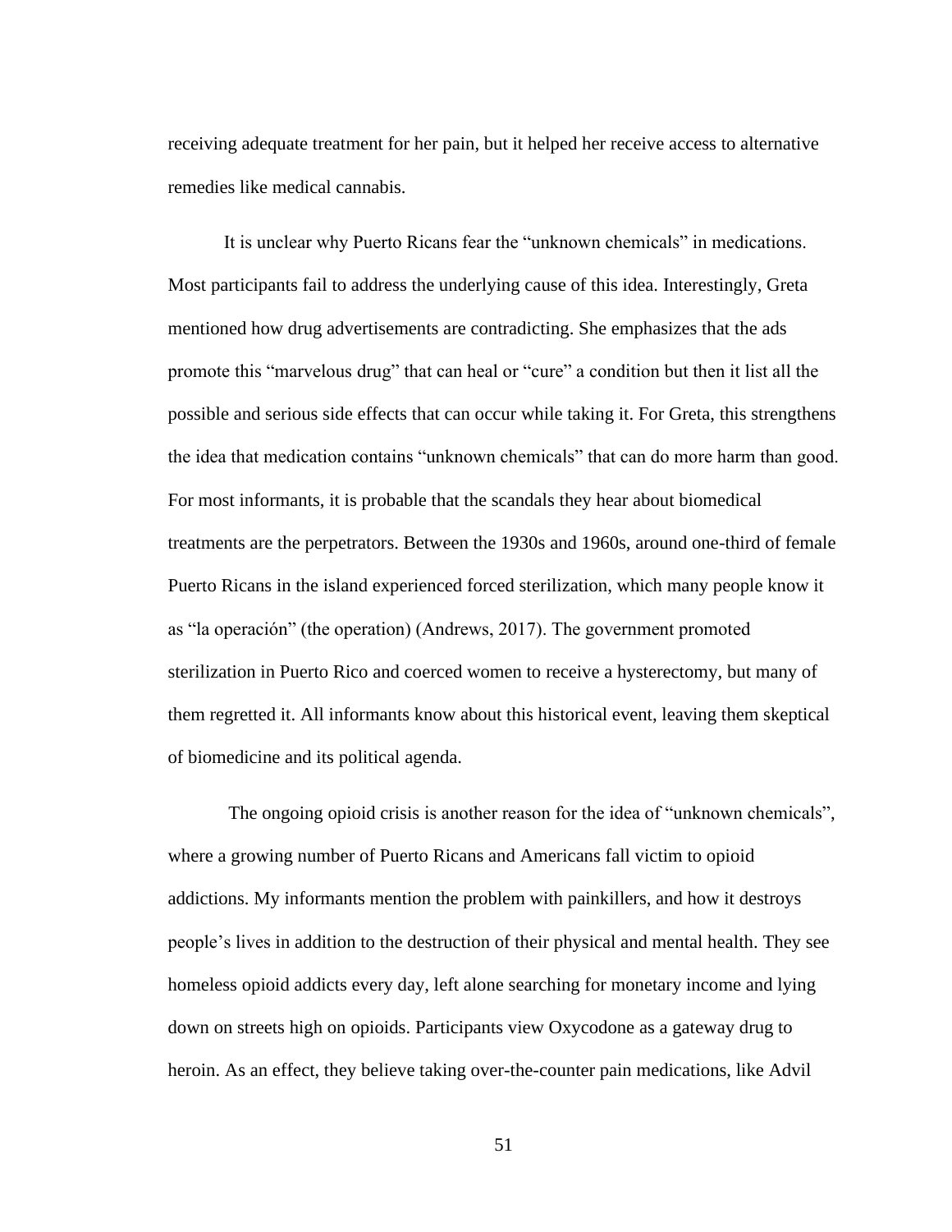receiving adequate treatment for her pain, but it helped her receive access to alternative remedies like medical cannabis.

It is unclear why Puerto Ricans fear the "unknown chemicals" in medications. Most participants fail to address the underlying cause of this idea. Interestingly, Greta mentioned how drug advertisements are contradicting. She emphasizes that the ads promote this "marvelous drug" that can heal or "cure" a condition but then it list all the possible and serious side effects that can occur while taking it. For Greta, this strengthens the idea that medication contains "unknown chemicals" that can do more harm than good. For most informants, it is probable that the scandals they hear about biomedical treatments are the perpetrators. Between the 1930s and 1960s, around one-third of female Puerto Ricans in the island experienced forced sterilization, which many people know it as "la operación" (the operation) (Andrews, 2017). The government promoted sterilization in Puerto Rico and coerced women to receive a hysterectomy, but many of them regretted it. All informants know about this historical event, leaving them skeptical of biomedicine and its political agenda.

The ongoing opioid crisis is another reason for the idea of "unknown chemicals", where a growing number of Puerto Ricans and Americans fall victim to opioid addictions. My informants mention the problem with painkillers, and how it destroys people's lives in addition to the destruction of their physical and mental health. They see homeless opioid addicts every day, left alone searching for monetary income and lying down on streets high on opioids. Participants view Oxycodone as a gateway drug to heroin. As an effect, they believe taking over-the-counter pain medications, like Advil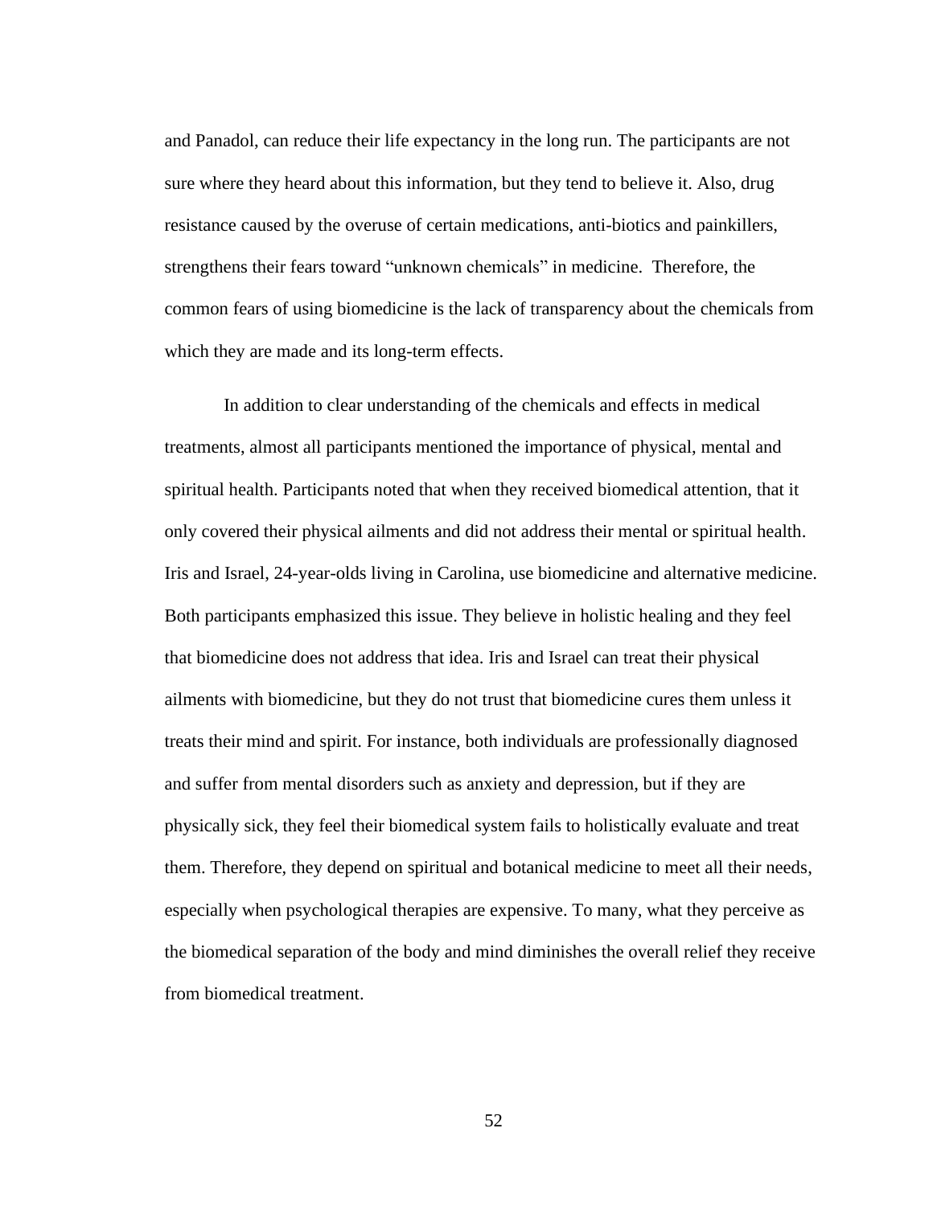and Panadol, can reduce their life expectancy in the long run. The participants are not sure where they heard about this information, but they tend to believe it. Also, drug resistance caused by the overuse of certain medications, anti-biotics and painkillers, strengthens their fears toward “unknown chemicals” in medicine.  Therefore, the common fears of using biomedicine is the lack of transparency about the chemicals from which they are made and its long-term effects.

In addition to clear understanding of the chemicals and effects in medical treatments, almost all participants mentioned the importance of physical, mental and spiritual health. Participants noted that when they received biomedical attention, that it only covered their physical ailments and did not address their mental or spiritual health. Iris and Israel, 24-year-olds living in Carolina, use biomedicine and alternative medicine. Both participants emphasized this issue. They believe in holistic healing and they feel that biomedicine does not address that idea. Iris and Israel can treat their physical ailments with biomedicine, but they do not trust that biomedicine cures them unless it treats their mind and spirit. For instance, both individuals are professionally diagnosed and suffer from mental disorders such as anxiety and depression, but if they are physically sick, they feel their biomedical system fails to holistically evaluate and treat them. Therefore, they depend on spiritual and botanical medicine to meet all their needs, especially when psychological therapies are expensive. To many, what they perceive as the biomedical separation of the body and mind diminishes the overall relief they receive from biomedical treatment.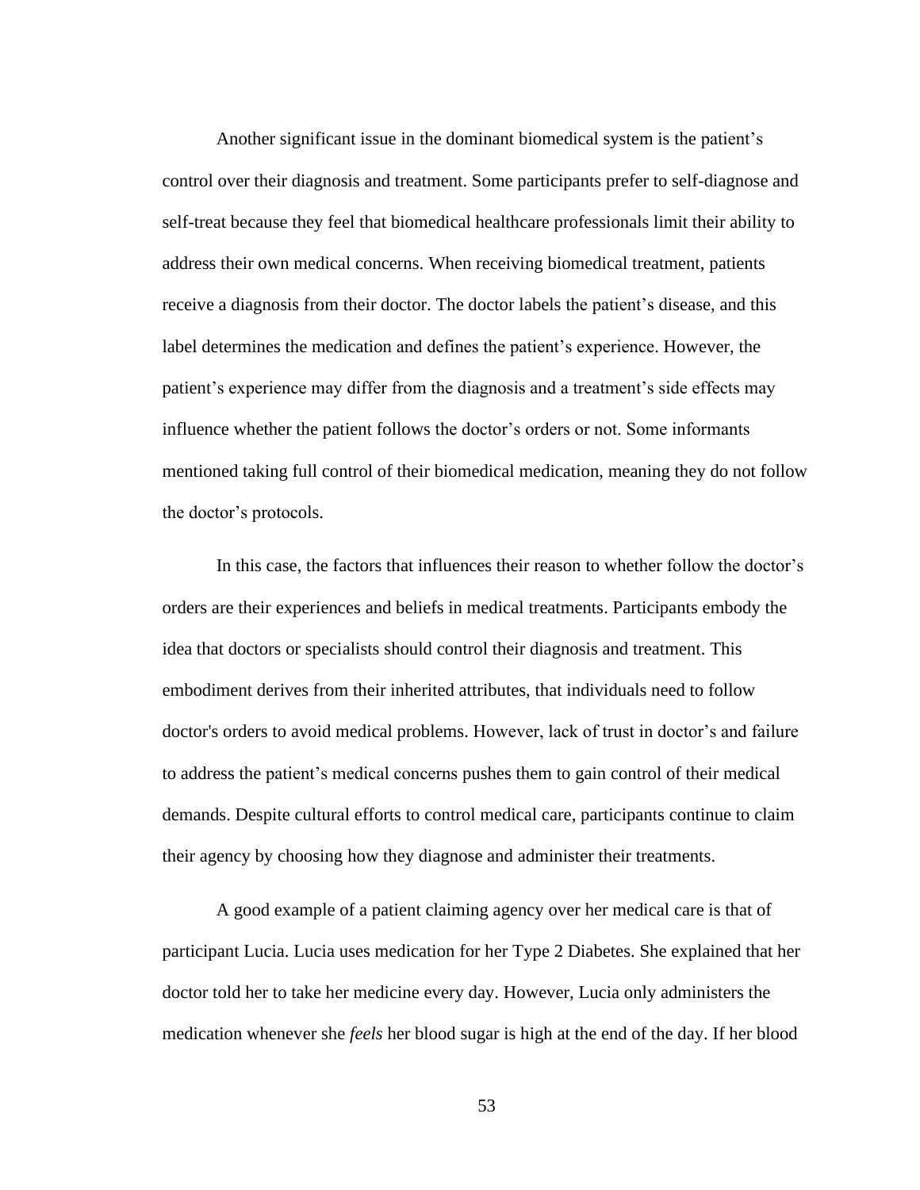Another significant issue in the dominant biomedical system is the patient's control over their diagnosis and treatment. Some participants prefer to self-diagnose and self-treat because they feel that biomedical healthcare professionals limit their ability to address their own medical concerns. When receiving biomedical treatment, patients receive a diagnosis from their doctor. The doctor labels the patient's disease, and this label determines the medication and defines the patient's experience. However, the patient's experience may differ from the diagnosis and a treatment's side effects may influence whether the patient follows the doctor's orders or not. Some informants mentioned taking full control of their biomedical medication, meaning they do not follow the doctor's protocols.

In this case, the factors that influences their reason to whether follow the doctor's orders are their experiences and beliefs in medical treatments. Participants embody the idea that doctors or specialists should control their diagnosis and treatment. This embodiment derives from their inherited attributes, that individuals need to follow doctor's orders to avoid medical problems. However, lack of trust in doctor's and failure to address the patient's medical concerns pushes them to gain control of their medical demands. Despite cultural efforts to control medical care, participants continue to claim their agency by choosing how they diagnose and administer their treatments.

A good example of a patient claiming agency over her medical care is that of participant Lucia. Lucia uses medication for her Type 2 Diabetes. She explained that her doctor told her to take her medicine every day. However, Lucia only administers the medication whenever she *feels* her blood sugar is high at the end of the day. If her blood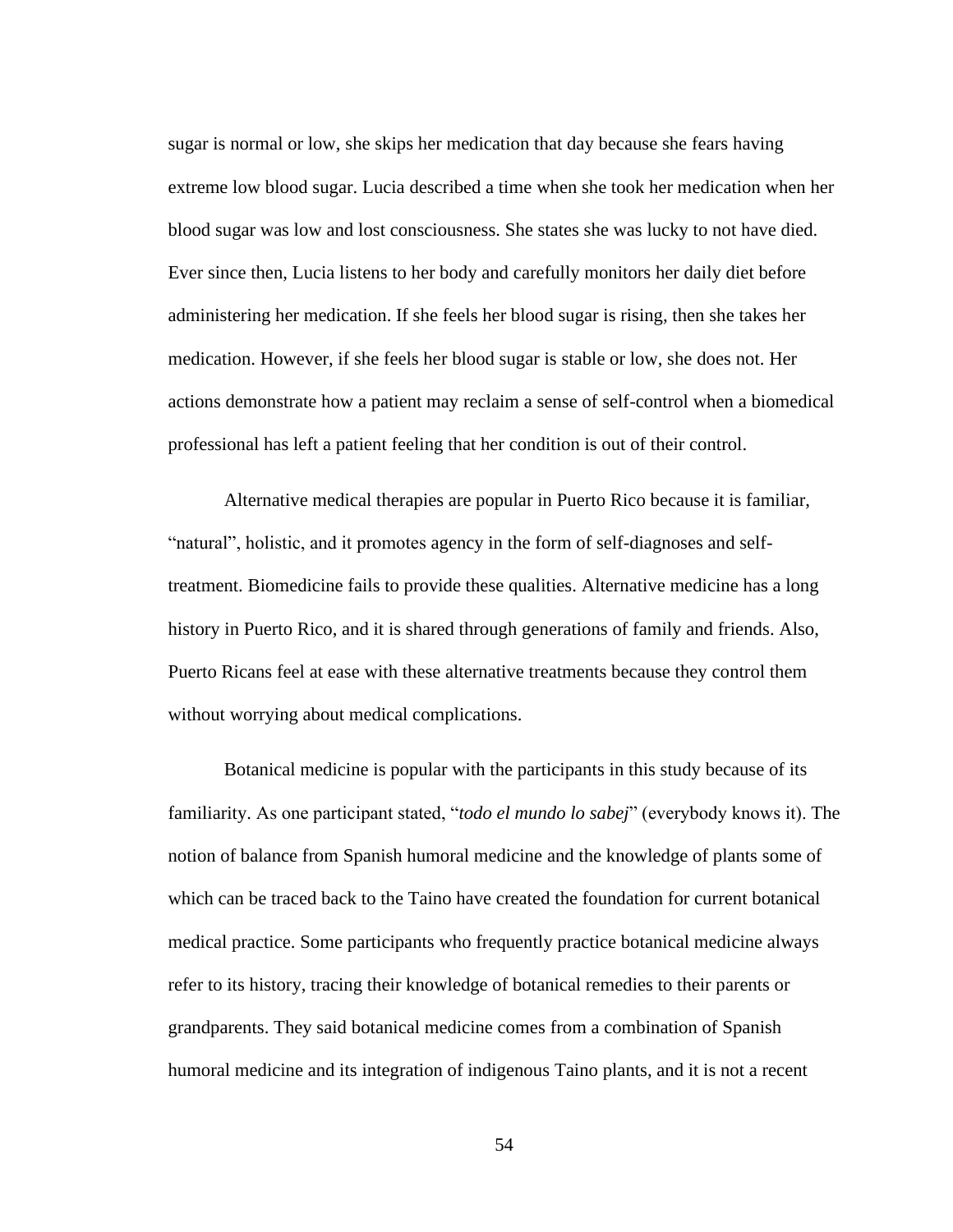sugar is normal or low, she skips her medication that day because she fears having extreme low blood sugar. Lucia described a time when she took her medication when her blood sugar was low and lost consciousness. She states she was lucky to not have died. Ever since then, Lucia listens to her body and carefully monitors her daily diet before administering her medication. If she feels her blood sugar is rising, then she takes her medication. However, if she feels her blood sugar is stable or low, she does not. Her actions demonstrate how a patient may reclaim a sense of self-control when a biomedical professional has left a patient feeling that her condition is out of their control.

Alternative medical therapies are popular in Puerto Rico because it is familiar, "natural", holistic, and it promotes agency in the form of self-diagnoses and self-treatment. Biomedicine fails to provide these qualities. Alternative medicine has a long history in Puerto Rico, and it is shared through generations of family and friends. Also, Puerto Ricans feel at ease with these alternative treatments because they control them without worrying about medical complications.

Botanical medicine is popular with the participants in this study because of its familiarity. As one participant stated, "*todo el mundo lo sabej*" (everybody knows it). The notion of balance from Spanish humoral medicine and the knowledge of plants some of which can be traced back to the Taino have created the foundation for current botanical medical practice. Some participants who frequently practice botanical medicine always refer to its history, tracing their knowledge of botanical remedies to their parents or grandparents. They said botanical medicine comes from a combination of Spanish humoral medicine and its integration of indigenous Taino plants, and it is not a recent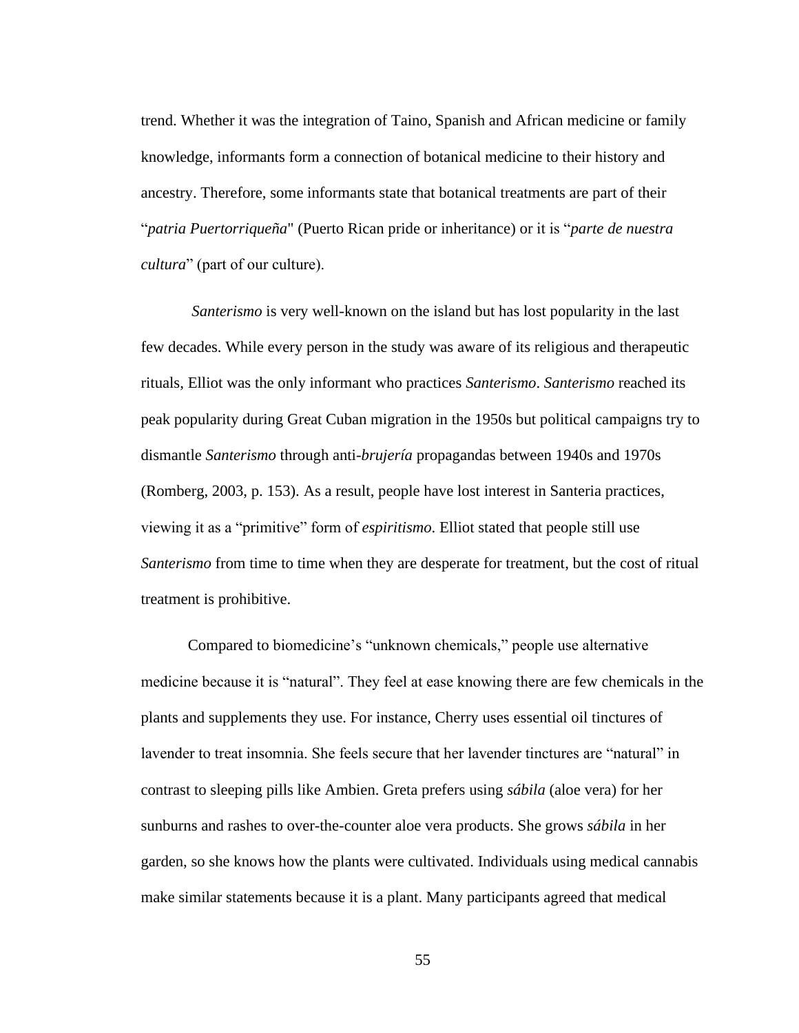trend. Whether it was the integration of Taino, Spanish and African medicine or family knowledge, informants form a connection of botanical medicine to their history and ancestry. Therefore, some informants state that botanical treatments are part of their "*patria Puertorriqueña*" (Puerto Rican pride or inheritance) or it is "*parte de nuestra cultura*" (part of our culture).

*Santerismo* is very well-known on the island but has lost popularity in the last few decades. While every person in the study was aware of its religious and therapeutic rituals, Elliot was the only informant who practices *Santerismo*. *Santerismo* reached its peak popularity during Great Cuban migration in the 1950s but political campaigns try to dismantle *Santerismo* through anti-*brujería* propagandas between 1940s and 1970s (Romberg, 2003, p. 153). As a result, people have lost interest in Santeria practices, viewing it as a "primitive" form of *espiritismo*. Elliot stated that people still use *Santerismo* from time to time when they are desperate for treatment, but the cost of ritual treatment is prohibitive.

Compared to biomedicine's "unknown chemicals," people use alternative medicine because it is "natural". They feel at ease knowing there are few chemicals in the plants and supplements they use. For instance, Cherry uses essential oil tinctures of lavender to treat insomnia. She feels secure that her lavender tinctures are "natural" in contrast to sleeping pills like Ambien. Greta prefers using *sábila* (aloe vera) for her sunburns and rashes to over-the-counter aloe vera products. She grows *sábila* in her garden, so she knows how the plants were cultivated. Individuals using medical cannabis make similar statements because it is a plant. Many participants agreed that medical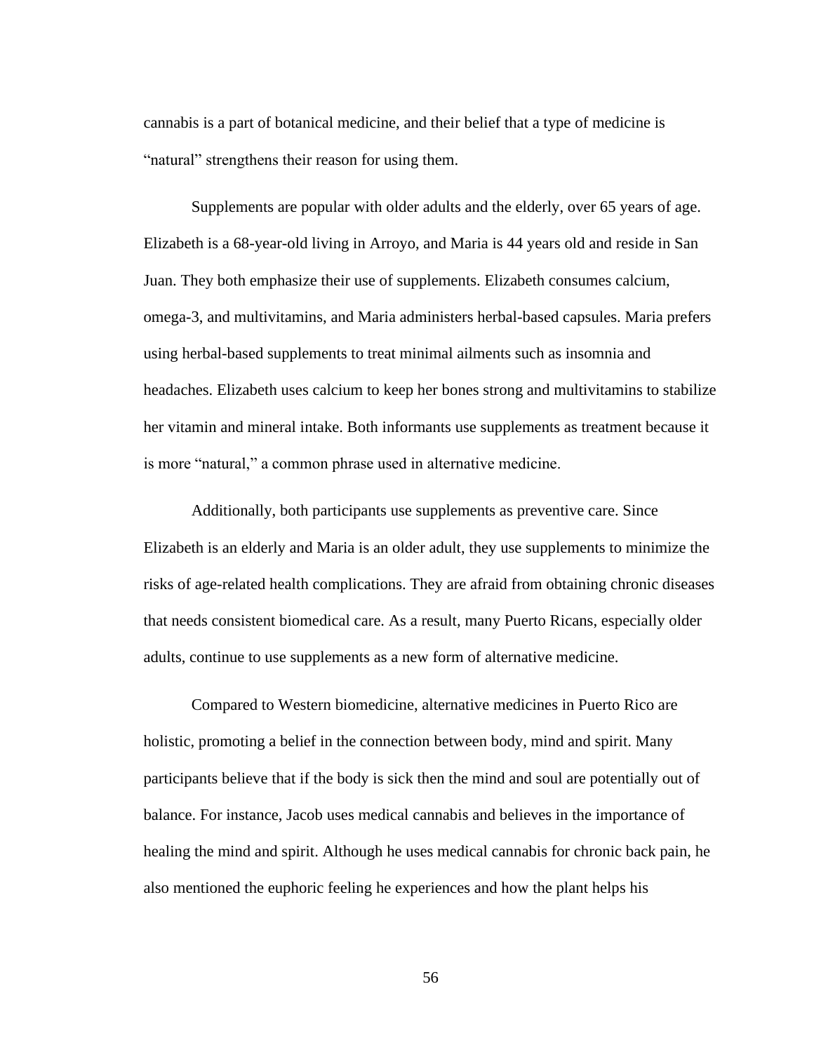cannabis is a part of botanical medicine, and their belief that a type of medicine is "natural" strengthens their reason for using them.

Supplements are popular with older adults and the elderly, over 65 years of age. Elizabeth is a 68-year-old living in Arroyo, and Maria is 44 years old and reside in San Juan. They both emphasize their use of supplements. Elizabeth consumes calcium, omega-3, and multivitamins, and Maria administers herbal-based capsules. Maria prefers using herbal-based supplements to treat minimal ailments such as insomnia and headaches. Elizabeth uses calcium to keep her bones strong and multivitamins to stabilize her vitamin and mineral intake. Both informants use supplements as treatment because it is more "natural," a common phrase used in alternative medicine.

Additionally, both participants use supplements as preventive care. Since Elizabeth is an elderly and Maria is an older adult, they use supplements to minimize the risks of age-related health complications. They are afraid from obtaining chronic diseases that needs consistent biomedical care. As a result, many Puerto Ricans, especially older adults, continue to use supplements as a new form of alternative medicine.

Compared to Western biomedicine, alternative medicines in Puerto Rico are holistic, promoting a belief in the connection between body, mind and spirit. Many participants believe that if the body is sick then the mind and soul are potentially out of balance. For instance, Jacob uses medical cannabis and believes in the importance of healing the mind and spirit. Although he uses medical cannabis for chronic back pain, he also mentioned the euphoric feeling he experiences and how the plant helps his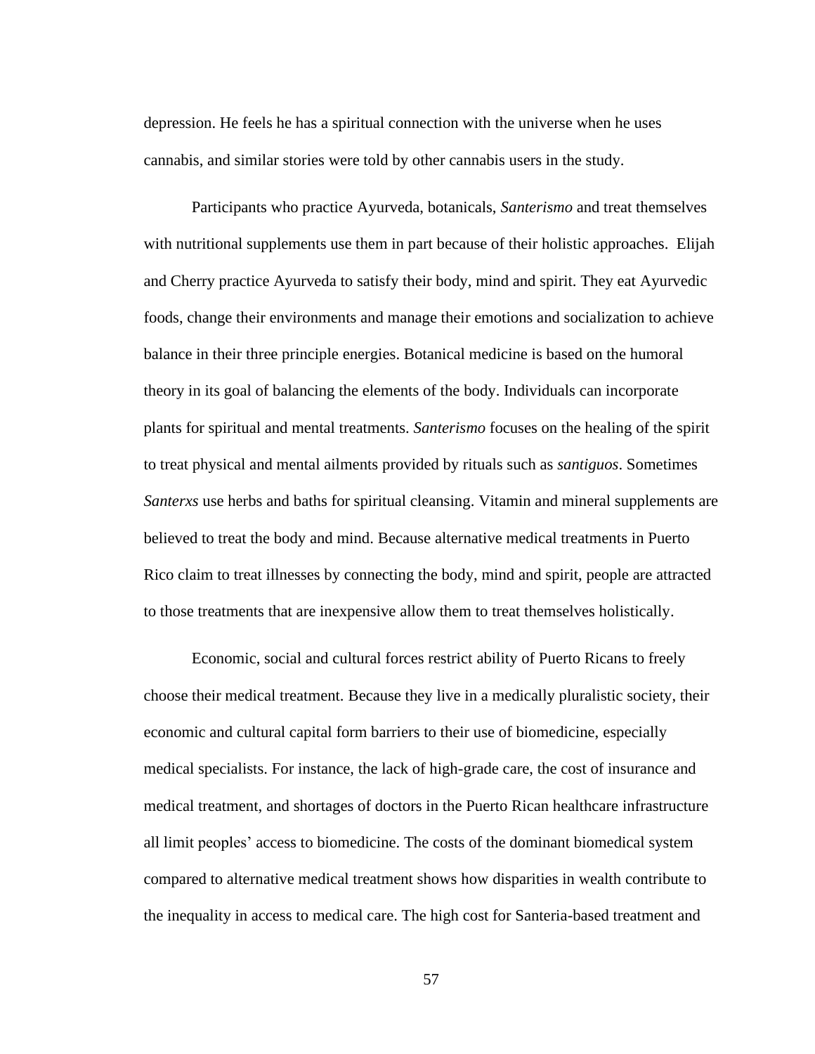depression. He feels he has a spiritual connection with the universe when he uses cannabis, and similar stories were told by other cannabis users in the study.

Participants who practice Ayurveda, botanicals, *Santerismo* and treat themselves with nutritional supplements use them in part because of their holistic approaches. Elijah and Cherry practice Ayurveda to satisfy their body, mind and spirit. They eat Ayurvedic foods, change their environments and manage their emotions and socialization to achieve balance in their three principle energies. Botanical medicine is based on the humoral theory in its goal of balancing the elements of the body. Individuals can incorporate plants for spiritual and mental treatments. *Santerismo* focuses on the healing of the spirit to treat physical and mental ailments provided by rituals such as *santiguos*. Sometimes *Santerxs* use herbs and baths for spiritual cleansing. Vitamin and mineral supplements are believed to treat the body and mind. Because alternative medical treatments in Puerto Rico claim to treat illnesses by connecting the body, mind and spirit, people are attracted to those treatments that are inexpensive allow them to treat themselves holistically.

Economic, social and cultural forces restrict ability of Puerto Ricans to freely choose their medical treatment. Because they live in a medically pluralistic society, their economic and cultural capital form barriers to their use of biomedicine, especially medical specialists. For instance, the lack of high-grade care, the cost of insurance and medical treatment, and shortages of doctors in the Puerto Rican healthcare infrastructure all limit peoples' access to biomedicine. The costs of the dominant biomedical system compared to alternative medical treatment shows how disparities in wealth contribute to the inequality in access to medical care. The high cost for Santeria-based treatment and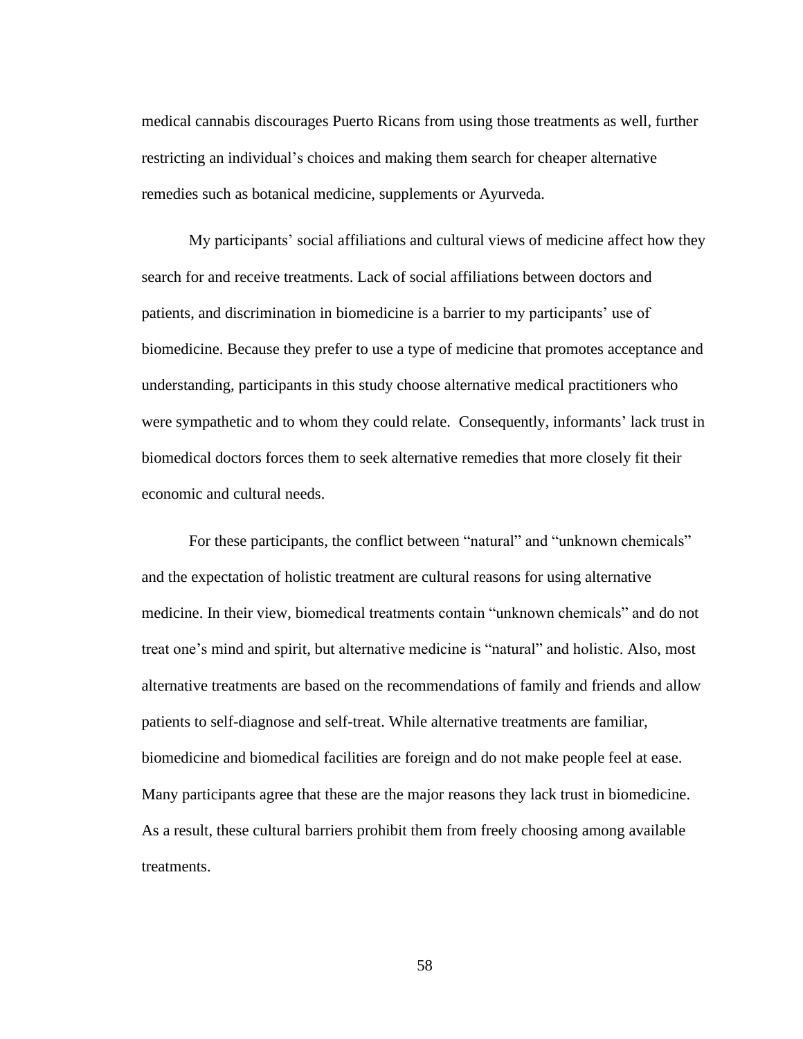medical cannabis discourages Puerto Ricans from using those treatments as well, further restricting an individual's choices and making them search for cheaper alternative remedies such as botanical medicine, supplements or Ayurveda.

My participants' social affiliations and cultural views of medicine affect how they search for and receive treatments. Lack of social affiliations between doctors and patients, and discrimination in biomedicine is a barrier to my participants' use of biomedicine. Because they prefer to use a type of medicine that promotes acceptance and understanding, participants in this study choose alternative medical practitioners who were sympathetic and to whom they could relate.  Consequently, informants' lack trust in biomedical doctors forces them to seek alternative remedies that more closely fit their economic and cultural needs.

For these participants, the conflict between "natural" and "unknown chemicals" and the expectation of holistic treatment are cultural reasons for using alternative medicine. In their view, biomedical treatments contain "unknown chemicals" and do not treat one's mind and spirit, but alternative medicine is "natural" and holistic. Also, most alternative treatments are based on the recommendations of family and friends and allow patients to self-diagnose and self-treat. While alternative treatments are familiar, biomedicine and biomedical facilities are foreign and do not make people feel at ease. Many participants agree that these are the major reasons they lack trust in biomedicine. As a result, these cultural barriers prohibit them from freely choosing among available treatments.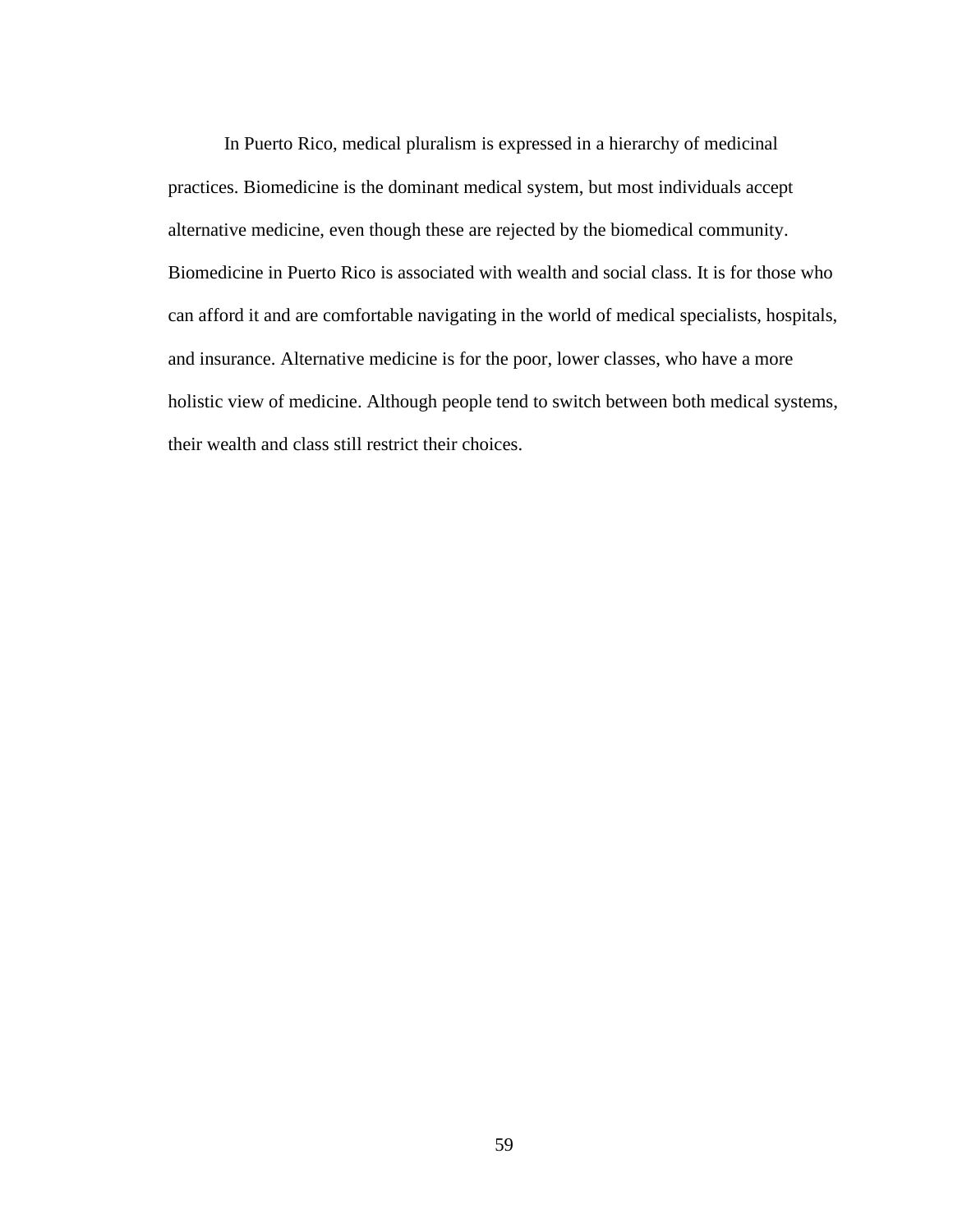In Puerto Rico, medical pluralism is expressed in a hierarchy of medicinal practices. Biomedicine is the dominant medical system, but most individuals accept alternative medicine, even though these are rejected by the biomedical community. Biomedicine in Puerto Rico is associated with wealth and social class. It is for those who can afford it and are comfortable navigating in the world of medical specialists, hospitals, and insurance. Alternative medicine is for the poor, lower classes, who have a more holistic view of medicine. Although people tend to switch between both medical systems, their wealth and class still restrict their choices.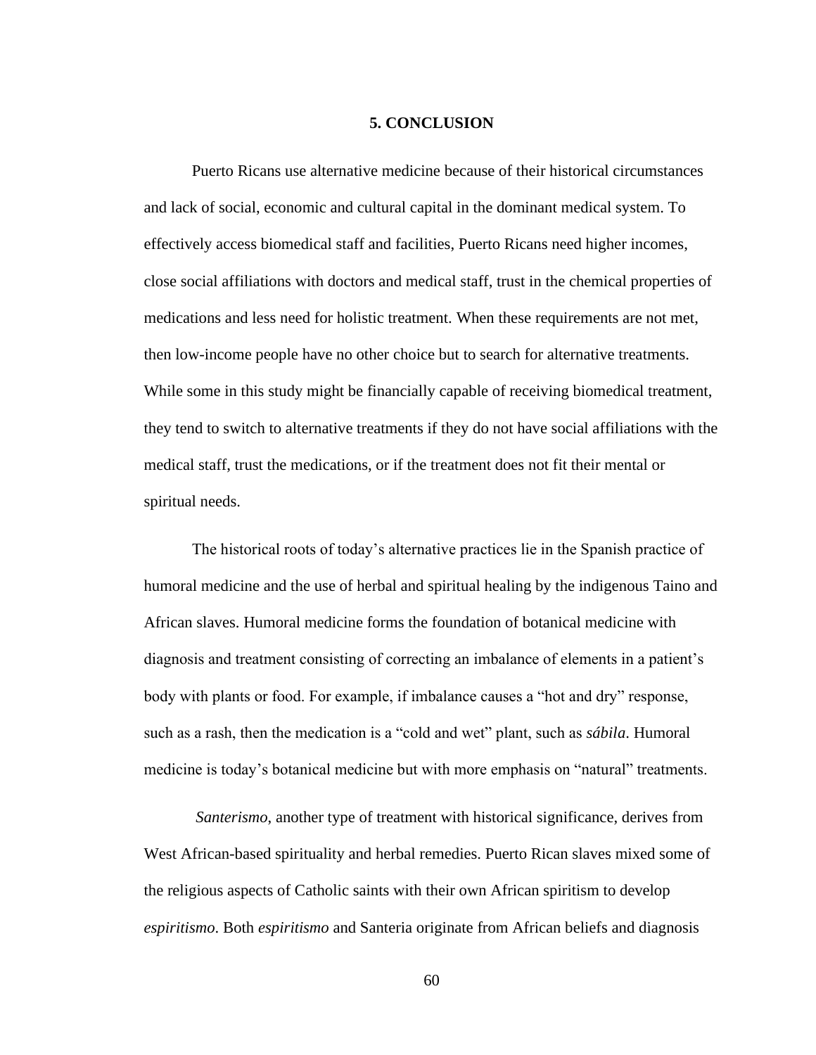## 5. CONCLUSION

Puerto Ricans use alternative medicine because of their historical circumstances and lack of social, economic and cultural capital in the dominant medical system. To effectively access biomedical staff and facilities, Puerto Ricans need higher incomes, close social affiliations with doctors and medical staff, trust in the chemical properties of medications and less need for holistic treatment. When these requirements are not met, then low-income people have no other choice but to search for alternative treatments. While some in this study might be financially capable of receiving biomedical treatment, they tend to switch to alternative treatments if they do not have social affiliations with the medical staff, trust the medications, or if the treatment does not fit their mental or spiritual needs.

The historical roots of today's alternative practices lie in the Spanish practice of humoral medicine and the use of herbal and spiritual healing by the indigenous Taino and African slaves. Humoral medicine forms the foundation of botanical medicine with diagnosis and treatment consisting of correcting an imbalance of elements in a patient's body with plants or food. For example, if imbalance causes a "hot and dry" response, such as a rash, then the medication is a "cold and wet" plant, such as *sábila*. Humoral medicine is today's botanical medicine but with more emphasis on "natural" treatments.

*Santerismo*, another type of treatment with historical significance, derives from West African-based spirituality and herbal remedies. Puerto Rican slaves mixed some of the religious aspects of Catholic saints with their own African spiritism to develop *espiritismo*. Both *espiritismo* and Santeria originate from African beliefs and diagnosis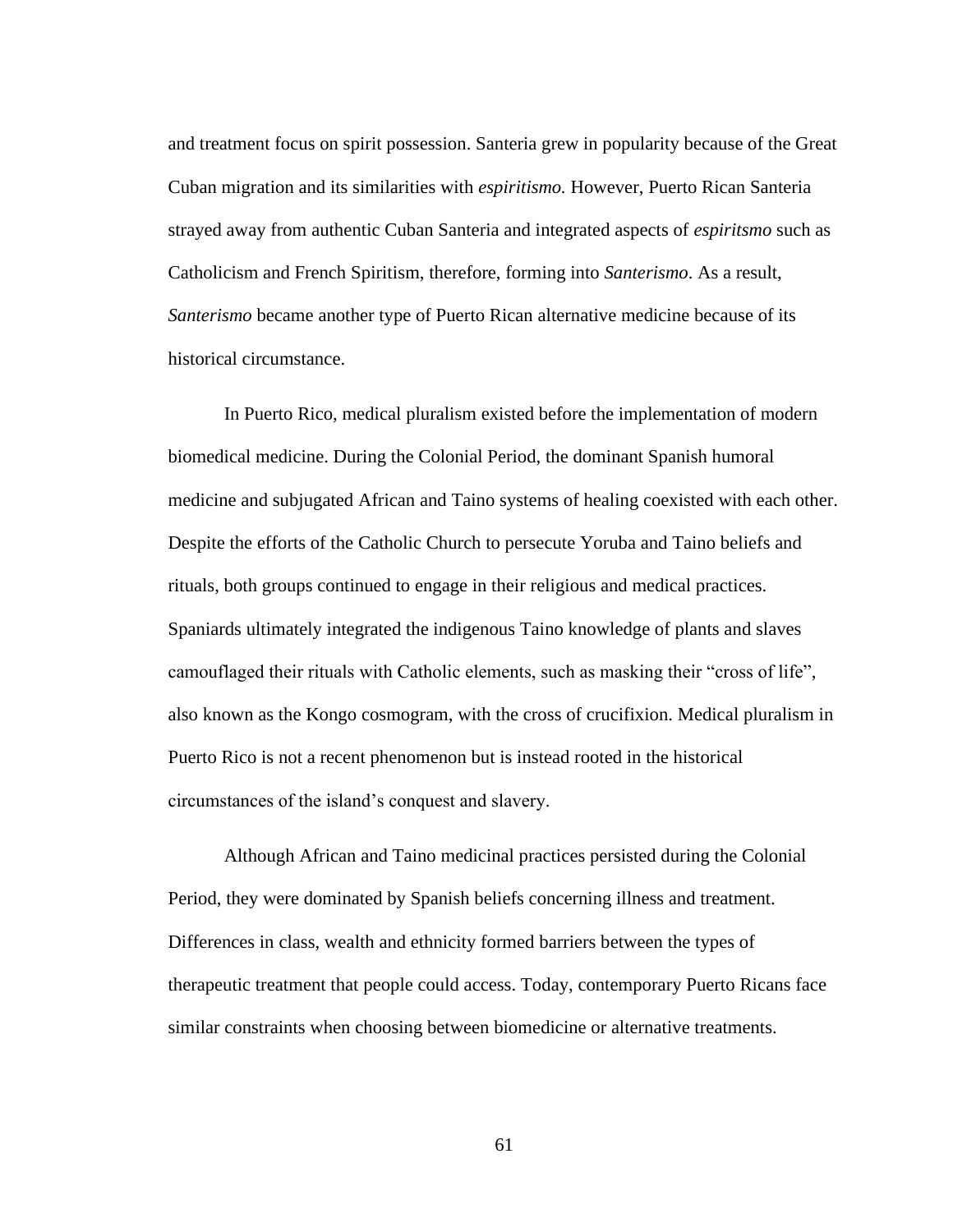and treatment focus on spirit possession. Santeria grew in popularity because of the Great Cuban migration and its similarities with *espiritismo.* However, Puerto Rican Santeria strayed away from authentic Cuban Santeria and integrated aspects of *espiritsmo* such as Catholicism and French Spiritism, therefore, forming into *Santerismo*. As a result, *Santerismo* became another type of Puerto Rican alternative medicine because of its historical circumstance.

In Puerto Rico, medical pluralism existed before the implementation of modern biomedical medicine. During the Colonial Period, the dominant Spanish humoral medicine and subjugated African and Taino systems of healing coexisted with each other. Despite the efforts of the Catholic Church to persecute Yoruba and Taino beliefs and rituals, both groups continued to engage in their religious and medical practices. Spaniards ultimately integrated the indigenous Taino knowledge of plants and slaves camouflaged their rituals with Catholic elements, such as masking their "cross of life", also known as the Kongo cosmogram, with the cross of crucifixion. Medical pluralism in Puerto Rico is not a recent phenomenon but is instead rooted in the historical circumstances of the island's conquest and slavery.

Although African and Taino medicinal practices persisted during the Colonial Period, they were dominated by Spanish beliefs concerning illness and treatment. Differences in class, wealth and ethnicity formed barriers between the types of therapeutic treatment that people could access. Today, contemporary Puerto Ricans face similar constraints when choosing between biomedicine or alternative treatments.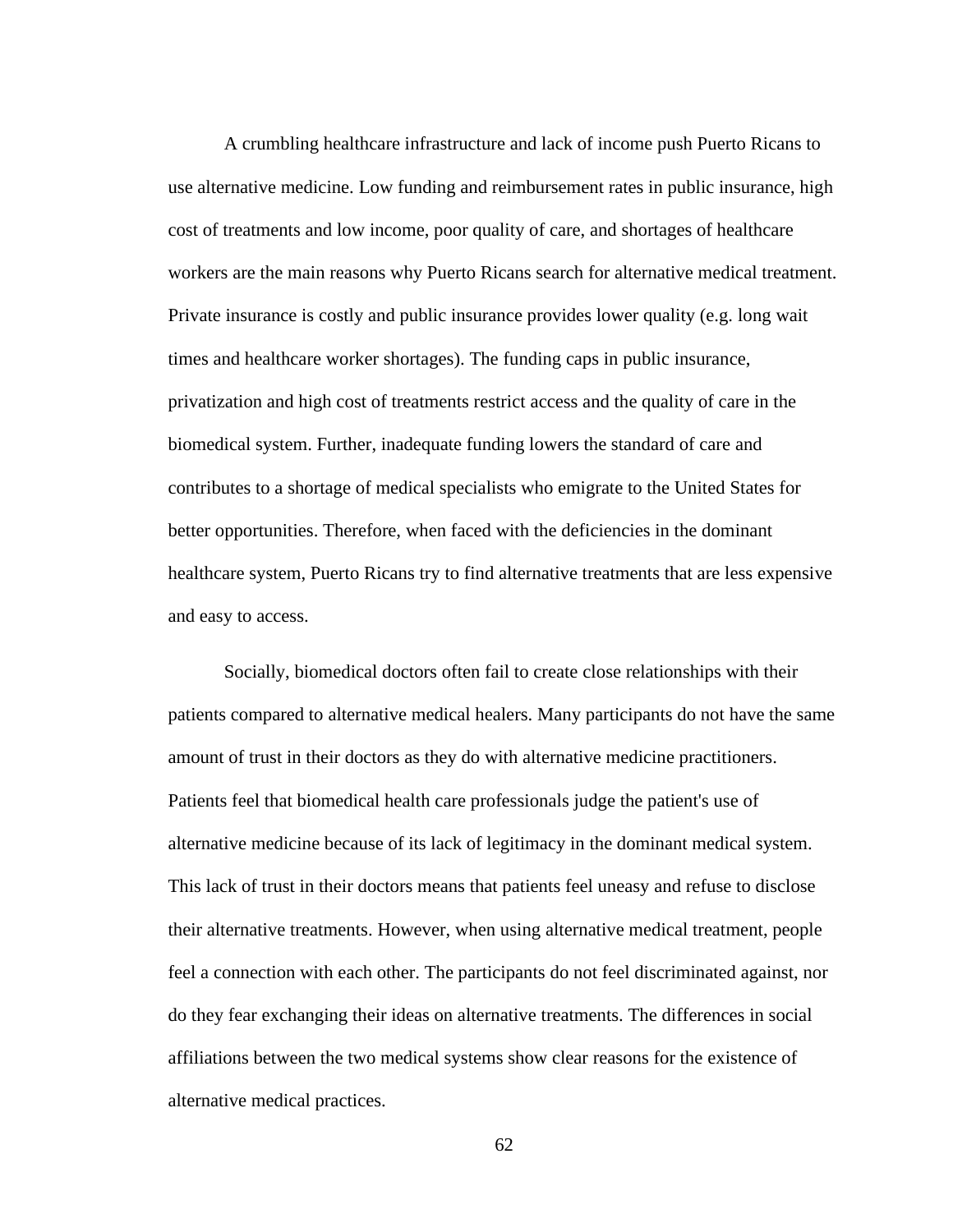A crumbling healthcare infrastructure and lack of income push Puerto Ricans to use alternative medicine. Low funding and reimbursement rates in public insurance, high cost of treatments and low income, poor quality of care, and shortages of healthcare workers are the main reasons why Puerto Ricans search for alternative medical treatment. Private insurance is costly and public insurance provides lower quality (e.g. long wait times and healthcare worker shortages). The funding caps in public insurance, privatization and high cost of treatments restrict access and the quality of care in the biomedical system. Further, inadequate funding lowers the standard of care and contributes to a shortage of medical specialists who emigrate to the United States for better opportunities. Therefore, when faced with the deficiencies in the dominant healthcare system, Puerto Ricans try to find alternative treatments that are less expensive and easy to access.

Socially, biomedical doctors often fail to create close relationships with their patients compared to alternative medical healers. Many participants do not have the same amount of trust in their doctors as they do with alternative medicine practitioners. Patients feel that biomedical health care professionals judge the patient's use of alternative medicine because of its lack of legitimacy in the dominant medical system. This lack of trust in their doctors means that patients feel uneasy and refuse to disclose their alternative treatments. However, when using alternative medical treatment, people feel a connection with each other. The participants do not feel discriminated against, nor do they fear exchanging their ideas on alternative treatments. The differences in social affiliations between the two medical systems show clear reasons for the existence of alternative medical practices.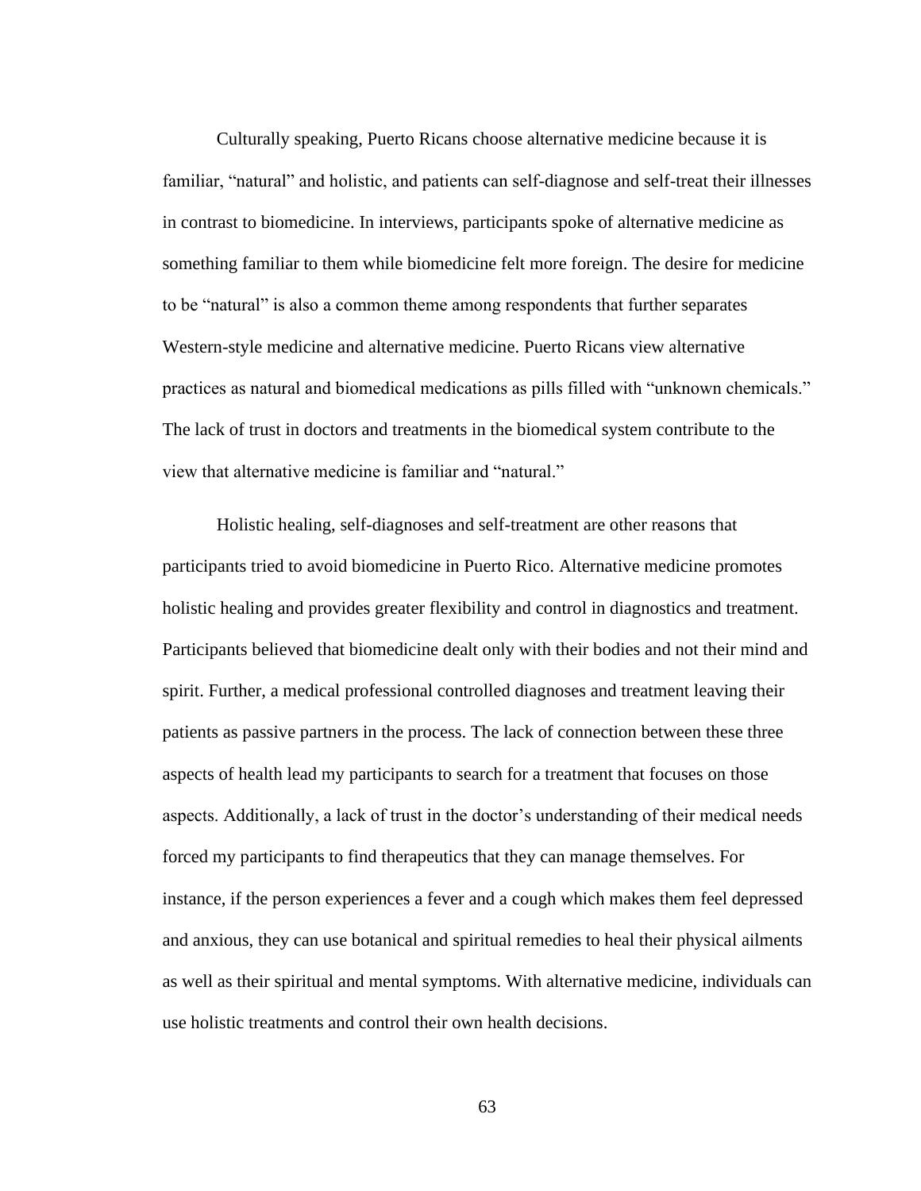Culturally speaking, Puerto Ricans choose alternative medicine because it is familiar, "natural" and holistic, and patients can self-diagnose and self-treat their illnesses in contrast to biomedicine. In interviews, participants spoke of alternative medicine as something familiar to them while biomedicine felt more foreign. The desire for medicine to be "natural" is also a common theme among respondents that further separates Western-style medicine and alternative medicine. Puerto Ricans view alternative practices as natural and biomedical medications as pills filled with "unknown chemicals." The lack of trust in doctors and treatments in the biomedical system contribute to the view that alternative medicine is familiar and "natural."

Holistic healing, self-diagnoses and self-treatment are other reasons that participants tried to avoid biomedicine in Puerto Rico. Alternative medicine promotes holistic healing and provides greater flexibility and control in diagnostics and treatment. Participants believed that biomedicine dealt only with their bodies and not their mind and spirit. Further, a medical professional controlled diagnoses and treatment leaving their patients as passive partners in the process. The lack of connection between these three aspects of health lead my participants to search for a treatment that focuses on those aspects. Additionally, a lack of trust in the doctor's understanding of their medical needs forced my participants to find therapeutics that they can manage themselves. For instance, if the person experiences a fever and a cough which makes them feel depressed and anxious, they can use botanical and spiritual remedies to heal their physical ailments as well as their spiritual and mental symptoms. With alternative medicine, individuals can use holistic treatments and control their own health decisions.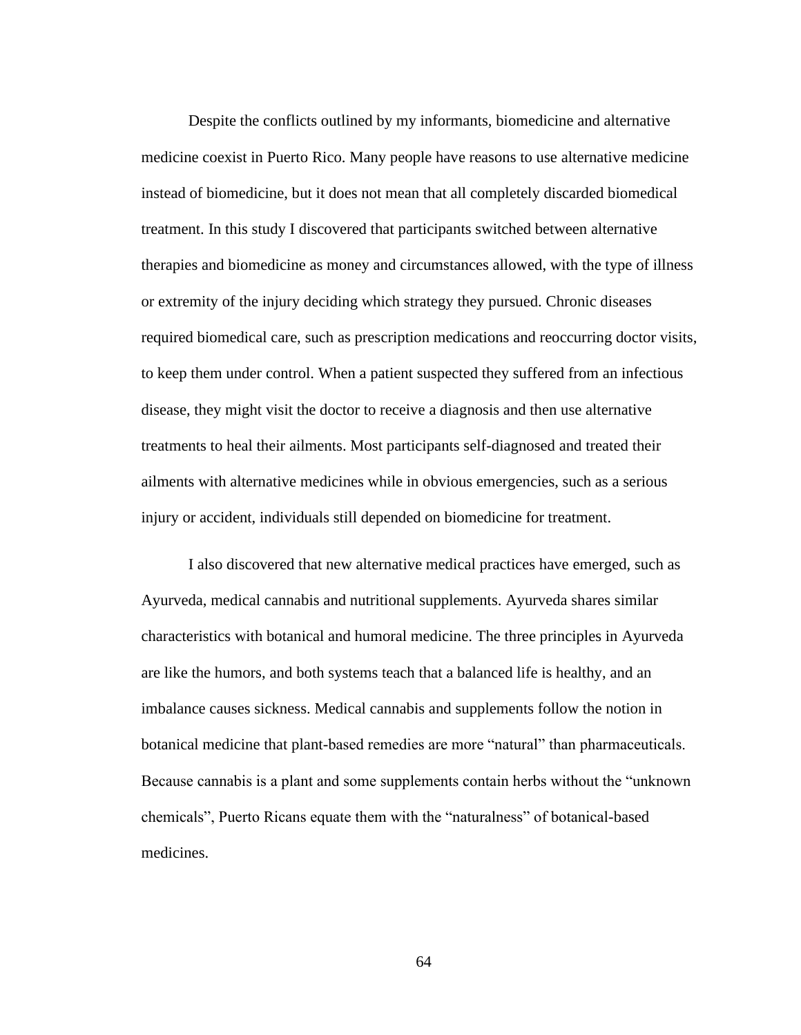Despite the conflicts outlined by my informants, biomedicine and alternative medicine coexist in Puerto Rico. Many people have reasons to use alternative medicine instead of biomedicine, but it does not mean that all completely discarded biomedical treatment. In this study I discovered that participants switched between alternative therapies and biomedicine as money and circumstances allowed, with the type of illness or extremity of the injury deciding which strategy they pursued. Chronic diseases required biomedical care, such as prescription medications and reoccurring doctor visits, to keep them under control. When a patient suspected they suffered from an infectious disease, they might visit the doctor to receive a diagnosis and then use alternative treatments to heal their ailments. Most participants self-diagnosed and treated their ailments with alternative medicines while in obvious emergencies, such as a serious injury or accident, individuals still depended on biomedicine for treatment.

I also discovered that new alternative medical practices have emerged, such as Ayurveda, medical cannabis and nutritional supplements. Ayurveda shares similar characteristics with botanical and humoral medicine. The three principles in Ayurveda are like the humors, and both systems teach that a balanced life is healthy, and an imbalance causes sickness. Medical cannabis and supplements follow the notion in botanical medicine that plant-based remedies are more “natural” than pharmaceuticals. Because cannabis is a plant and some supplements contain herbs without the “unknown chemicals”, Puerto Ricans equate them with the “naturalness” of botanical-based medicines.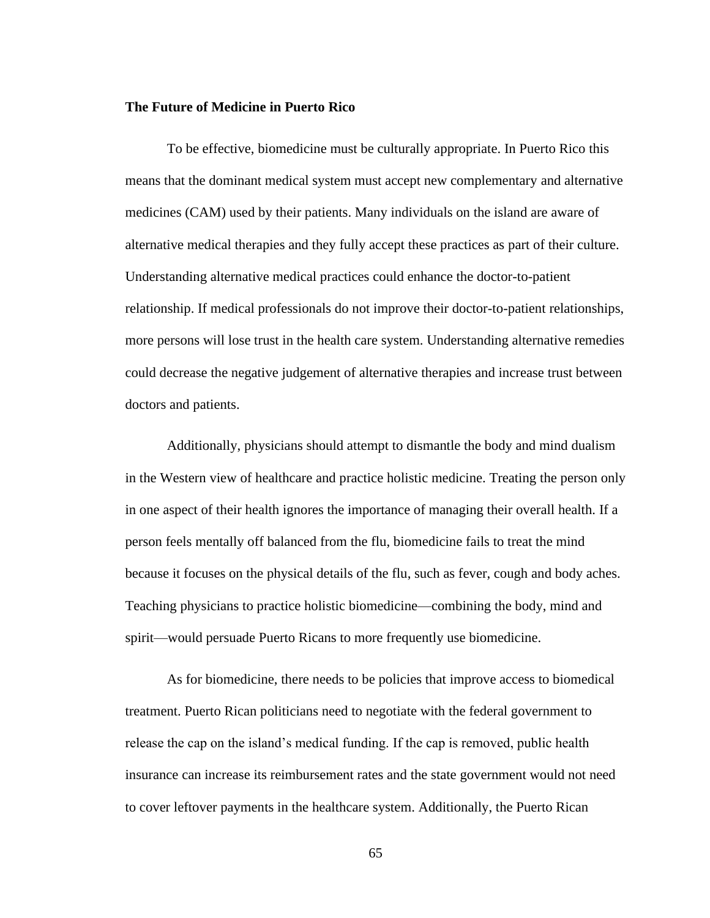**The Future of Medicine in Puerto Rico**

To be effective, biomedicine must be culturally appropriate. In Puerto Rico this means that the dominant medical system must accept new complementary and alternative medicines (CAM) used by their patients. Many individuals on the island are aware of alternative medical therapies and they fully accept these practices as part of their culture. Understanding alternative medical practices could enhance the doctor-to-patient relationship. If medical professionals do not improve their doctor-to-patient relationships, more persons will lose trust in the health care system. Understanding alternative remedies could decrease the negative judgement of alternative therapies and increase trust between doctors and patients.

Additionally, physicians should attempt to dismantle the body and mind dualism in the Western view of healthcare and practice holistic medicine. Treating the person only in one aspect of their health ignores the importance of managing their overall health. If a person feels mentally off balanced from the flu, biomedicine fails to treat the mind because it focuses on the physical details of the flu, such as fever, cough and body aches. Teaching physicians to practice holistic biomedicine—combining the body, mind and spirit—would persuade Puerto Ricans to more frequently use biomedicine.

As for biomedicine, there needs to be policies that improve access to biomedical treatment. Puerto Rican politicians need to negotiate with the federal government to release the cap on the island's medical funding. If the cap is removed, public health insurance can increase its reimbursement rates and the state government would not need to cover leftover payments in the healthcare system. Additionally, the Puerto Rican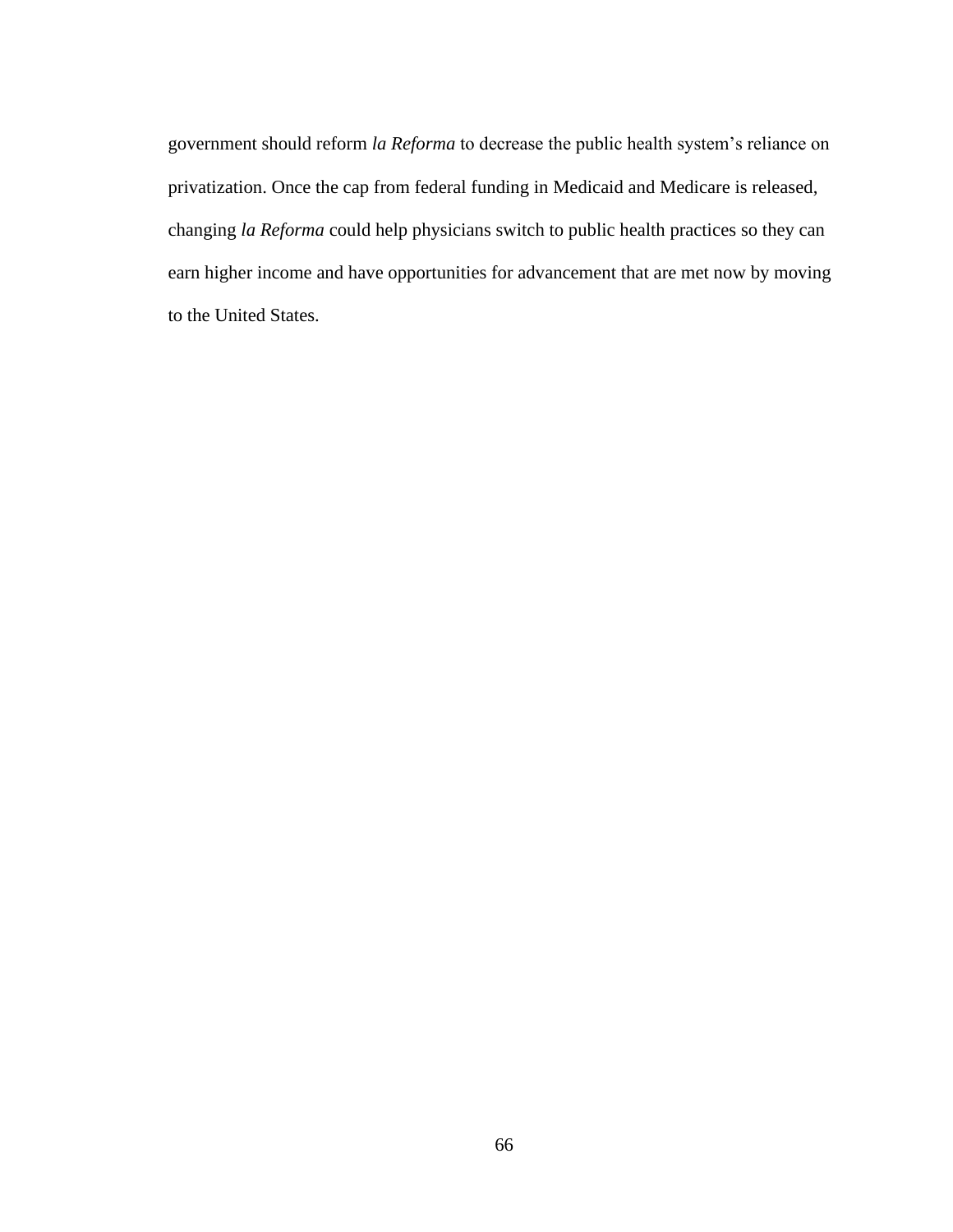government should reform *la Reforma* to decrease the public health system's reliance on privatization. Once the cap from federal funding in Medicaid and Medicare is released, changing *la Reforma* could help physicians switch to public health practices so they can earn higher income and have opportunities for advancement that are met now by moving to the United States.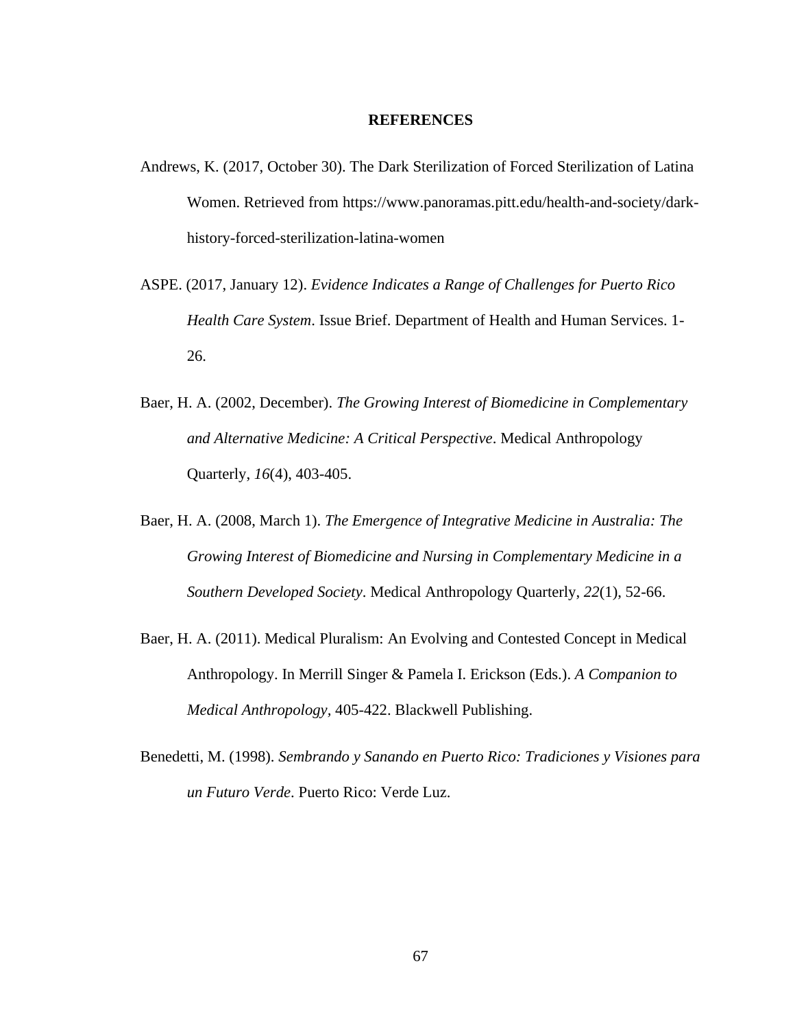# REFERENCES

Andrews, K. (2017, October 30). The Dark Sterilization of Forced Sterilization of Latina Women. Retrieved from https://www.panoramas.pitt.edu/health-and-society/dark-history-forced-sterilization-latina-women

ASPE. (2017, January 12). *Evidence Indicates a Range of Challenges for Puerto Rico Health Care System*. Issue Brief. Department of Health and Human Services. 1-26.

Baer, H. A. (2002, December). *The Growing Interest of Biomedicine in Complementary and Alternative Medicine: A Critical Perspective*. Medical Anthropology Quarterly, *16*(4), 403-405.

Baer, H. A. (2008, March 1). *The Emergence of Integrative Medicine in Australia: The Growing Interest of Biomedicine and Nursing in Complementary Medicine in a Southern Developed Society*. Medical Anthropology Quarterly, *22*(1), 52-66.

Baer, H. A. (2011). Medical Pluralism: An Evolving and Contested Concept in Medical Anthropology. In Merrill Singer & Pamela I. Erickson (Eds.). *A Companion to Medical Anthropology,* 405-422. Blackwell Publishing.

Benedetti, M. (1998). *Sembrando y Sanando en Puerto Rico: Tradiciones y Visiones para un Futuro Verde*. Puerto Rico: Verde Luz.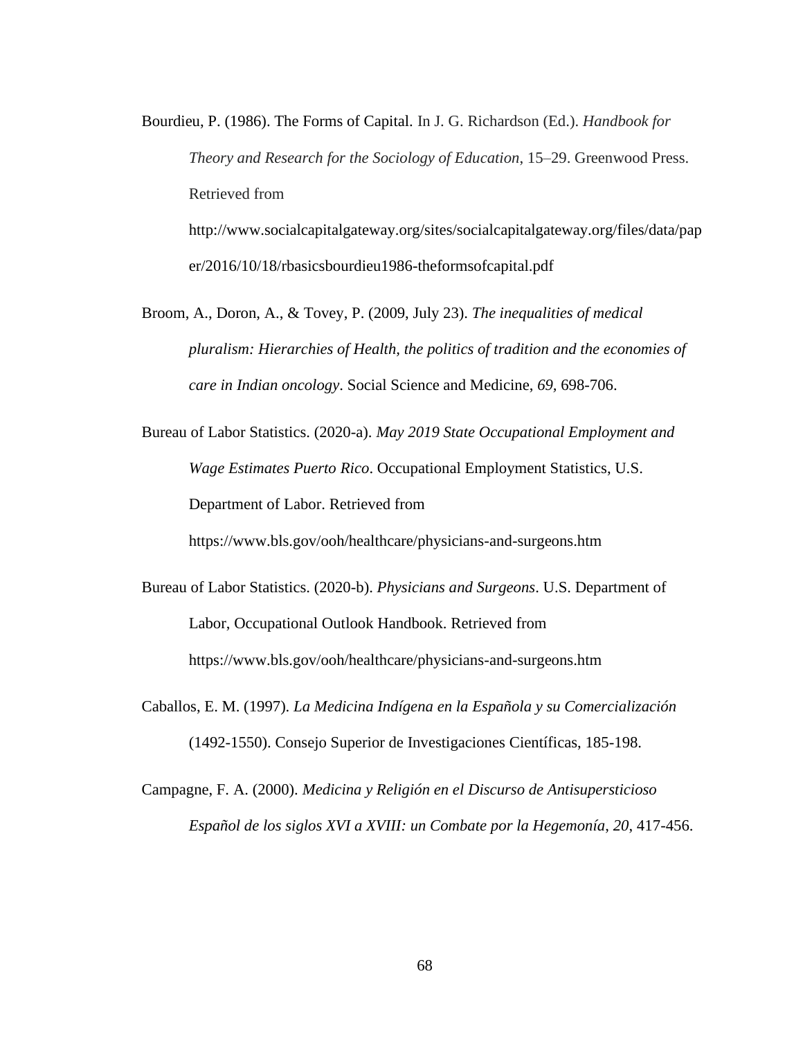Bourdieu, P. (1986). The Forms of Capital. In J. G. Richardson (Ed.). *Handbook for Theory and Research for the Sociology of Education*, 15–29. Greenwood Press. Retrieved from http://www.socialcapitalgateway.org/sites/socialcapitalgateway.org/files/data/paper/2016/10/18/rbasicsbourdieu1986-theformsofcapital.pdf

Broom, A., Doron, A., & Tovey, P. (2009, July 23). *The inequalities of medical pluralism: Hierarchies of Health, the politics of tradition and the economies of care in Indian oncology*. Social Science and Medicine, *69*, 698-706.

Bureau of Labor Statistics. (2020-a). *May 2019 State Occupational Employment and Wage Estimates Puerto Rico*. Occupational Employment Statistics, U.S. Department of Labor. Retrieved from https://www.bls.gov/ooh/healthcare/physicians-and-surgeons.htm

Bureau of Labor Statistics. (2020-b). *Physicians and Surgeons*. U.S. Department of Labor, Occupational Outlook Handbook. Retrieved from https://www.bls.gov/ooh/healthcare/physicians-and-surgeons.htm

Caballos, E. M. (1997). *La Medicina Indígena en la Española y su Comercialización* (1492-1550). Consejo Superior de Investigaciones Científicas, 185-198.

Campagne, F. A. (2000). *Medicina y Religión en el Discurso de Antisupersticioso Español de los siglos XVI a XVIII: un Combate por la Hegemonía*, *20*, 417-456.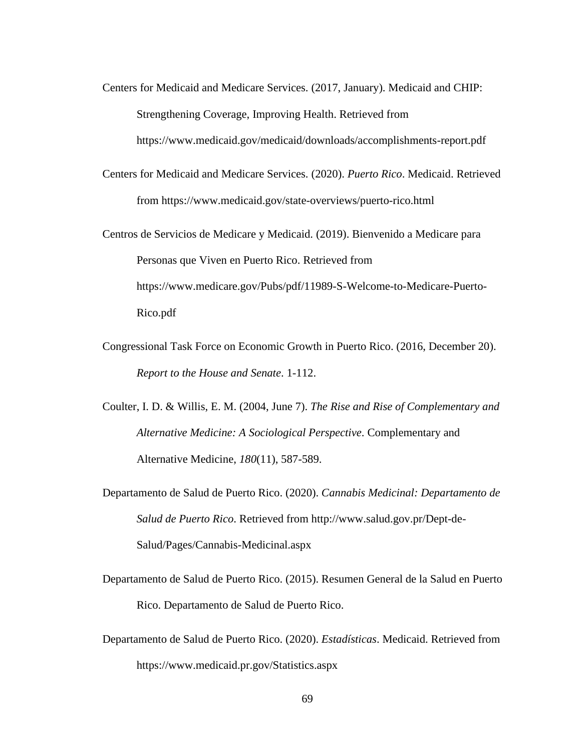Centers for Medicaid and Medicare Services. (2017, January). Medicaid and CHIP: Strengthening Coverage, Improving Health. Retrieved from https://www.medicaid.gov/medicaid/downloads/accomplishments-report.pdf

Centers for Medicaid and Medicare Services. (2020). *Puerto Rico*. Medicaid. Retrieved from https://www.medicaid.gov/state-overviews/puerto-rico.html

Centros de Servicios de Medicare y Medicaid. (2019). Bienvenido a Medicare para Personas que Viven en Puerto Rico. Retrieved from https://www.medicare.gov/Pubs/pdf/11989-S-Welcome-to-Medicare-Puerto-Rico.pdf

Congressional Task Force on Economic Growth in Puerto Rico. (2016, December 20). *Report to the House and Senate*. 1-112.

Coulter, I. D. & Willis, E. M. (2004, June 7). *The Rise and Rise of Complementary and Alternative Medicine: A Sociological Perspective*. Complementary and Alternative Medicine, *180*(11), 587-589.

Departamento de Salud de Puerto Rico. (2020). *Cannabis Medicinal: Departamento de Salud de Puerto Rico*. Retrieved from http://www.salud.gov.pr/Dept-de-Salud/Pages/Cannabis-Medicinal.aspx

Departamento de Salud de Puerto Rico. (2015). Resumen General de la Salud en Puerto Rico. Departamento de Salud de Puerto Rico.

Departamento de Salud de Puerto Rico. (2020). *Estadísticas*. Medicaid. Retrieved from https://www.medicaid.pr.gov/Statistics.aspx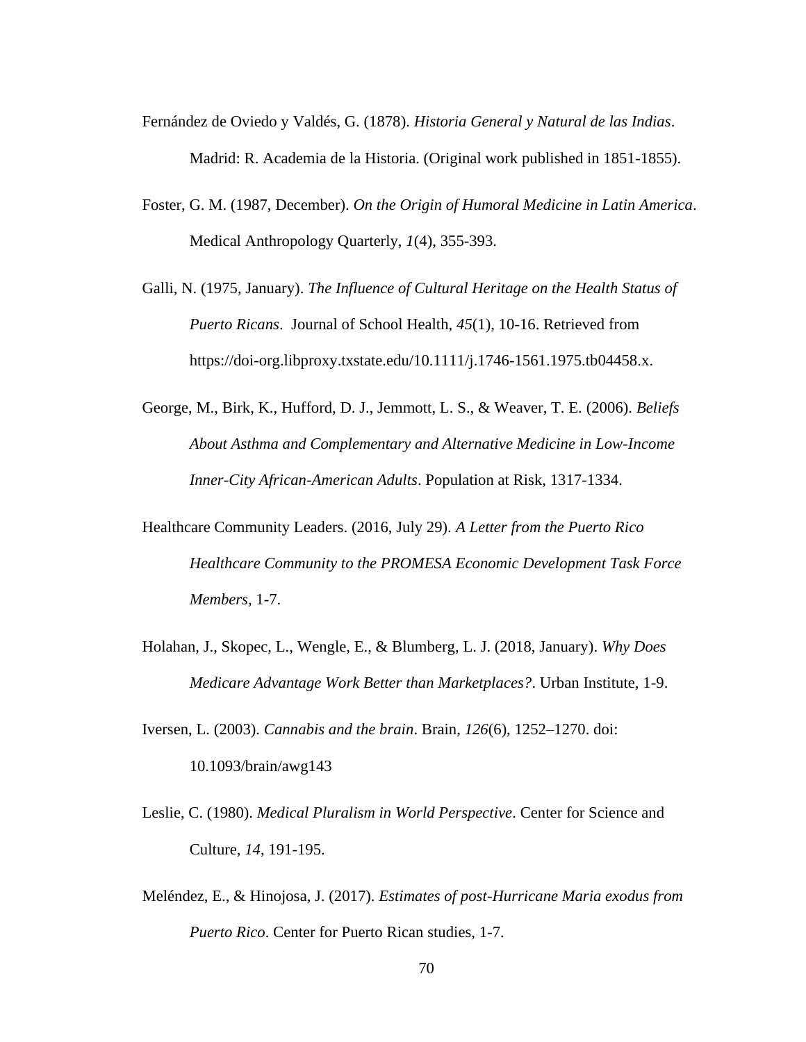Fernández de Oviedo y Valdés, G. (1878). *Historia General y Natural de las Indias*. Madrid: R. Academia de la Historia. (Original work published in 1851-1855).

Foster, G. M. (1987, December). *On the Origin of Humoral Medicine in Latin America*. Medical Anthropology Quarterly, *1*(4), 355-393.

Galli, N. (1975, January). *The Influence of Cultural Heritage on the Health Status of Puerto Ricans*. Journal of School Health, *45*(1), 10-16. Retrieved from https://doi-org.libproxy.txstate.edu/10.1111/j.1746-1561.1975.tb04458.x.

George, M., Birk, K., Hufford, D. J., Jemmott, L. S., & Weaver, T. E. (2006). *Beliefs About Asthma and Complementary and Alternative Medicine in Low-Income Inner-City African-American Adults*. Population at Risk, 1317-1334.

Healthcare Community Leaders. (2016, July 29). *A Letter from the Puerto Rico Healthcare Community to the PROMESA Economic Development Task Force Members*, 1-7.

Holahan, J., Skopec, L., Wengle, E., & Blumberg, L. J. (2018, January). *Why Does Medicare Advantage Work Better than Marketplaces?*. Urban Institute, 1-9.

Iversen, L. (2003). *Cannabis and the brain*. Brain, *126*(6), 1252–1270. doi: 10.1093/brain/awg143

Leslie, C. (1980). *Medical Pluralism in World Perspective*. Center for Science and Culture, *14*, 191-195.

Meléndez, E., & Hinojosa, J. (2017). *Estimates of post-Hurricane Maria exodus from Puerto Rico*. Center for Puerto Rican studies, 1-7.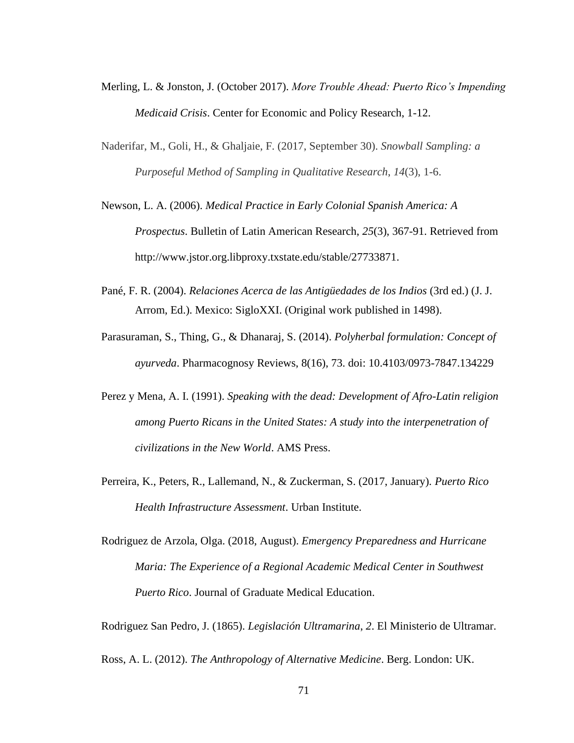Merling, L. & Jonston, J. (October 2017). *More Trouble Ahead: Puerto Rico's Impending Medicaid Crisis*. Center for Economic and Policy Research, 1-12.

Naderifar, M., Goli, H., & Ghaljaie, F. (2017, September 30). *Snowball Sampling: a Purposeful Method of Sampling in Qualitative Research*, *14*(3), 1-6.

Newson, L. A. (2006). *Medical Practice in Early Colonial Spanish America: A Prospectus*. Bulletin of Latin American Research, *25*(3), 367-91. Retrieved from http://www.jstor.org.libproxy.txstate.edu/stable/27733871.

Pané, F. R. (2004). *Relaciones Acerca de las Antigüedades de los Indios* (3rd ed.) (J. J. Arrom, Ed.). Mexico: SigloXXI. (Original work published in 1498).

Parasuraman, S., Thing, G., & Dhanaraj, S. (2014). *Polyherbal formulation: Concept of ayurveda*. Pharmacognosy Reviews, 8(16), 73. doi: 10.4103/0973-7847.134229

Perez y Mena, A. I. (1991). *Speaking with the dead: Development of Afro-Latin religion among Puerto Ricans in the United States: A study into the interpenetration of civilizations in the New World*. AMS Press.

Perreira, K., Peters, R., Lallemand, N., & Zuckerman, S. (2017, January). *Puerto Rico Health Infrastructure Assessment*. Urban Institute.

Rodriguez de Arzola, Olga. (2018, August). *Emergency Preparedness and Hurricane Maria: The Experience of a Regional Academic Medical Center in Southwest Puerto Rico*. Journal of Graduate Medical Education.

Rodriguez San Pedro, J. (1865). *Legislación Ultramarina*, *2*. El Ministerio de Ultramar.

Ross, A. L. (2012). *The Anthropology of Alternative Medicine*. Berg. London: UK.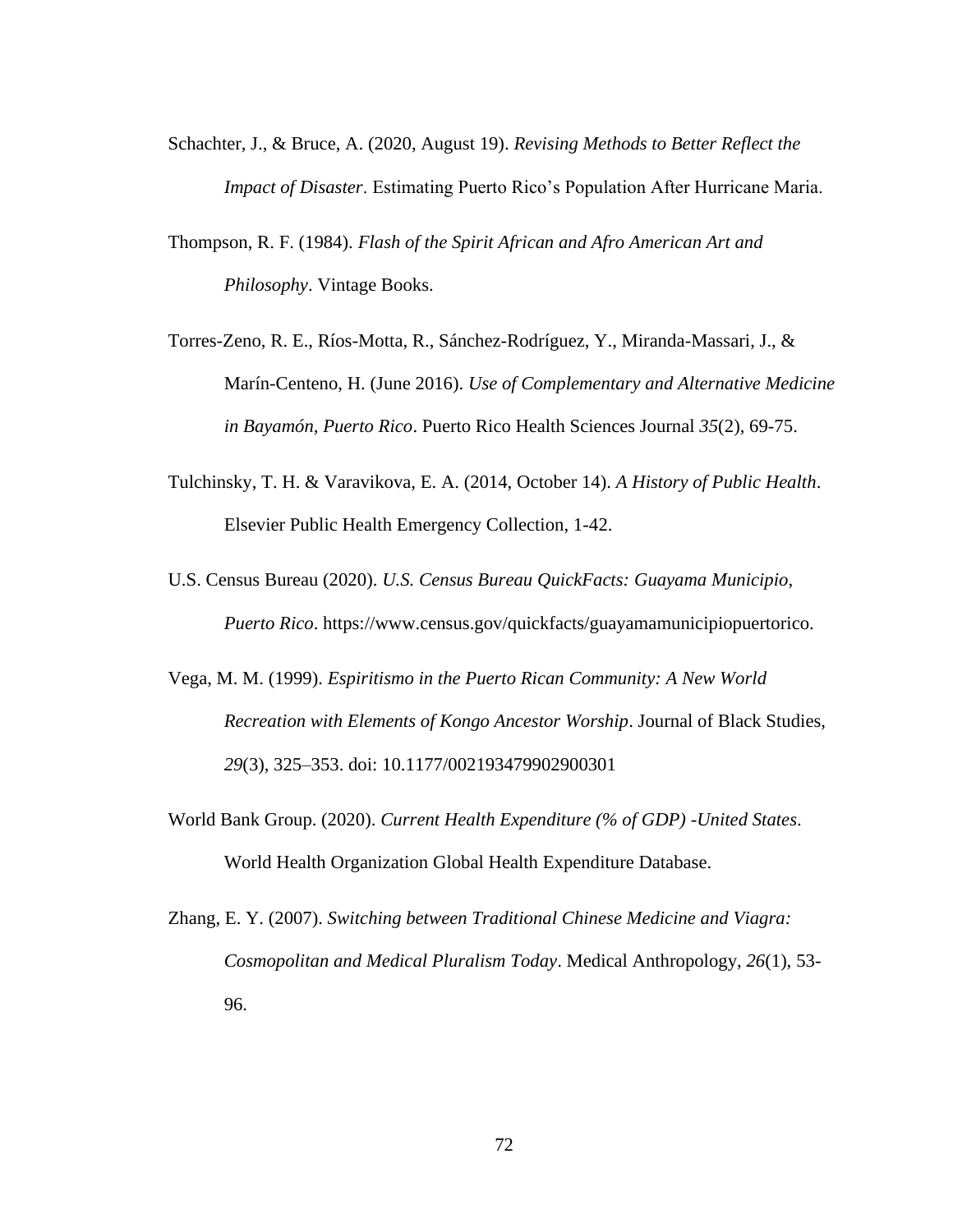Schachter, J., & Bruce, A. (2020, August 19). *Revising Methods to Better Reflect the Impact of Disaster*. Estimating Puerto Rico's Population After Hurricane Maria.

Thompson, R. F. (1984). *Flash of the Spirit African and Afro American Art and Philosophy*. Vintage Books.

Torres-Zeno, R. E., Ríos-Motta, R., Sánchez-Rodríguez, Y., Miranda-Massari, J., & Marín-Centeno, H. (June 2016). *Use of Complementary and Alternative Medicine in Bayamón, Puerto Rico*. Puerto Rico Health Sciences Journal *35*(2), 69-75.

Tulchinsky, T. H. & Varavikova, E. A. (2014, October 14). *A History of Public Health*. Elsevier Public Health Emergency Collection, 1-42.

U.S. Census Bureau (2020). *U.S. Census Bureau QuickFacts: Guayama Municipio, Puerto Rico*. https://www.census.gov/quickfacts/guayamamunicipiopuertorico.

Vega, M. M. (1999). *Espiritismo in the Puerto Rican Community: A New World Recreation with Elements of Kongo Ancestor Worship*. Journal of Black Studies, *29*(3), 325–353. doi: 10.1177/002193479902900301

World Bank Group. (2020). *Current Health Expenditure (% of GDP) -United States*. World Health Organization Global Health Expenditure Database.

Zhang, E. Y. (2007). *Switching between Traditional Chinese Medicine and Viagra: Cosmopolitan and Medical Pluralism Today*. Medical Anthropology, *26*(1), 53-96.